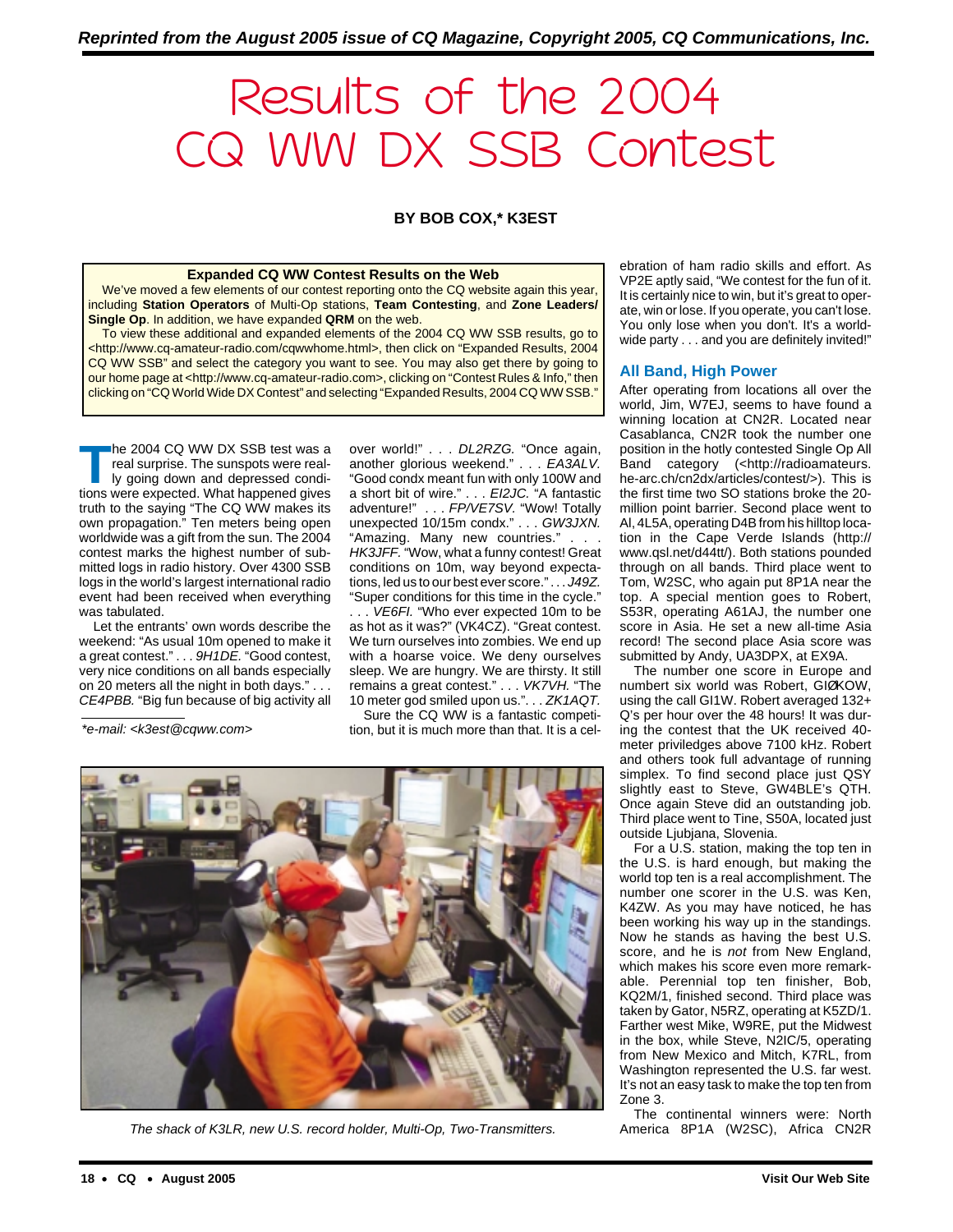*Reprinted from the August 2005 issue of CQ Magazine, Copyright 2005, CQ Communications, Inc.*

# Results of the 2004 CQ WW DX SSB Contest

**BY BOB COX,\* K3EST**

> **Expanded CQ WW Contest Results on the Web**
>
> We've moved a few elements of our contest reporting onto the CQ website again this year, including **Station Operators** of Multi-Op stations, **Team Contesting**, and **Zone Leaders/ Single Op**. In addition, we have expanded **QRM** on the web.
>
> To view these additional and expanded elements of the 2004 CQ WW SSB results, go to <http://www.cq-amateur-radio.com/cqwwhome.html>, then click on "Expanded Results, 2004 CQ WW SSB" and select the category you want to see. You may also get there by going to our home page at <http://www.cq-amateur-radio.com>, clicking on "Contest Rules & Info," then clicking on "CQ World Wide DX Contest" and selecting "Expanded Results, 2004 CQ WW SSB."

The 2004 CQ WW DX SSB test was a real surprise. The sunspots were really going down and depressed conditions were expected. What happened gives truth to the saying "The CQ WW makes its own propagation." Ten meters being open worldwide was a gift from the sun. The 2004 contest marks the highest number of submitted logs in radio history. Over 4300 SSB logs in the world's largest international radio event had been received when everything was tabulated.

Let the entrants' own words describe the weekend: "As usual 10m opened to make it a great contest." . . . *9H1DE.* "Good contest, very nice conditions on all bands especially on 20 meters all the night in both days." . . . *CE4PBB.* "Big fun because of big activity all over world!" . . . *DL2RZG.* "Once again, another glorious weekend." . . . *EA3ALV.* "Good condx meant fun with only 100W and a short bit of wire." . . . *EI2JC.* "A fantastic adventure!" . . . *FP/VE7SV.* "Wow! Totally unexpected 10/15m condx." . . . *GW3JXN.* "Amazing. Many new countries." . . . *HK3JFF.* "Wow, what a funny contest! Great conditions on 10m, way beyond expectations, led us to our best ever score." . . . *J49Z.* "Super conditions for this time in the cycle." . . . *VE6FI.* "Who ever expected 10m to be as hot as it was?" (VK4CZ). "Great contest. We turn ourselves into zombies. We end up with a hoarse voice. We deny ourselves sleep. We are hungry. We are thirsty. It still remains a great contest." . . . *VK7VH.* "The 10 meter god smiled upon us.". . . *ZK1AQT.*

Sure the CQ WW is a fantastic competition, but it is much more than that. It is a celebration of ham radio skills and effort. As VP2E aptly said, "We contest for the fun of it. It is certainly nice to win, but it's great to operate, win or lose. If you operate, you can't lose. You only lose when you don't. It's a worldwide party . . . and you are definitely invited!"

\*e-mail: <k3est@cqww.com>

*The shack of K3LR, new U.S. record holder, Multi-Op, Two-Transmitters.*

## All Band, High Power

After operating from locations all over the world, Jim, W7EJ, seems to have found a winning location at CN2R. Located near Casablanca, CN2R took the number one position in the hotly contested Single Op All Band category (<http://radioamateurs.he-arc.ch/cn2dx/articles/contest/>). This is the first time two SO stations broke the 20-million point barrier. Second place went to Al, 4L5A, operating D4B from his hilltop location in the Cape Verde Islands (http://www.qsl.net/d44tt/). Both stations pounded through on all bands. Third place went to Tom, W2SC, who again put 8P1A near the top. A special mention goes to Robert, S53R, operating A61AJ, the number one score in Asia. He set a new all-time Asia record! The second place Asia score was submitted by Andy, UA3DPX, at EX9A.

The number one score in Europe and numbert six world was Robert, GIØKOW, using the call GI1W. Robert averaged 132+ Q's per hour over the 48 hours! It was during the contest that the UK received 40-meter priviledges above 7100 kHz. Robert and others took full advantage of running simplex. To find second place just QSY slightly east to Steve, GW4BLE's QTH. Once again Steve did an outstanding job. Third place went to Tine, S50A, located just outside Ljubjana, Slovenia.

For a U.S. station, making the top ten in the U.S. is hard enough, but making the world top ten is a real accomplishment. The number one scorer in the U.S. was Ken, K4ZW. As you may have noticed, he has been working his way up in the standings. Now he stands as having the best U.S. score, and he is *not* from New England, which makes his score even more remarkable. Perennial top ten finisher, Bob, KQ2M/1, finished second. Third place was taken by Gator, N5RZ, operating at K5ZD/1. Farther west Mike, W9RE, put the Midwest in the box, while Steve, N2IC/5, operating from New Mexico and Mitch, K7RL, from Washington represented the U.S. far west. It's not an easy task to make the top ten from Zone 3.

The continental winners were: North America 8P1A (W2SC), Africa CN2R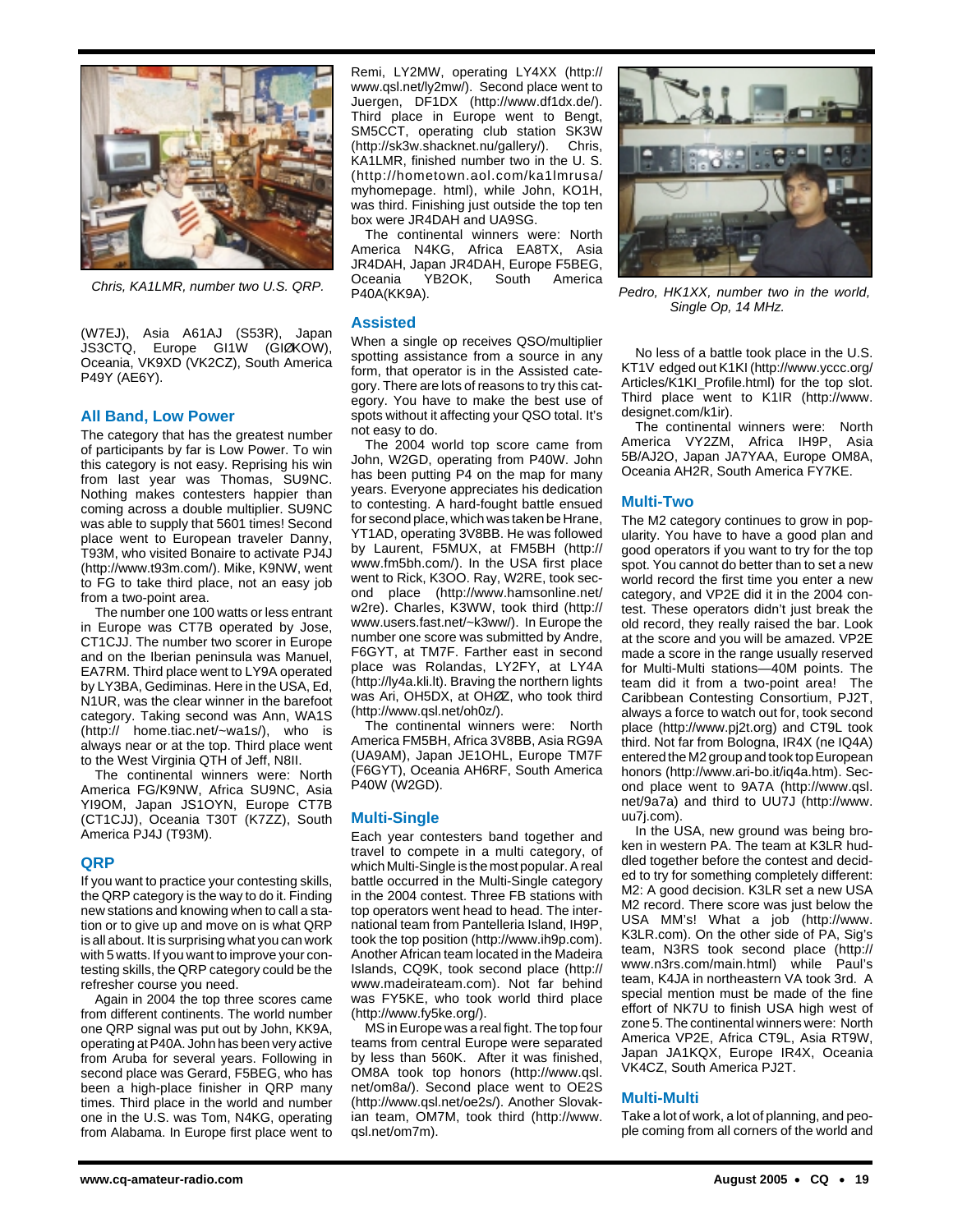Chris, KA1LMR, number two U.S. QRP.

(W7EJ), Asia A61AJ (S53R), Japan JS3CTQ, Europe GI1W (GIØKOW), Oceania, VK9XD (VK2CZ), South America P49Y (AE6Y).

## All Band, Low Power

The category that has the greatest number of participants by far is Low Power. To win this category is not easy. Reprising his win from last year was Thomas, SU9NC. Nothing makes contesters happier than coming across a double multiplier. SU9NC was able to supply that 5601 times! Second place went to European traveler Danny, T93M, who visited Bonaire to activate PJ4J (http://www.t93m.com/). Mike, K9NW, went to FG to take third place, not an easy job from a two-point area.

The number one 100 watts or less entrant in Europe was CT7B operated by Jose, CT1CJJ. The number two scorer in Europe and on the Iberian peninsula was Manuel, EA7RM. Third place went to LY9A operated by LY3BA, Gediminas. Here in the USA, Ed, N1UR, was the clear winner in the barefoot category. Taking second was Ann, WA1S (http:// home.tiac.net/~wa1s/), who is always near or at the top. Third place went to the West Virginia QTH of Jeff, N8II.

The continental winners were: North America FG/K9NW, Africa SU9NC, Asia YI9OM, Japan JS1OYN, Europe CT7B (CT1CJJ), Oceania T30T (K7ZZ), South America PJ4J (T93M).

## QRP

If you want to practice your contesting skills, the QRP category is the way to do it. Finding new stations and knowing when to call a station or to give up and move on is what QRP is all about. It is surprising what you can work with 5 watts. If you want to improve your contesting skills, the QRP category could be the refresher course you need.

Again in 2004 the top three scores came from different continents. The world number one QRP signal was put out by John, KK9A, operating at P40A. John has been very active from Aruba for several years. Following in second place was Gerard, F5BEG, who has been a high-place finisher in QRP many times. Third place in the world and number one in the U.S. was Tom, N4KG, operating from Alabama. In Europe first place went to Remi, LY2MW, operating LY4XX (http:// www.qsl.net/ly2mw/). Second place went to Juergen, DF1DX (http://www.df1dx.de/). Third place in Europe went to Bengt, SM5CCT, operating club station SK3W (http://sk3w.shacknet.nu/gallery/). Chris, KA1LMR, finished number two in the U. S. (http://hometown.aol.com/ka1lmrusa/ myhomepage. html), while John, KO1H, was third. Finishing just outside the top ten box were JR4DAH and UA9SG.

The continental winners were: North America N4KG, Africa EA8TX, Asia JR4DAH, Japan JR4DAH, Europe F5BEG, Oceania YB2OK, South America P40A(KK9A).

## Assisted

When a single op receives QSO/multiplier spotting assistance from a source in any form, that operator is in the Assisted category. There are lots of reasons to try this category. You have to make the best use of spots without it affecting your QSO total. It's not easy to do.

The 2004 world top score came from John, W2GD, operating from P40W. John has been putting P4 on the map for many years. Everyone appreciates his dedication to contesting. A hard-fought battle ensued for second place, which was taken be Hrane, YT1AD, operating 3V8BB. He was followed by Laurent, F5MUX, at FM5BH (http:// www.fm5bh.com/). In the USA first place went to Rick, K3OO. Ray, W2RE, took second place (http://www.hamsonline.net/ w2re). Charles, K3WW, took third (http:// www.users.fast.net/~k3ww/). In Europe the number one score was submitted by Andre, F6GYT, at TM7F. Farther east in second place was Rolandas, LY2FY, at LY4A (http://ly4a.kli.lt). Braving the northern lights was Ari, OH5DX, at OHØZ, who took third (http://www.qsl.net/oh0z/).

The continental winners were: North America FM5BH, Africa 3V8BB, Asia RG9A (UA9AM), Japan JE1OHL, Europe TM7F (F6GYT), Oceania AH6RF, South America P40W (W2GD).

## Multi-Single

Each year contesters band together and travel to compete in a multi category, of which Multi-Single is the most popular. A real battle occurred in the Multi-Single category in the 2004 contest. Three FB stations with top operators went head to head. The international team from Pantelleria Island, IH9P, took the top position (http://www.ih9p.com). Another African team located in the Madeira Islands, CQ9K, took second place (http:// www.madeirateam.com). Not far behind was FY5KE, who took world third place (http://www.fy5ke.org/).

MS in Europe was a real fight. The top four teams from central Europe were separated by less than 560K. After it was finished, OM8A took top honors (http://www.qsl. net/om8a/). Second place went to OE2S (http://www.qsl.net/oe2s/). Another Slovakian team, OM7M, took third (http://www. qsl.net/om7m).

Pedro, HK1XX, number two in the world, Single Op, 14 MHz.

No less of a battle took place in the U.S. KT1V edged out K1KI (http://www.yccc.org/ Articles/K1KI_Profile.html) for the top slot. Third place went to K1IR (http://www. designet.com/k1ir).

The continental winners were: North America VY2ZM, Africa IH9P, Asia 5B/AJ2O, Japan JA7YAA, Europe OM8A, Oceania AH2R, South America FY7KE.

## Multi-Two

The M2 category continues to grow in popularity. You have to have a good plan and good operators if you want to try for the top spot. You cannot do better than to set a new world record the first time you enter a new category, and VP2E did it in the 2004 contest. These operators didn't just break the old record, they really raised the bar. Look at the score and you will be amazed. VP2E made a score in the range usually reserved for Multi-Multi stations—40M points. The team did it from a two-point area! The Caribbean Contesting Consortium, PJ2T, always a force to watch out for, took second place (http://www.pj2t.org) and CT9L took third. Not far from Bologna, IR4X (ne IQ4A) entered the M2 group and took top European honors (http://www.ari-bo.it/iq4a.htm). Second place went to 9A7A (http://www.qsl. net/9a7a) and third to UU7J (http://www. uu7j.com).

In the USA, new ground was being broken in western PA. The team at K3LR huddled together before the contest and decided to try for something completely different: M2: A good decision. K3LR set a new USA M2 record. There score was just below the USA MM's! What a job (http://www. K3LR.com). On the other side of PA, Sig's team, N3RS took second place (http:// www.n3rs.com/main.html) while Paul's team, K4JA in northeastern VA took 3rd. A special mention must be made of the fine effort of NK7U to finish USA high west of zone 5. The continental winners were: North America VP2E, Africa CT9L, Asia RT9W, Japan JA1KQX, Europe IR4X, Oceania VK4CZ, South America PJ2T.

## Multi-Multi

Take a lot of work, a lot of planning, and people coming from all corners of the world and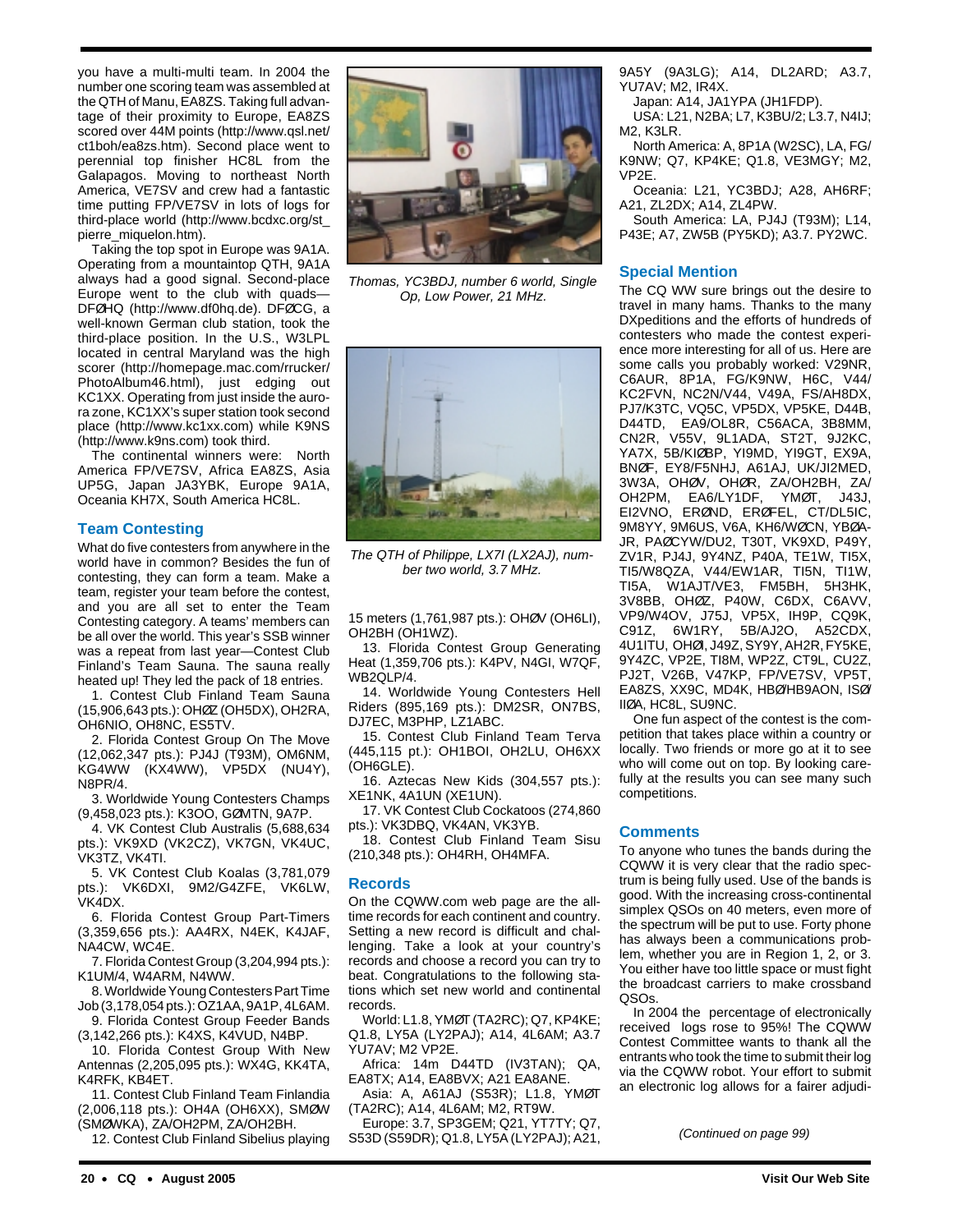you have a multi-multi team. In 2004 the number one scoring team was assembled at the QTH of Manu, EA8ZS. Taking full advantage of their proximity to Europe, EA8ZS scored over 44M points (http://www.qsl.net/ct1boh/ea8zs.htm). Second place went to perennial top finisher HC8L from the Galapagos. Moving to northeast North America, VE7SV and crew had a fantastic time putting FP/VE7SV in lots of logs for third-place world (http://www.bcdxc.org/st_pierre_miquelon.htm).

Taking the top spot in Europe was 9A1A. Operating from a mountaintop QTH, 9A1A always had a good signal. Second-place Europe went to the club with quads—DFØHQ (http://www.df0hq.de). DFØCG, a well-known German club station, took the third-place position. In the U.S., W3LPL located in central Maryland was the high scorer (http://homepage.mac.com/rrucker/PhotoAlbum46.html), just edging out KC1XX. Operating from just inside the aurora zone, KC1XX's super station took second place (http://www.kc1xx.com) while K9NS (http://www.k9ns.com) took third.

The continental winners were: North America FP/VE7SV, Africa EA8ZS, Asia UP5G, Japan JA3YBK, Europe 9A1A, Oceania KH7X, South America HC8L.

## Team Contesting

What do five contesters from anywhere in the world have in common? Besides the fun of contesting, they can form a team. Make a team, register your team before the contest, and you are all set to enter the Team Contesting category. A teams' members can be all over the world. This year's SSB winner was a repeat from last year—Contest Club Finland's Team Sauna. The sauna really heated up! They led the pack of 18 entries.

1. Contest Club Finland Team Sauna (15,906,643 pts.): OHØZ (OH5DX), OH2RA, OH6NIO, OH8NC, ES5TV.
2. Florida Contest Group On The Move (12,062,347 pts.): PJ4J (T93M), OM6NM, KG4WW (KX4WW), VP5DX (NU4Y), N8PR/4.
3. Worldwide Young Contesters Champs (9,458,023 pts.): K3OO, GØMTN, 9A7P.
4. VK Contest Club Australis (5,688,634 pts.): VK9XD (VK2CZ), VK7GN, VK4UC, VK3TZ, VK4TI.
5. VK Contest Club Koalas (3,781,079 pts.): VK6DXI, 9M2/G4ZFE, VK6LW, VK4DX.
6. Florida Contest Group Part-Timers (3,359,656 pts.): AA4RX, N4EK, K4JAF, NA4CW, WC4E.
7. Florida Contest Group (3,204,994 pts.): K1UM/4, W4ARM, N4WW.
8. Worldwide Young Contesters Part Time Job (3,178,054 pts.): OZ1AA, 9A1P, 4L6AM.
9. Florida Contest Group Feeder Bands (3,142,266 pts.): K4XS, K4VUD, N4BP.
10. Florida Contest Group With New Antennas (2,205,095 pts.): WX4G, KK4TA, K4RFK, KB4ET.
11. Contest Club Finland Team Finlandia (2,006,118 pts.): OH4A (OH6XX), SMØW (SMØWKA), ZA/OH2PM, ZA/OH2BH.
12. Contest Club Finland Sibelius playing 15 meters (1,761,987 pts.): OHØV (OH6LI), OH2BH (OH1WZ).
13. Florida Contest Group Generating Heat (1,359,706 pts.): K4PV, N4GI, W7QF, WB2QLP/4.
14. Worldwide Young Contesters Hell Riders (895,169 pts.): DM2SR, ON7BS, DJ7EC, M3PHP, LZ1ABC.
15. Contest Club Finland Team Terva (445,115 pt.): OH1BOI, OH2LU, OH6XX (OH6GLE).
16. Aztecas New Kids (304,557 pts.): XE1NK, 4A1UN (XE1UN).
17. VK Contest Club Cockatoos (274,860 pts.): VK3DBQ, VK4AN, VK3YB.
18. Contest Club Finland Team Sisu (210,348 pts.): OH4RH, OH4MFA.

*Thomas, YC3BDJ, number 6 world, Single Op, Low Power, 21 MHz.*

*The QTH of Philippe, LX7I (LX2AJ), number two world, 3.7 MHz.*

## Records

On the CQWW.com web page are the all-time records for each continent and country. Setting a new record is difficult and challenging. Take a look at your country's records and choose a record you can try to beat. Congratulations to the following stations which set new world and continental records.

World: L1.8, YMØT (TA2RC); Q7, KP4KE; Q1.8, LY5A (LY2PAJ); A14, 4L6AM; A3.7 YU7AV; M2 VP2E.

Africa: 14m D44TD (IV3TAN); QA, EA8TX; A14, EA8BVX; A21 EA8ANE.

Asia: A, A61AJ (S53R); L1.8, YMØT (TA2RC); A14, 4L6AM; M2, RT9W.

Europe: 3.7, SP3GEM; Q21, YT7TY; Q7, S53D (S59DR); Q1.8, LY5A (LY2PAJ); A21, 9A5Y (9A3LG); A14, DL2ARD; A3.7, YU7AV; M2, IR4X.

Japan: A14, JA1YPA (JH1FDP).

USA: L21, N2BA; L7, K3BU/2; L3.7, N4IJ; M2, K3LR.

North America: A, 8P1A (W2SC), LA, FG/K9NW; Q7, KP4KE; Q1.8, VE3MGY; M2, VP2E.

Oceania: L21, YC3BDJ; A28, AH6RF; A21, ZL2DX; A14, ZL4PW.

South America: LA, PJ4J (T93M); L14, P43E; A7, ZW5B (PY5KD); A3.7. PY2WC.

## Special Mention

The CQ WW sure brings out the desire to travel in many hams. Thanks to the many DXpeditions and the efforts of hundreds of contesters who made the contest experience more interesting for all of us. Here are some calls you probably worked: V29NR, C6AUR, 8P1A, FG/K9NW, H6C, V44/KC2FVN, NC2N/V44, V49A, FS/AH8DX, PJ7/K3TC, VQ5C, VP5DX, VP5KE, D44B, D44TD, EA9/OL8R, C56ACA, 3B8MM, CN2R, V55V, 9L1ADA, ST2T, 9J2KC, YA7X, 5B/KIØBP, YI9MD, YI9GT, EX9A, BNØF, EY8/F5NHJ, A61AJ, UK/JI2MED, 3W3A, OHØV, OHØR, ZA/OH2BH, ZA/OH2PM, EA6/LY1DF, YMØT, J43J, EI2VNO, ERØND, ERØFEL, CT/DL5IC, 9M8YY, 9M6US, V6A, KH6/WØCN, YBØAJR, PAØCYW/DU2, T30T, VK9XD, P49Y, ZV1R, PJ4J, 9Y4NZ, P40A, TE1W, TI5X, TI5/W8QZA, V44/EW1AR, TI5N, TI1W, TI5A, W1AJT/VE3, FM5BH, 5H3HK, 3V8BB, OHØZ, P40W, C6DX, C6AVV, VP9/W4OV, J75J, VP5X, IH9P, CQ9K, C91Z, 6W1RY, 5B/AJ2O, A52CDX, 4U1ITU, OHØI, J49Z, SY9Y, AH2R, FY5KE, 9Y4ZC, VP2E, TI8M, WP2Z, CT9L, CU2Z, PJ2T, V26B, V47KP, FP/VE7SV, VP5T, EA8ZS, XX9C, MD4K, HBØ/HB9AON, ISØ/IIØA, HC8L, SU9NC.

One fun aspect of the contest is the competition that takes place within a country or locally. Two friends or more go at it to see who will come out on top. By looking carefully at the results you can see many such competitions.

## Comments

To anyone who tunes the bands during the CQWW it is very clear that the radio spectrum is being fully used. Use of the bands is good. With the increasing cross-continental simplex QSOs on 40 meters, even more of the spectrum will be put to use. Forty phone has always been a communications problem, whether you are in Region 1, 2, or 3. You either have too little space or must fight the broadcast carriers to make crossband QSOs.

In 2004 the percentage of electronically received logs rose to 95%! The CQWW Contest Committee wants to thank all the entrants who took the time to submit their log via the CQWW robot. Your effort to submit an electronic log allows for a fairer adjudi-

*(Continued on page 99)*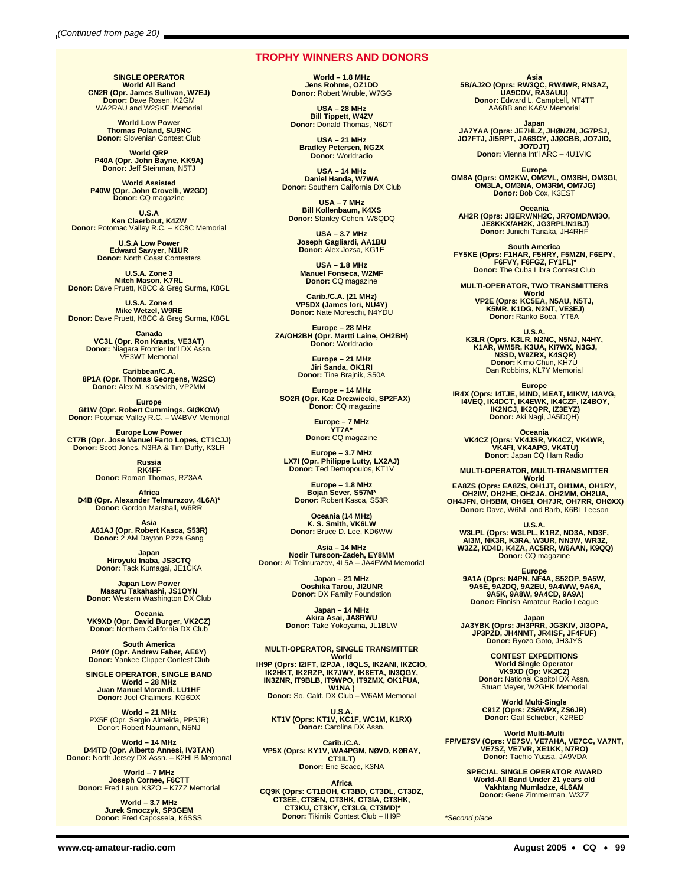*(Continued from page 20)*

## TROPHY WINNERS AND DONORS

**SINGLE OPERATOR**
**World All Band**
**CN2R (Opr. James Sullivan, W7EJ)**
**Donor:** Dave Rosen, K2GM
WA2RAU and W2SKE Memorial

**World Low Power**
**Thomas Poland, SU9NC**
**Donor:** Slovenian Contest Club

**World QRP**
**P40A (Opr. John Bayne, KK9A)**
**Donor:** Jeff Steinman, N5TJ

**World Assisted**
**P40W (Opr. John Crovelli, W2GD)**
**Donor:** CQ magazine

**U.S.A**
**Ken Claerbout, K4ZW**
**Donor:** Potomac Valley R.C. – KC8C Memorial

**U.S.A Low Power**
**Edward Sawyer, N1UR**
**Donor:** North Coast Contesters

**U.S.A. Zone 3**
**Mitch Mason, K7RL**
**Donor:** Dave Pruett, K8CC & Greg Surma, K8GL

**U.S.A. Zone 4**
**Mike Wetzel, W9RE**
**Donor:** Dave Pruett, K8CC & Greg Surma, K8GL

**Canada**
**VC3L (Opr. Ron Kraats, VE3AT)**
**Donor:** Niagara Frontier Int'l DX Assn.
VE3WT Memorial

**Caribbean/C.A.**
**8P1A (Opr. Thomas Georgens, W2SC)**
**Donor:** Alex M. Kasevich, VP2MM

**Europe**
**GI1W (Opr. Robert Cummings, GIØKOW)**
**Donor:** Potomac Valley R.C. – W4BVV Memorial

**Europe Low Power**
**CT7B (Opr. Jose Manuel Farto Lopes, CT1CJJ)**
**Donor:** Scott Jones, N3RA & Tim Duffy, K3LR

**Russia**
**RK4FF**
**Donor:** Roman Thomas, RZ3AA

**Africa**
**D4B (Opr. Alexander Telmurazov, 4L6A)***
**Donor:** Gordon Marshall, W6RR

**Asia**
**A61AJ (Opr. Robert Kasca, S53R)**
**Donor:** 2 AM Dayton Pizza Gang

**Japan**
**Hiroyuki Inaba, JS3CTQ**
**Donor:** Tack Kumagai, JE1CKA

**Japan Low Power**
**Masaru Takahashi, JS1OYN**
**Donor:** Western Washington DX Club

**Oceania**
**VK9XD (Opr. David Burger, VK2CZ)**
**Donor:** Northern California DX Club

**South America**
**P40Y (Opr. Andrew Faber, AE6Y)**
**Donor:** Yankee Clipper Contest Club

**SINGLE OPERATOR, SINGLE BAND**
**World – 28 MHz**
**Juan Manuel Morandi, LU1HF**
**Donor:** Joel Chalmers, KG6DX

**World – 21 MHz**
PX5E (Opr. Sergio Almeida, PP5JR)
Donor: Robert Naumann, N5NJ

**World – 14 MHz**
**D44TD (Opr. Alberto Annesi, IV3TAN)**
**Donor:** North Jersey DX Assn. – K2HLB Memorial

**World – 7 MHz**
**Joseph Cornee, F6CTT**
**Donor:** Fred Laun, K3ZO – K7ZZ Memorial

**World – 3.7 MHz**
**Jurek Smoczyk, SP3GEM**
**Donor:** Fred Capossela, K6SSS

**World – 1.8 MHz**
**Jens Rohme, OZ1DD**
**Donor:** Robert Wruble, W7GG

**USA – 28 MHz**
**Bill Tippett, W4ZV**
**Donor:** Donald Thomas, N6DT

**USA – 21 MHz**
**Bradley Petersen, NG2X**
**Donor:** Worldradio

**USA – 14 MHz**
**Daniel Handa, W7WA**
**Donor:** Southern California DX Club

**USA – 7 MHz**
**Bill Kollenbaum, K4XS**
**Donor:** Stanley Cohen, W8QDQ

**USA – 3.7 MHz**
**Joseph Gagliardi, AA1BU**
**Donor:** Alex Jozsa, KG1E

**USA – 1.8 MHz**
**Manuel Fonseca, W2MF**
**Donor:** CQ magazine

**Carib./C.A. (21 MHz)**
**VP5DX (James Iori, NU4Y)**
**Donor:** Nate Moreschi, N4YDU

**Europe – 28 MHz**
**ZA/OH2BH (Opr. Martti Laine, OH2BH)**
**Donor:** Worldradio

**Europe – 21 MHz**
**Jiri Sanda, OK1RI**
**Donor:** Tine Brajnik, S50A

**Europe – 14 MHz**
**SO2R (Opr. Kaz Drezwiecki, SP2FAX)**
**Donor:** CQ magazine

**Europe – 7 MHz**
**YT7A***
**Donor:** CQ magazine

**Europe – 3.7 MHz**
**LX7I (Opr. Philippe Lutty, LX2AJ)**
**Donor:** Ted Demopoulos, KT1V

**Europe – 1.8 MHz**
**Bojan Sever, S57M***
**Donor:** Robert Kasca, S53R

**Oceania (14 MHz)**
**K. S. Smith, VK6LW**
**Donor:** Bruce D. Lee, KD6WW

**Asia – 14 MHz**
**Nodir Tursoon-Zadeh, EY8MM**
**Donor:** Al Teimurazov, 4L5A – JA4FWM Memorial

**Japan – 21 MHz**
**Ooshika Tarou, JI2UNR**
**Donor:** DX Family Foundation

**Japan – 14 MHz**
**Akira Asai, JA8RWU**
**Donor:** Take Yokoyama, JL1BLW

**MULTI-OPERATOR, SINGLE TRANSMITTER**
**World**
**IH9P (Oprs: I2IFT, I2PJA , I8QLS, IK2ANI, IK2CIO, IK2HKT, IK2RZP, IK7JWY, IK8ETA, IN3QGY, IN3ZNR, IT9BLB, IT9WPO, IT9ZMX, OK1FUA, W1NA )**
**Donor:** So. Calif. DX Club – W6AM Memorial

**U.S.A.**
**KT1V (Oprs: KT1V, KC1F, WC1M, K1RX)**
**Donor:** Carolina DX Assn.

**Carib./C.A.**
**VP5X (Oprs: KY1V, WA4PGM, NØVD, KØRAY, CT1ILT)**
**Donor:** Eric Scace, K3NA

**Africa**
**CQ9K (Oprs: CT1BOH, CT3BD, CT3DL, CT3DZ, CT3EE, CT3EN, CT3HK, CT3IA, CT3HK, CT3KU, CT3KY, CT3LG, CT3MD)***
**Donor:** Tikirriki Contest Club – IH9P

**Asia**
**5B/AJ2O (Oprs: RW3QC, RW4WR, RN3AZ, UA9CDV, RA3AUU)**
**Donor:** Edward L. Campbell, NT4TT
AA6BB and KA6V Memorial

**Japan**
**JA7YAA (Oprs: JE7HLZ, JHØNZN, JG7PSJ, JO7FTJ, JI5RPT, JA6SCY, JJØCBB, JO7JID, JO7DJT)**
**Donor:** Vienna Int'l ARC – 4U1VIC

**Europe**
**OM8A (Oprs: OM2KW, OM2VL, OM3BH, OM3GI, OM3LA, OM3NA, OM3RM, OM7JG)**
**Donor:** Bob Cox, K3EST

**Oceania**
**AH2R (Oprs: JI3ERV/NH2C, JR7OMD/WI3O, JE8KKX/AH2K, JG3RPL/N1BJ)**
**Donor:** Junichi Tanaka, JH4RHF

**South America**
**FY5KE (Oprs: F1HAR, F5HRY, F5MZN, F6EPY, F6FVY, F6FGZ, FY1FL)***
**Donor:** The Cuba Libra Contest Club

**MULTI-OPERATOR, TWO TRANSMITTERS**
**World**
**VP2E (Oprs: KC5EA, N5AU, N5TJ, K5MR, K1DG, N2NT, VE3EJ)**
**Donor:** Ranko Boca, YT6A

**U.S.A.**
**K3LR (Oprs. K3LR, N2NC, N5NJ, N4HY, K1AR, WM5R, K3UA, KI7WX, N3GJ, N3SD, W9ZRX, K4SQR)**
**Donor:** Kimo Chun, KH7U
Dan Robbins, KL7Y Memorial

**Europe**
**IR4X (Oprs: I4TJE, I4IND, I4EAT, I4IKW, I4AVG, I4VEQ, IK4DCT, IK4EWK, IK4CZF, IZ4BOY, IK2NCJ, IK2QPR, IZ3EYZ)**
**Donor:** Aki Nagi, JA5DQH)

**Oceania**
**VK4CZ (Oprs: VK4JSR, VK4CZ, VK4WR, VK4FI, VK4APG, VK4TU)**
**Donor:** Japan CQ Ham Radio

**MULTI-OPERATOR, MULTI-TRANSMITTER**
**World**
**EA8ZS (Oprs: EA8ZS, OH1JT, OH1MA, OH1RY, OH2IW, OH2HE, OH2JA, OH2MM, OH2UA, OH4JFN, OH5BM, OH6EI, OH7JR, OH7RR, OHØXX)**
**Donor:** Dave, W6NL and Barb, K6BL Leeson

**U.S.A.**
**W3LPL (Oprs: W3LPL, K1RZ, ND3A, ND3F, AI3M, NK3R, K3RA, W3UR, NN3W, WR3Z, W3ZZ, KD4D, K4ZA, AC5RR, W6AAN, K9QQ)**
**Donor:** CQ magazine

**Europe**
**9A1A (Oprs: N4PN, NF4A, S52OP, 9A5W, 9A5E, 9A2DQ, 9A2EU, 9A4WW, 9A6A, 9A5K, 9A8W, 9A4CD, 9A9A)**
**Donor:** Finnish Amateur Radio League

**Japan**
**JA3YBK (Oprs: JH3PRR, JG3KIV, JI3OPA, JP3PZD, JH4NMT, JR4ISF, JF4FUF)**
**Donor:** Ryozo Goto, JH3JYS

**CONTEST EXPEDITIONS**
**World Single Operator**
**VK9XD (Op: VK2CZ)**
**Donor:** National Capitol DX Assn.
Stuart Meyer, W2GHK Memorial

**World Multi-Single**
**C91Z (Oprs: ZS6WPX, ZS6JR)**
**Donor:** Gail Schieber, K2RED

**World Multi-Multi**
**FP/VE7SV (Oprs: VE7SV, VE7AHA, VE7CC, VA7NT, VE7SZ, VE7VR, XE1KK, N7RO)**
**Donor:** Tachio Yuasa, JA9VDA

**SPECIAL SINGLE OPERATOR AWARD**
**World-All Band Under 21 years old**
**Vakhtang Mumladze, 4L6AM**
**Donor:** Gene Zimmerman, W3ZZ

*\*Second place*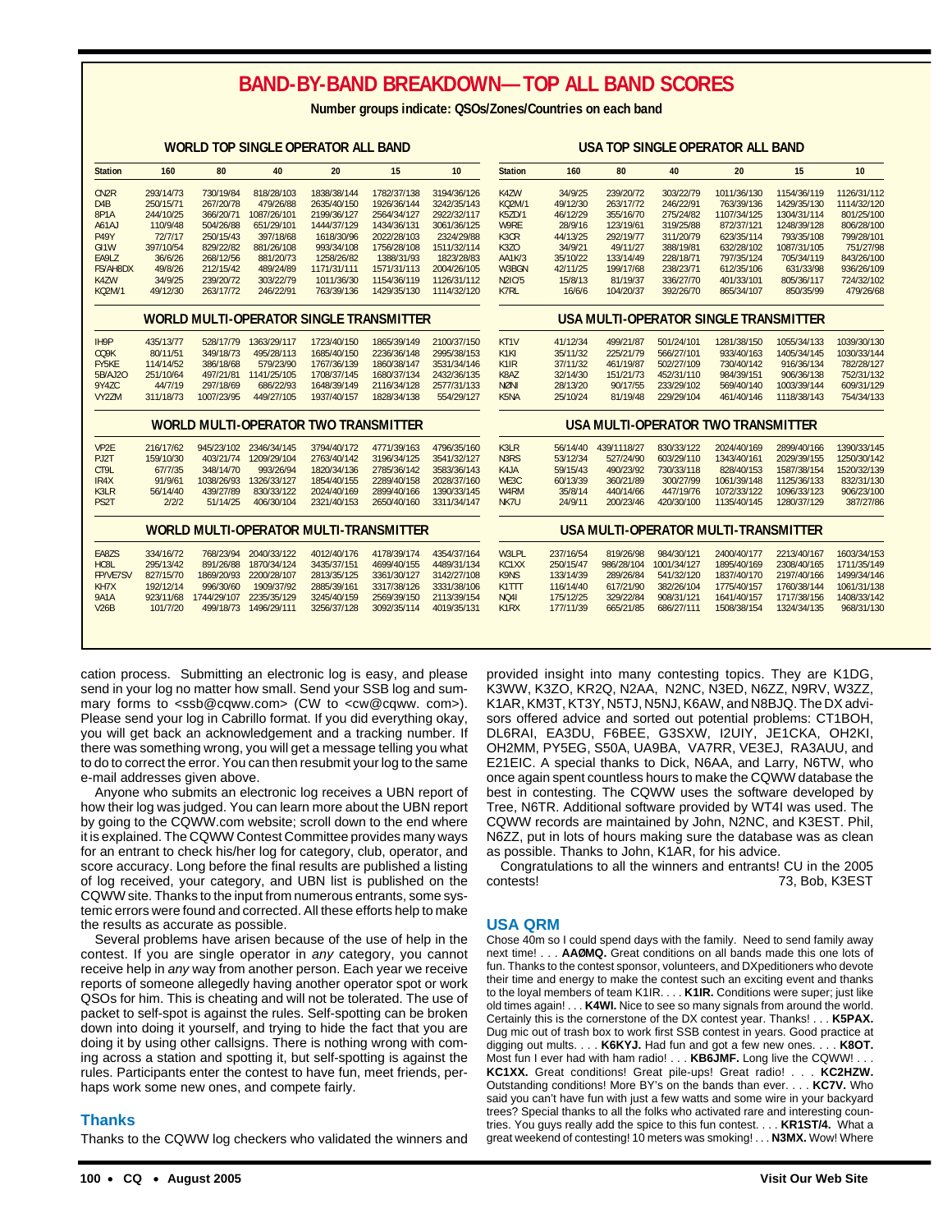# BAND-BY-BAND BREAKDOWN—TOP ALL BAND SCORES

**Number groups indicate: QSOs/Zones/Countries on each band**

### WORLD TOP SINGLE OPERATOR ALL BAND

| Station | 160 | 80 | 40 | 20 | 15 | 10 |
|---|---|---|---|---|---|---|
| CN2R | 293/14/73 | 730/19/84 | 818/28/103 | 1838/38/144 | 1782/37/138 | 3194/36/126 |
| D4B | 250/15/71 | 267/20/78 | 479/26/88 | 2635/40/150 | 1926/36/144 | 3242/35/143 |
| 8P1A | 244/10/25 | 366/20/71 | 1087/26/101 | 2199/36/127 | 2564/34/127 | 2922/32/117 |
| A61AJ | 110/9/48 | 504/26/88 | 651/29/101 | 1444/37/129 | 1434/36/131 | 3061/36/125 |
| P49Y | 72/7/17 | 250/15/43 | 397/18/68 | 1618/30/96 | 2022/28/103 | 2324/29/88 |
| GI1W | 397/10/54 | 829/22/82 | 881/26/108 | 993/34/108 | 1756/28/108 | 1511/32/114 |
| EA9LZ | 36/6/26 | 268/12/56 | 881/20/73 | 1258/26/82 | 1388/31/93 | 1823/28/83 |
| FS/AH8DX | 49/8/26 | 212/15/42 | 489/24/89 | 1171/31/111 | 1571/31/113 | 2004/26/105 |
| K4ZW | 34/9/25 | 239/20/72 | 303/22/79 | 1011/36/130 | 1154/36/119 | 1126/31/112 |
| KQ2M/1 | 49/12/30 | 263/17/72 | 246/22/91 | 763/39/136 | 1429/35/130 | 1114/32/120 |

### USA TOP SINGLE OPERATOR ALL BAND

| Station | 160 | 80 | 40 | 20 | 15 | 10 |
|---|---|---|---|---|---|---|
| K4ZW | 34/9/25 | 239/20/72 | 303/22/79 | 1011/36/130 | 1154/36/119 | 1126/31/112 |
| KQ2M/1 | 49/12/30 | 263/17/72 | 246/22/91 | 763/39/136 | 1429/35/130 | 1114/32/120 |
| K5ZD/1 | 46/12/29 | 355/16/70 | 275/24/82 | 1107/34/125 | 1304/31/114 | 801/25/100 |
| W9RE | 28/9/16 | 123/19/61 | 319/25/88 | 872/37/121 | 1248/39/128 | 806/28/100 |
| K3CR | 44/13/25 | 292/19/77 | 311/20/79 | 623/35/114 | 793/35/108 | 799/28/101 |
| K3ZO | 34/9/21 | 49/11/27 | 388/19/81 | 632/28/102 | 1087/31/105 | 751/27/98 |
| AA1K/3 | 35/10/22 | 133/14/49 | 228/18/71 | 797/35/124 | 705/34/119 | 843/26/100 |
| W3BGN | 42/11/25 | 199/17/68 | 238/23/71 | 612/35/106 | 631/33/98 | 936/26/109 |
| N2IC/5 | 15/8/13 | 81/19/37 | 336/27/70 | 401/33/101 | 805/36/117 | 724/32/102 |
| K7RL | 16/6/6 | 104/20/37 | 392/26/70 | 865/34/107 | 850/35/99 | 479/26/68 |

### WORLD MULTI-OPERATOR SINGLE TRANSMITTER

| Station | 160 | 80 | 40 | 20 | 15 | 10 |
|---|---|---|---|---|---|---|
| IH9P | 435/13/77 | 528/17/79 | 1363/29/117 | 1723/40/150 | 1865/39/149 | 2100/37/150 |
| CQ9K | 80/11/51 | 349/18/73 | 495/28/113 | 1685/40/150 | 2236/36/148 | 2995/38/153 |
| FY5KE | 114/14/52 | 386/18/68 | 579/23/90 | 1767/36/139 | 1860/38/147 | 3531/34/146 |
| 5B/AJ2O | 251/10/64 | 497/21/81 | 1141/25/105 | 1708/37/145 | 1680/37/134 | 2432/36/135 |
| 9Y4ZC | 44/7/19 | 297/18/69 | 686/22/93 | 1648/39/149 | 2116/34/128 | 2577/31/133 |
| VY2ZM | 311/18/73 | 1007/23/95 | 449/27/105 | 1937/40/157 | 1828/34/138 | 554/29/127 |

### USA MULTI-OPERATOR SINGLE TRANSMITTER

| Station | 160 | 80 | 40 | 20 | 15 | 10 |
|---|---|---|---|---|---|---|
| KT1V | 41/12/34 | 499/21/87 | 501/24/101 | 1281/38/150 | 1055/34/133 | 1039/30/130 |
| K1KI | 35/11/32 | 225/21/79 | 566/27/101 | 933/40/163 | 1405/34/145 | 1030/33/144 |
| K1IR | 37/11/32 | 461/19/87 | 502/27/109 | 730/40/142 | 916/36/134 | 782/28/127 |
| K8AZ | 32/14/30 | 151/21/73 | 452/31/110 | 984/39/151 | 906/36/138 | 752/31/132 |
| NØNI | 28/13/20 | 90/17/55 | 233/29/102 | 569/40/140 | 1003/39/144 | 609/31/129 |
| K5NA | 25/10/24 | 81/19/48 | 229/29/104 | 461/40/146 | 1118/38/143 | 754/34/133 |

### WORLD MULTI-OPERATOR TWO TRANSMITTER

| Station | 160 | 80 | 40 | 20 | 15 | 10 |
|---|---|---|---|---|---|---|
| VP2E | 216/17/62 | 945/23/102 | 2346/34/145 | 3794/40/172 | 4771/39/163 | 4796/35/160 |
| PJ2T | 159/10/30 | 403/21/74 | 1209/29/104 | 2763/40/142 | 3196/34/125 | 3541/32/127 |
| CT9L | 67/7/35 | 348/14/70 | 993/26/94 | 1820/34/136 | 2785/36/142 | 3583/36/143 |
| IR4X | 91/9/61 | 1038/26/93 | 1326/33/127 | 1854/40/155 | 2289/40/158 | 2028/37/160 |
| K3LR | 56/14/40 | 439/27/89 | 830/33/122 | 2024/40/169 | 2899/40/166 | 1390/33/145 |
| PS2T | 2/2/2 | 51/14/25 | 406/30/104 | 2321/40/153 | 2650/40/160 | 3311/34/147 |

### USA MULTI-OPERATOR TWO TRANSMITTER

| Station | 160 | 80 | 40 | 20 | 15 | 10 |
|---|---|---|---|---|---|---|
| K3LR | 56/14/40 | 439/1118/27 | 830/33/122 | 2024/40/169 | 2899/40/166 | 1390/33/145 |
| N3RS | 53/12/34 | 527/24/90 | 603/29/110 | 1343/40/161 | 2029/39/155 | 1250/30/142 |
| K4JA | 59/15/43 | 490/23/92 | 730/33/118 | 828/40/153 | 1587/38/154 | 1520/32/139 |
| WE3C | 60/13/39 | 360/21/89 | 300/27/99 | 1061/39/148 | 1125/36/133 | 832/31/130 |
| W4RM | 35/8/14 | 440/14/66 | 447/19/76 | 1072/33/122 | 1096/33/123 | 906/23/100 |
| NK7U | 24/9/11 | 200/23/46 | 420/30/100 | 1135/40/145 | 1280/37/129 | 387/27/86 |

### WORLD MULTI-OPERATOR MULTI-TRANSMITTER

| Station | 160 | 80 | 40 | 20 | 15 | 10 |
|---|---|---|---|---|---|---|
| EA8ZS | 334/16/72 | 768/23/94 | 2040/33/122 | 4012/40/176 | 4178/39/174 | 4354/37/164 |
| HC8L | 295/13/42 | 891/26/88 | 1870/34/124 | 3435/37/151 | 4699/40/155 | 4489/31/134 |
| FP/VE7SV | 827/15/70 | 1869/20/93 | 2200/28/107 | 2813/35/125 | 3361/30/127 | 3142/27/108 |
| KH7X | 192/12/14 | 996/30/60 | 1909/37/92 | 2885/39/161 | 3317/38/126 | 3331/38/106 |
| 9A1A | 923/11/68 | 1744/29/107 | 2235/35/129 | 3245/40/159 | 2569/39/150 | 2113/39/154 |
| V26B | 101/7/20 | 499/18/73 | 1496/29/111 | 3256/37/128 | 3092/35/114 | 4019/35/131 |

### USA MULTI-OPERATOR MULTI-TRANSMITTER

| Station | 160 | 80 | 40 | 20 | 15 | 10 |
|---|---|---|---|---|---|---|
| W3LPL | 237/16/54 | 819/26/98 | 984/30/121 | 2400/40/177 | 2213/40/167 | 1603/34/153 |
| KC1XX | 250/15/47 | 986/28/104 | 1001/34/127 | 1895/40/169 | 2308/40/165 | 1711/35/149 |
| K9NS | 133/14/39 | 289/26/84 | 541/32/120 | 1837/40/170 | 2197/40/166 | 1499/34/146 |
| K1TTT | 116/14/40 | 617/21/90 | 382/26/104 | 1775/40/157 | 1760/38/144 | 1061/31/138 |
| NQ4I | 175/12/25 | 329/22/84 | 908/31/121 | 1641/40/157 | 1717/38/156 | 1408/33/142 |
| K1RX | 177/11/39 | 665/21/85 | 686/27/111 | 1508/38/154 | 1324/34/135 | 968/31/130 |

cation process. Submitting an electronic log is easy, and please send in your log no matter how small. Send your SSB log and summary forms to <ssb@cqww.com> (CW to <cw@cqww. com>). Please send your log in Cabrillo format. If you did everything okay, you will get back an acknowledgement and a tracking number. If there was something wrong, you will get a message telling you what to do to correct the error. You can then resubmit your log to the same e-mail addresses given above.

Anyone who submits an electronic log receives a UBN report of how their log was judged. You can learn more about the UBN report by going to the CQWW.com website; scroll down to the end where it is explained. The CQWW Contest Committee provides many ways for an entrant to check his/her log for category, club, operator, and score accuracy. Long before the final results are published a listing of log received, your category, and UBN list is published on the CQWW site. Thanks to the input from numerous entrants, some systemic errors were found and corrected. All these efforts help to make the results as accurate as possible.

Several problems have arisen because of the use of help in the contest. If you are single operator in *any* category, you cannot receive help in *any* way from another person. Each year we receive reports of someone allegedly having another operator spot or work QSOs for him. This is cheating and will not be tolerated. The use of packet to self-spot is against the rules. Self-spotting can be broken down into doing it yourself, and trying to hide the fact that you are doing it by using other callsigns. There is nothing wrong with coming across a station and spotting it, but self-spotting is against the rules. Participants enter the contest to have fun, meet friends, perhaps work some new ones, and compete fairly.

## Thanks

Thanks to the CQWW log checkers who validated the winners and provided insight into many contesting topics. They are K1DG, K3WW, K3ZO, KR2Q, N2AA, N2NC, N3ED, N6ZZ, N9RV, W3ZZ, K1AR, KM3T, KT3Y, N5TJ, N5NJ, K6AW, and N8BJQ. The DX advisors offered advice and sorted out potential problems: CT1BOH, DL6RAI, EA3DU, F6BEE, G3SXW, I2UIY, JE1CKA, OH2KI, OH2MM, PY5EG, S50A, UA9BA, VA7RR, VE3EJ, RA3AUU, and E21EIC. A special thanks to Dick, N6AA, and Larry, N6TW, who once again spent countless hours to make the CQWW database the best in contesting. The CQWW uses the software developed by Tree, N6TR. Additional software provided by WT4I was used. The CQWW records are maintained by John, N2NC, and K3EST. Phil, N6ZZ, put in lots of hours making sure the database was as clean as possible. Thanks to John, K1AR, for his advice.

Congratulations to all the winners and entrants! CU in the 2005 contests!

73, Bob, K3EST

## USA QRM

Chose 40m so I could spend days with the family. Need to send family away next time! . . . **AAØMQ.** Great conditions on all bands made this one lots of fun. Thanks to the contest sponsor, volunteers, and DXpeditioners who devote their time and energy to make the contest such an exciting event and thanks to the loyal members of team K1IR. . . . **K1IR.** Conditions were super; just like old times again! . . . **K4WI.** Nice to see so many signals from around the world. Certainly this is the cornerstone of the DX contest year. Thanks! . . . **K5PAX.** Dug mic out of trash box to work first SSB contest in years. Good practice at digging out mults. . . . **K6KYJ.** Had fun and got a few new ones. . . . **K8OT.** Most fun I ever had with ham radio! . . . **KB6JMF.** Long live the CQWW! . . . **KC1XX.** Great conditions! Great pile-ups! Great radio! . . . **KC2HZW.** Outstanding conditions! More BY's on the bands than ever. . . . **KC7V.** Who said you can't have fun with just a few watts and some wire in your backyard trees? Special thanks to all the folks who activated rare and interesting countries. You guys really add the spice to this fun contest. . . . **KR1ST/4.** What a great weekend of contesting! 10 meters was smoking! . . . **N3MX.** Wow! Where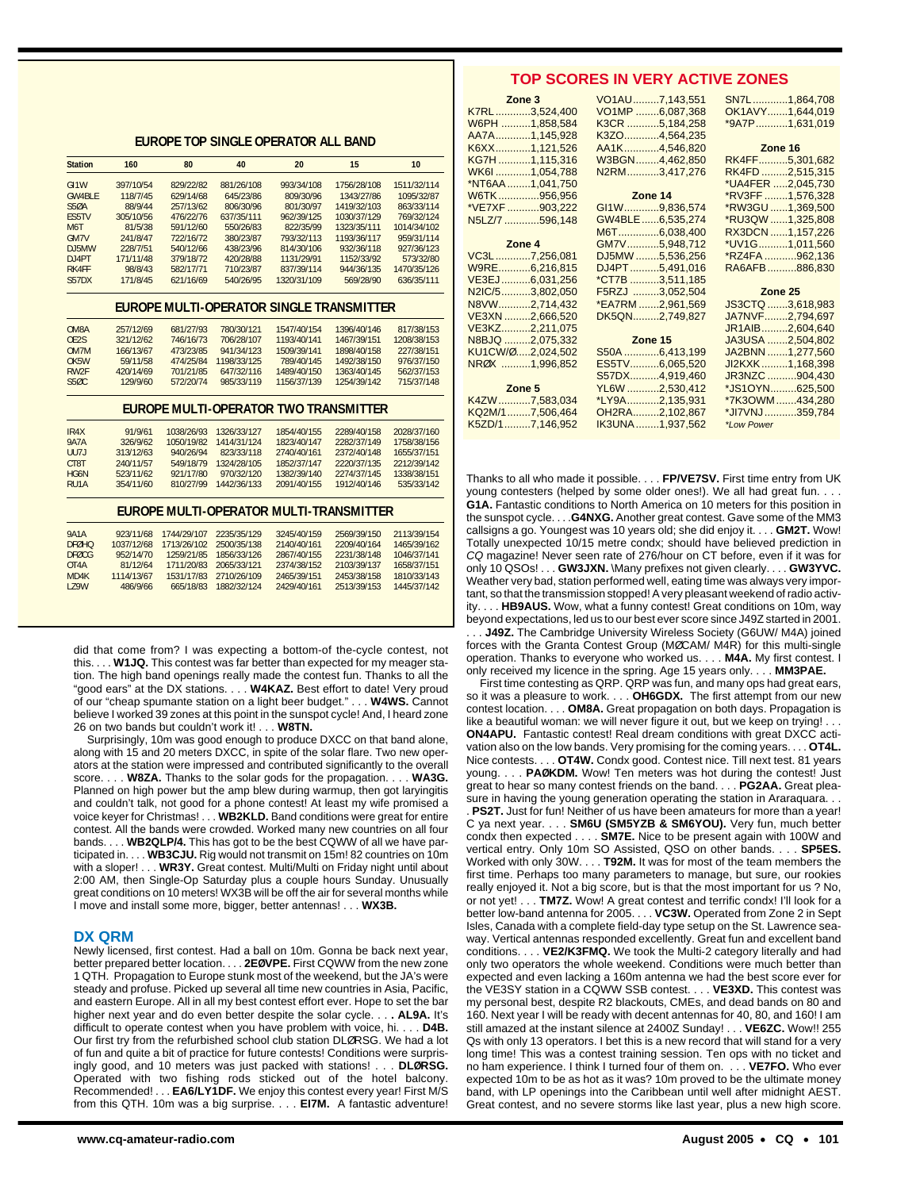## EUROPE TOP SINGLE OPERATOR ALL BAND

| Station | 160 | 80 | 40 | 20 | 15 | 10 |
|---|---|---|---|---|---|---|
| GI1W | 397/10/54 | 829/22/82 | 881/26/108 | 993/34/108 | 1756/28/108 | 1511/32/114 |
| GW4BLE | 118/7/45 | 629/14/68 | 645/23/86 | 809/30/96 | 1343/27/86 | 1095/32/87 |
| S50A | 88/9/44 | 257/13/62 | 806/30/96 | 801/30/97 | 1419/32/103 | 863/33/114 |
| ES5TV | 305/10/56 | 476/22/76 | 637/35/111 | 962/39/125 | 1030/37/129 | 769/32/124 |
| M6T | 81/5/38 | 591/12/60 | 550/26/83 | 822/35/99 | 1323/35/111 | 1014/34/102 |
| GM7V | 241/8/47 | 722/16/72 | 380/23/87 | 793/32/113 | 1193/36/117 | 959/31/114 |
| DJ5MW | 228/7/51 | 540/12/66 | 438/23/96 | 814/30/106 | 932/36/118 | 927/36/123 |
| DJ4PT | 171/11/48 | 379/18/72 | 420/28/88 | 1131/29/91 | 1152/33/92 | 573/32/80 |
| RK4FF | 98/8/43 | 582/17/71 | 710/23/87 | 837/39/114 | 944/36/135 | 1470/35/126 |
| S57DX | 171/8/45 | 621/16/69 | 540/26/95 | 1320/31/109 | 569/28/90 | 636/35/111 |

## EUROPE MULTI-OPERATOR SINGLE TRANSMITTER

| Station | 160 | 80 | 40 | 20 | 15 | 10 |
|---|---|---|---|---|---|---|
| OM8A | 257/12/69 | 681/27/93 | 780/30/121 | 1547/40/154 | 1396/40/146 | 817/38/153 |
| OE2S | 321/12/62 | 746/16/73 | 706/28/107 | 1193/40/141 | 1467/39/151 | 1208/38/153 |
| OM7M | 166/13/67 | 473/23/85 | 941/34/123 | 1509/39/151 | 1898/40/158 | 227/38/151 |
| OK5W | 59/11/58 | 474/25/84 | 1198/33/125 | 789/40/145 | 1492/38/150 | 976/37/150 |
| RW2F | 420/14/69 | 701/21/85 | 647/32/116 | 1489/40/150 | 1363/40/145 | 562/37/153 |
| S50C | 129/9/60 | 572/20/74 | 985/33/119 | 1156/37/139 | 1254/39/142 | 715/37/148 |

## EUROPE MULTI-OPERATOR TWO TRANSMITTER

| Station | 160 | 80 | 40 | 20 | 15 | 10 |
|---|---|---|---|---|---|---|
| IR4X | 91/9/61 | 1038/26/93 | 1326/33/127 | 1854/40/155 | 2289/40/158 | 2028/37/160 |
| 9A7A | 326/9/62 | 1050/19/82 | 1414/31/124 | 1823/40/147 | 2282/37/149 | 1758/38/156 |
| UU7J | 313/12/63 | 940/26/94 | 823/33/118 | 2740/40/161 | 2372/40/148 | 1655/37/151 |
| CT8T | 240/11/57 | 549/18/79 | 1324/28/105 | 1852/37/147 | 2220/37/135 | 2212/39/142 |
| HG6N | 523/11/62 | 921/17/80 | 970/32/120 | 1382/39/140 | 2274/37/145 | 1338/38/151 |
| RU1A | 354/11/60 | 810/27/99 | 1442/36/133 | 2091/40/155 | 1912/40/146 | 535/33/142 |

## EUROPE MULTI-OPERATOR MULTI-TRANSMITTER

| Station | 160 | 80 | 40 | 20 | 15 | 10 |
|---|---|---|---|---|---|---|
| 9A1A | 923/11/68 | 1744/29/107 | 2235/35/129 | 3245/40/159 | 2569/39/150 | 2113/39/154 |
| DF0HQ | 1037/12/68 | 1713/26/102 | 2500/35/138 | 2140/40/161 | 2209/40/164 | 1465/39/162 |
| DR0CG | 952/14/70 | 1259/21/85 | 1856/33/126 | 2867/40/155 | 2231/38/148 | 1046/37/141 |
| OT4A | 81/12/64 | 1711/20/83 | 2065/33/121 | 2374/38/152 | 2103/39/137 | 1658/37/151 |
| MD4K | 1114/13/67 | 1531/17/83 | 2710/26/109 | 2465/39/151 | 2453/38/158 | 1810/33/143 |
| LZ9W | 486/9/66 | 665/18/83 | 1882/32/124 | 2429/40/161 | 2513/39/153 | 1445/37/142 |

## TOP SCORES IN VERY ACTIVE ZONES

**Zone 3**
K7RL ............3,524,400
W6PH ..........1,858,584
AA7A...........1,145,928
K6XX............1,121,526
KG7H ...........1,115,316
WK6I ............1,054,788
*NT6AA ........1,041,750
W6TK..............956,956
*VE7XF ...........903,222
N5LZ/7 ............596,148

**Zone 4**
VC3L ............7,256,081
W9RE...........6,216,815
VE3EJ..........6,031,256
N2IC/5..........3,802,050
N8VW...........2,714,432
VE3XN .........2,666,520
VE3KZ..........2,211,075
N8BJQ .........2,075,332
KU1CW/Ø.....2,024,502
NRØX ..........1,996,852

**Zone 5**
K4ZW...........7,583,034
KQ2M/1........7,506,464
K5ZD/1.........7,146,952
VO1AU.........7,143,551
VO1MP ........6,087,368
K3CR ...........5,184,258
K3ZO............4,564,235
AA1K............4,546,820
W3BGN........4,462,850
N2RM...........3,417,276

**Zone 14**
GI1W............9,836,574
GW4BLE......6,535,274
M6T.............6,038,400
GM7V...........5,948,712
DJ5MW ........5,536,256
DJ4PT ..........5,491,016
*CT7B ..........3,511,185
F5RZJ .........3,052,504
*EA7RM .......2,961,569
DK5QN.........2,749,827

**Zone 15**
S50A ............6,413,199
ES5TV.........6,065,520
S57DX.........4,919,460
YL6W...........2,530,412
*LY9A...........2,135,931
OH2RA.........2,102,867
IK3UNA........1,937,562
SN7L............1,864,708
OK1AVY.......1,644,019
*9A7P...........1,631,019

**Zone 16**
RK4FF..........5,301,682
RK4FD .........2,515,315
*UA4FER .....2,045,730
*RV3FF ........1,576,328
*RW3GU ......1,369,500
*RU3QW ......1,325,808
RX3DCN ......1,157,226
*UV1G..........1,011,560
*RZ4FA ...........962,136
RA6AFB ..........886,830

**Zone 25**
JS3CTQ .......3,618,983
JA7NVF........2,794,697
JR1AIB.........2,604,640
JA3USA .......2,504,802
JA2BNN .......1,277,560
JI2KXK.........1,168,398
JR3NZC ..........904,430
*JS1OYN.........625,500
*7K3OWM .......434,280
*JI7VNJ ...........359,784
*Low Power*

did that come from? I was expecting a bottom-of-the-cycle contest, not this. . . . **W1JQ.** This contest was far better than expected for my meager station. The high band openings really made the contest fun. Thanks to all the "good ears" at the DX stations. . . . **W4KAZ.** Best effort to date! Very proud of our "cheap spumante station on a light beer budget." . . . **W4WS.** Cannot believe I worked 39 zones at this point in the sunspot cycle! And, I heard zone 26 on two bands but couldn't work it! . . . **W8TN.**

Surprisingly, 10m was good enough to produce DXCC on that band alone, along with 15 and 20 meters DXCC, in spite of the solar flare. Two new operators at the station were impressed and contributed significantly to the overall score. . . . **W8ZA.** Thanks to the solar gods for the propagation. . . . **WA3G.** Planned on high power but the amp blew during warmup, then got laryingitis and couldn't talk, not good for a phone contest! At least my wife promised a voice keyer for Christmas! . . . **WB2KLD.** Band conditions were great for entire contest. All the bands were crowded. Worked many new countries on all four bands. . . . **WB2QLP/4.** This has got to be the best CQWW of all we have participated in. . . . **WB3CJU.** Rig would not transmit on 15m! 82 countries on 10m with a sloper! . . . **WR3Y.** Great contest. Multi/Multi on Friday night until about 2:00 AM, then Single-Op Saturday plus a couple hours Sunday. Unusually great conditions on 10 meters! WX3B will be off the air for several months while I move and install some more, bigger, better antennas! . . . **WX3B.**

## DX QRM

Newly licensed, first contest. Had a ball on 10m. Gonna be back next year, better prepared better location. . . . **2EØVPE.** First CQWW from the new zone 1 QTH. Propagation to Europe stunk most of the weekend, but the JA's were steady and profuse. Picked up several all time new countries in Asia, Pacific, and eastern Europe. All in all my best contest effort ever. Hope to set the bar higher next year and do even better despite the solar cycle. . . . **AL9A.** It's difficult to operate contest when you have problem with voice, hi. . . . **D4B.** Our first try from the refurbished school club station DLØRSG. We had a lot of fun and quite a bit of practice for future contests! Conditions were surprisingly good, and 10 meters was just packed with stations! . . . **DLØRSG.** Operated with two fishing rods sticked out of the hotel balcony. Recommended! . . . **EA6/LY1DF.** We enjoy this contest every year! First M/S from this QTH. 10m was a big surprise. . . . **EI7M.** A fantastic adventure! Thanks to all who made it possible. . . . **FP/VE7SV.** First time entry from UK young contesters (helped by some older ones!). We all had great fun. . . . **G1A.** Fantastic conditions to North America on 10 meters for this position in the sunspot cycle. . . .**G4NXG.** Another great contest. Gave some of the MM3 callsigns a go. Youngest was 10 years old; she did enjoy it. . . . **GM2T.** Wow! Totally unexpected 10/15 metre condx; should have believed prediction in *CQ* magazine! Never seen rate of 276/hour on CT before, even if it was for only 10 QSOs! . . . **GW3JXN.** \Many prefixes not given clearly. . . . **GW3YVC.** Weather very bad, station performed well, eating time was always very important, so that the transmission stopped! A very pleasant weekend of radio activity. . . . **HB9AUS.** Wow, what a funny contest! Great conditions on 10m, way beyond expectations, led us to our best ever score since J49Z started in 2001. . . . **J49Z.** The Cambridge University Wireless Society (G6UW/ M4A) joined forces with the Granta Contest Group (MØCAM/ M4R) for this multi-single operation. Thanks to everyone who worked us. . . . **M4A.** My first contest. I only received my licence in the spring. Age 15 years only. . . . **MM3PAE.**

First time contesting as QRP. QRP was fun, and many ops had great ears, so it was a pleasure to work. . . . **OH6GDX.** The first attempt from our new contest location. . . . **OM8A.** Great propagation on both days. Propagation is like a beautiful woman: we will never figure it out, but we keep on trying! . . . **ON4APU.** Fantastic contest! Real dream conditions with great DXCC activation also on the low bands. Very promising for the coming years. . . . **OT4L.** Nice contests. . . . **OT4W.** Condx good. Contest nice. Till next test. 81 years young. . . . **PAØKDM.** Wow! Ten meters was hot during the contest! Just great to hear so many contest friends on the band. . . . **PG2AA.** Great pleasure in having the young generation operating the station in Araraquara. . . . **PS2T.** Just for fun! Neither of us have been amateurs for more than a year! C ya next year. . . . **SM6U (SM5YZB & SM6YOU).** Very fun, much better condx then expected . . . . **SM7E.** Nice to be present again with 100W and vertical entry. Only 10m SO Assisted, QSO on other bands. . . . **SP5ES.** Worked with only 30W. . . . **T92M.** It was for most of the team members the first time. Perhaps too many parameters to manage, but sure, our rookies really enjoyed it. Not a big score, but is that the most important for us ? No, or not yet! . . . **TM7Z.** Wow! A great contest and terrific condx! I'll look for a better low-band antenna for 2005. . . . **VC3W.** Operated from Zone 2 in Sept Isles, Canada with a complete field-day type setup on the St. Lawrence seaway. Vertical antennas responded excellently. Great fun and excellent band conditions. . . . **VE2/K3FMQ.** We took the Multi-2 category literally and had only two operators the whole weekend. Conditions were much better than expected and even lacking a 160m antenna we had the best score ever for the VE3SY station in a CQWW SSB contest. . . . **VE3XD.** This contest was my personal best, despite R2 blackouts, CMEs, and dead bands on 80 and 160. Next year I will be ready with decent antennas for 40, 80, and 160! I am still amazed at the instant silence at 2400Z Sunday! . . . **VE6ZC.** Wow!! 255 Qs with only 13 operators. I bet this is a new record that will stand for a very long time! This was a contest training session. Ten ops with no ticket and no ham experience. I think I turned four of them on. . . . **VE7FO.** Who ever expected 10m to be as hot as it was? 10m proved to be the ultimate money band, with LP openings into the Caribbean until well after midnight AEST. Great contest, and no severe storms like last year, plus a new high score.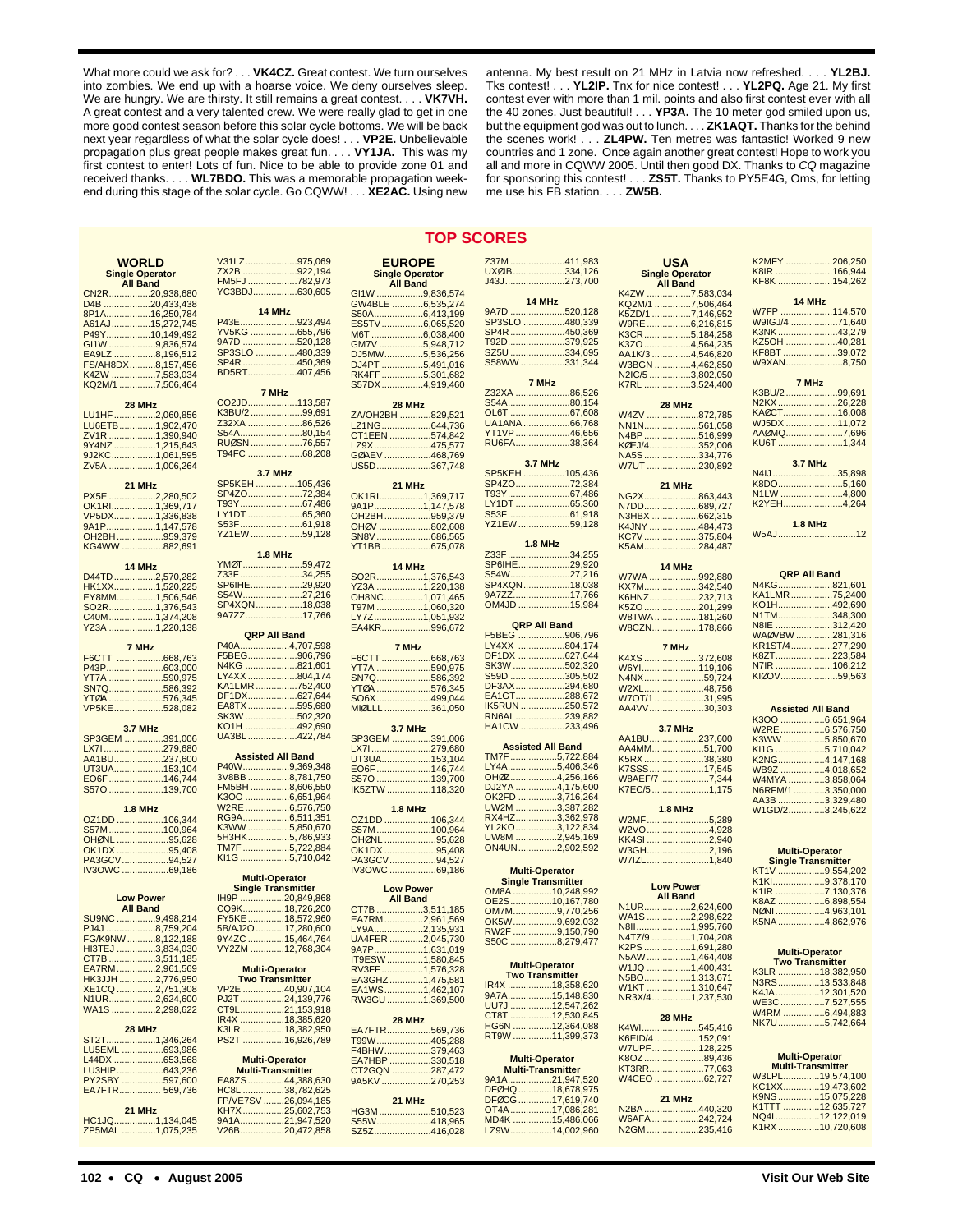What more could we ask for? . . . **VK4CZ.** Great contest. We turn ourselves into zombies. We end up with a hoarse voice. We deny ourselves sleep. We are hungry. We are thirsty. It still remains a great contest. . . . **VK7VH.** A great contest and a very talented crew. We were really glad to get in one more good contest season before this solar cycle bottoms. We will be back next year regardless of what the solar cycle does! . . . **VP2E.** Unbelievable propagation plus great people makes great fun. . . . **VY1JA.** This was my first contest to enter! Lots of fun. Nice to be able to provide zone 01 and received thanks. . . . **WL7BDO.** This was a memorable propagation weekend during this stage of the solar cycle. Go CQWW! . . . **XE2AC.** Using new antenna. My best result on 21 MHz in Latvia now refreshed. . . . **YL2BJ.** Tks contest! . . . **YL2IP.** Tnx for nice contest! . . . **YL2PQ.** Age 21. My first contest ever with more than 1 mil. points and also first contest ever with all the 40 zones. Just beautiful! . . . **YP3A.** The 10 meter god smiled upon us, but the equipment god was out to lunch. . . . **ZK1AQT.** Thanks for the behind the scenes work! . . . **ZL4PW.** Ten metres was fantastic! Worked 9 new countries and 1 zone. Once again another great contest! Hope to work you all and more in CQWW 2005. Until then good DX. Thanks to *CQ* magazine for sponsoring this contest! . . . **ZS5T.** Thanks to PY5E4G, Oms, for letting me use his FB station. . . . **ZW5B.**

## TOP SCORES

### WORLD

**Single Operator All Band**
CN2R 20,938,680
D4B 20,433,438
8P1A 16,250,784
A61AJ 15,272,745
P49Y 10,149,492
GI1W 9,836,574
EA9LZ 8,196,512
FS/AH8DX 8,157,456
K4ZW 7,583,034
KQ2M/1 7,506,464

**28 MHz**
LU1HF 2,060,856
LU6ETB 1,902,470
ZV1R 1,390,940
9Y4NZ 1,215,643
9J2KC 1,061,595
ZV5A 1,006,264

**21 MHz**
PX5E 2,280,502
OK1RI 1,369,717
VP5DX 1,336,838
9A1P 1,147,578
OH2BH 959,379
KG4WW 882,691

**14 MHz**
D44TD 2,570,282
HK1XX 1,520,225
EY8MM 1,506,546
SO2R 1,376,543
C40M 1,374,208
YZ3A 1,220,138

**7 MHz**
F6CTT 668,763
P43P 603,000
YT7A 590,975
SN7Q 586,392
YTØA 576,345
VP5KE 528,082

**3.7 MHz**
SP3GEM 391,006
LX7I 279,680
AA1BU 237,600
UT3UA 153,104
EO6F 146,744
S57O 139,700

**1.8 MHz**
OZ1DD 106,344
S57M 100,964
OHØNL 95,628
OK1DX 95,408
PA3GCV 94,527
IV3OWC 69,186

**Low Power All Band**
SU9NC 9,498,214
PJ4J 8,759,204
FG/K9NW 8,122,188
HI3TEJ 3,834,030
CT7B 3,511,185
EA7RM 2,961,569
HK3JJH 2,776,950
XE1CQ 2,751,308
N1UR 2,624,600
WA1S 2,298,622

**28 MHz**
ST2T 1,346,264
LU5EML 693,986
L44DX 653,568
LU3HIP 643,236
PY2SBY 597,600
EA7FTR 569,736

**21 MHz**
HC1JQ 1,134,045
ZP5MAL 1,075,235
V31LZ 975,069
ZX2B 922,194
FM5FJ 782,973
YC3BDJ 630,605

**14 MHz**
P43E 923,494
YV5KG 655,796
9A7D 520,128
SP3SLO 480,339
SP4R 450,369
BD5RT 407,456

**7 MHz**
CO2JD 113,587
K3BU/2 99,691
Z32XA 86,526
S54A 80,154
RUØSN 76,557
T94FC 68,208

**3.7 MHz**
SP5KEH 105,436
SP4ZO 72,384
T93Y 67,486
LY1DT 65,360
S53F 61,918
YZ1EW 59,128

**1.8 MHz**
YMØT 59,472
Z33F 34,255
SP6IHE 29,920
S54W 27,216
SP4XQN 18,038
9A7ZZ 17,766

**QRP All Band**
P40A 4,707,598
F5BEG 906,796
N4KG 821,601
LY4XX 804,174
KA1LMR 752,400
DF1DX 627,644
EA8TX 595,680
SK3W 502,320
KO1H 492,690
UA3BL 422,784

**Assisted All Band**
P40W 9,369,348
3V8BB 8,781,750
FM5BH 8,606,550
K3OO 6,651,964
W2RE 6,576,750
RG9A 6,511,351
K3WW 5,850,670
5H3HK 5,786,933
TM7F 5,722,884
KI1G 5,710,042

**Multi-Operator Single Transmitter**
IH9P 20,849,868
CQ9K 18,726,200
FY5KE 18,572,960
5B/AJ2O 17,280,600
9Y4ZC 15,464,764
VY2ZM 12,768,304

**Multi-Operator Two Transmitter**
VP2E 40,907,104
PJ2T 24,139,776
CT9L 21,153,918
IR4X 18,385,620
K3LR 18,382,950
PS2T 16,926,789

**Multi-Operator Multi-Transmitter**
EA8ZS 44,388,630
HC8L 38,782,625
FP/VE7SV 26,094,185
KH7X 25,602,753
9A1A 21,947,520
V26B 20,472,858

### EUROPE

**Single Operator All Band**
GI1W 9,836,574
GW4BLE 6,535,274
S50A 6,413,199
ES5TV 6,065,520
M6T 6,038,400
GM7V 5,948,712
DJ5MW 5,536,256
DJ4PT 5,491,016
RK4FF 5,301,682
S57DX 4,919,460

**28 MHz**
ZA/OH2BH 829,521
LZ1NG 644,736
CT1EEN 574,842
LZ9X 475,577
GØAEV 468,769
US5D 367,748

**21 MHz**
OK1RI 1,369,717
9A1P 1,147,578
OH2BH 959,379
OHØV 802,608
SN8V 686,565
YT1BB 675,078

**14 MHz**
SO2R 1,376,543
YZ3A 1,220,138
OH8NC 1,071,465
T97M 1,060,320
LY7Z 1,051,932
EA4KR 996,672

**7 MHz**
F6CTT 668,763
YT7A 590,975
SN7Q 586,392
YTØA 576,345
SO6X 499,044
MIØLLL 361,050

**3.7 MHz**
SP3GEM 391,006
LX7I 279,680
UT3UA 153,104
EO6F 146,744
S57O 139,700
IK5ZTW 118,320

**1.8 MHz**
OZ1DD 106,344
S57M 100,964
OHØNL 95,628
OK1DX 95,408
PA3GCV 94,527
IV3OWC 69,186

**Low Power All Band**
CT7B 3,511,185
EA7RM 2,961,569
LY9A 2,135,931
UA4FER 2,045,730
9A7P 1,631,019
IT9ESW 1,580,845
RV3FF 1,576,328
EA3GHZ 1,475,581
EA1WS 1,462,107
RW3GU 1,369,500

**28 MHz**
EA7FTR 569,736
T99W 405,288
F4BHW 379,463
EA7HBP 330,518
CT2GQN 287,472
9A5KV 270,253

**21 MHz**
HG3M 510,523
S55W 418,965
SZ5Z 416,028
Z37M 411,983
UXØIB 334,126
J43J 273,700

**14 MHz**
9A7D 520,128
SP3SLO 480,339
SP4R 450,369
T92D 379,925
SZ5U 334,695
S58WW 331,344

**7 MHz**
Z32XA 86,526
S54A 80,154
OL6T 67,608
UA1ANA 66,768
YT1VP 46,656
RU6FA 38,364

**3.7 MHz**
SP5KEH 105,436
SP4ZO 72,384
T93Y 67,486
LY1DT 65,360
S53F 61,918
YZ1EW 59,128

**1.8 MHz**
Z33F 34,255
SP6IHE 29,920
S54W 27,216
SP4XQN 18,038
9A7ZZ 17,766
OM4JD 15,984

**QRP All Band**
F5BEG 906,796
LY4XX 804,174
DF1DX 627,644
SK3W 502,320
S59D 305,502
DF3AX 294,680
EA1GT 288,672
IK5RUN 250,572
RN6AL 239,882
HA1CW 233,496

**Assisted All Band**
TM7F 5,722,884
LY4A 5,406,346
OHØZ 4,256,166
DJ2YA 4,175,600
OK2FD 3,716,264
UW2M 3,387,282
RX4HZ 3,362,978
YL2KO 3,122,834
UW8M 2,945,169
ON4UN 2,902,592

**Multi-Operator Single Transmitter**
OM8A 10,248,992
OE2S 10,167,780
OM7M 9,770,256
OK5W 9,692,032
RW2F 9,150,790
S50C 8,279,477

**Multi-Operator Two Transmitter**
IR4X 18,358,620
9A7A 15,148,830
UU7J 12,547,262
CT8T 12,530,845
HG6N 12,364,088
RT9W 11,399,373

**Multi-Operator Multi-Transmitter**
9A1A 21,947,520
DFØHQ 18,678,975
DFØCG 17,619,740
OT4A 17,086,281
MD4K 15,486,066
LZ9W 14,002,960

### USA

**Single Operator All Band**
K4ZW 7,583,034
KQ2M/1 7,506,464
K5ZD/1 7,146,952
W9RE 6,216,815
K3CR 5,184,258
K3ZO 4,564,235
AA1K/3 4,546,820
W3BGN 4,462,850
N2IC/5 3,802,050
K7RL 3,524,400

**28 MHz**
W4ZV 872,785
NN1N 561,058
N4BP 516,999
KØEJ/4 352,006
NA5S 334,776
W7UT 230,892

**21 MHz**
NG2X 863,443
N7DD 689,727
N3HBX 662,315
K4JNY 484,473
KC7V 375,804
K5AM 284,487

**14 MHz**
W7WA 992,880
KX7M 342,540
K6HNZ 232,713
K5ZO 201,299
W8TWA 181,260
W8CZN 178,866

**7 MHz**
K4XS 372,608
W6YI 119,106
N4NX 59,724
W2XL 48,756
W7OT/1 31,995
AA4VV 30,303

**3.7 MHz**
AA1BU 237,600
AA4MM 51,700
K5RX 38,380
K7SSS 17,545
W8AEF/7 7,344
K7EC/5 1,175

**1.8 MHz**
W2MF 5,289
W2VO 4,928
KK4SI 2,940
W3GH 2,196
W7IZL 1,840

**Low Power All Band**
N1UR 2,624,600
WA1S 2,298,622
N8II 1,995,760
N4TZ/9 1,704,208
K2PS 1,691,280
N5AW 1,464,408
W1JQ 1,400,431
N5BO 1,313,671
W1KT 1,310,647
NR3X/4 1,237,530

**28 MHz**
K4WI 545,416
K6EID/4 152,091
W7UPF 128,225
K8OZ 89,436
KT3RR 77,063
W4CEO 62,727

**21 MHz**
N2BA 440,320
W6AFA 242,724
N2GM 235,416
K2MFY 206,250
K8IR 166,944
KF8K 154,262

**14 MHz**
W7FP 114,570
W9IGJ/4 71,640
K3NK 43,279
KZ5OH 40,281
KF8BT 39,072
W9XAN 8,750

**7 MHz**
K3BU/2 99,691
N2KX 26,228
KAØCT 16,008
WJ5DX 11,072
AAØMQ 7,696
KU6T 1,344

**3.7 MHz**
N4IJ 35,898
K8DO 5,160
N1LW 4,800
K2YEH 4,264

**1.8 MHz**
W5AJ 12

**QRP All Band**
N4KG 821,601
KA1LMR 75,2400
KO1H 492,690
N1TM 348,300
N8IE 312,420
WAØVBW 281,316
KR1ST/4 277,290
K8ZT 223,584
N7IR 106,212
KIØOV 59,563

**Assisted All Band**
K3OO 6,651,964
W2RE 6,576,750
K3WW 5,850,670
KI1G 5,710,042
K2NG 4,147,168
WB9Z 4,018,652
W4MYA 3,858,064
N6RFM/1 3,350,000
AA3B 3,329,480
W1GD/2 3,245,622

**Multi-Operator Single Transmitter**
KT1V 9,554,202
K1KI 9,378,170
K1IR 7,130,376
K8AZ 6,898,554
NØNI 4,963,101
K5NA 4,862,976

**Multi-Operator Two Transmitter**
K3LR 18,382,950
N3RS 13,533,848
K4JA 12,301,520
WE3C 7,527,555
W4RM 6,494,883
NK7U 5,742,664

**Multi-Operator Multi-Transmitter**
W3LPL 19,574,100
KC1XX 19,473,602
K9NS 15,075,228
K1TTT 12,635,727
NQ4I 12,122,019
K1RX 10,720,608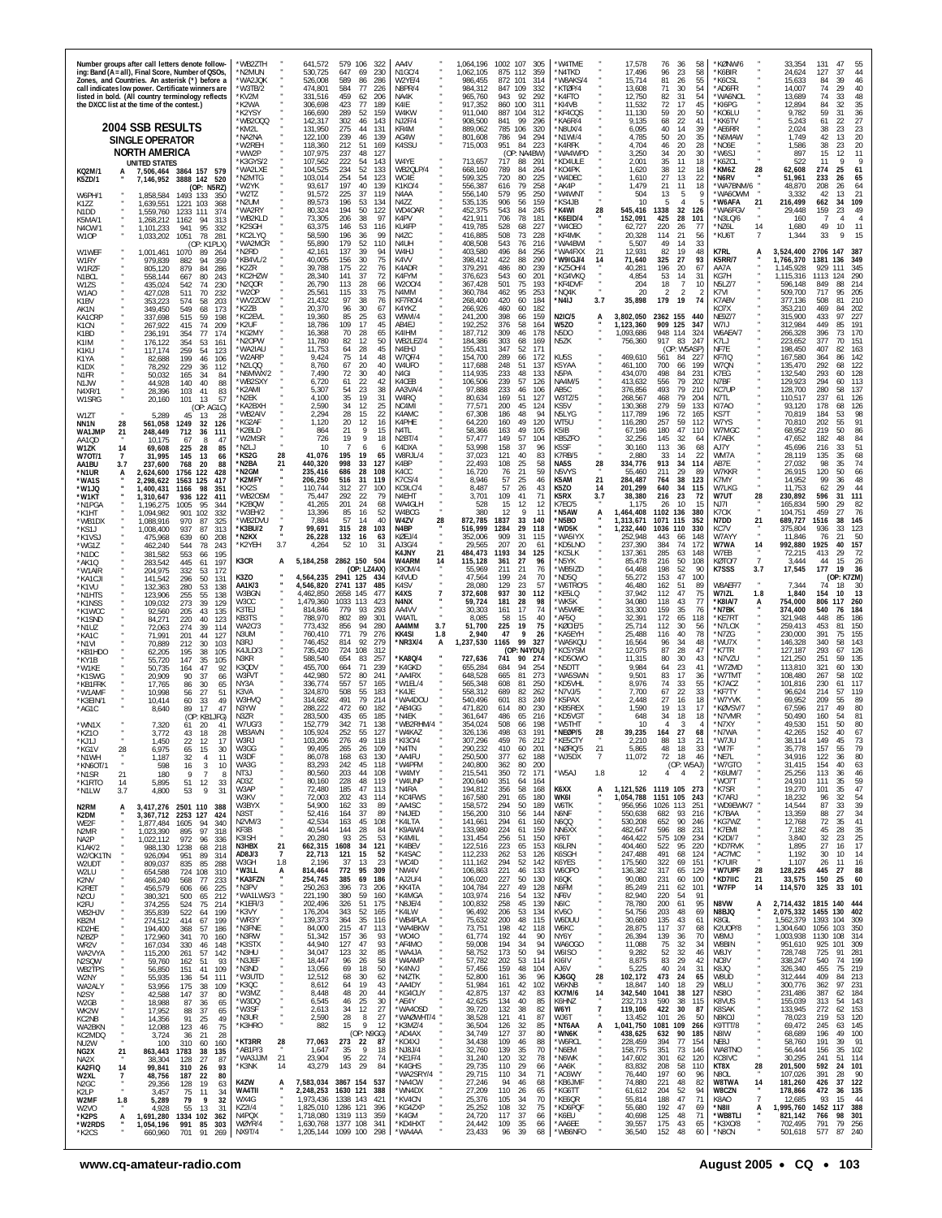Number groups after call letters denote following: Band (A = all), Final Score, Number of QSOs, Zones, and Countries. An asterisk (*) before a call indicates low power. Certificate winners are listed in bold. (All country terminology reflects the DXCC list at the time of the contest.)

# 2004 SSB RESULTS

## SINGLE OPERATOR

### NORTH AMERICA

**UNITED STATES**

| Call | Band | Score | QSOs | Zones | Countries |
|---|---|---|---|---|---|
| **KQ2M/1** | **A** | **7,506,464** | **3864** | **157** | **579** |
| **K5ZD/1** | " | **7,146,952** | **3888** | **142** | **520** |
| (OP: N5RZ) | | | | | |
| W6PH/1 | " | 1,858,584 | 1493 | 133 | 350 |
| K1ZZ | " | 1,639,551 | 1221 | 103 | 368 |
| N1DD | " | 1,559,760 | 1233 | 111 | 374 |
| K5MA/1 | " | 1,268,212 | 1162 | 94 | 313 |
| N4OW/1 | " | 1,101,233 | 941 | 95 | 332 |
| W1OP | " | 1,033,202 | 1051 | 78 | 281 |
| (OP: K1PLX) | | | | | |
| W1WEF | " | 1,001,461 | 1070 | 89 | 264 |
| W1RY | " | 979,839 | 882 | 94 | 359 |
| W1RZF | " | 805,120 | 879 | 84 | 286 |
| N1BCL | " | 558,144 | 667 | 80 | 243 |
| W1ZS | " | 435,024 | 542 | 74 | 230 |
| W1AO | " | 427,028 | 511 | 70 | 232 |
| K1BV | " | 353,223 | 574 | 58 | 203 |
| AK1N | " | 349,450 | 549 | 68 | 173 |
| KA1CRP | " | 337,698 | 515 | 59 | 198 |
| K1CN | " | 267,922 | 415 | 74 | 209 |
| K1BD | " | 236,191 | 354 | 77 | 174 |
| K1IM | " | 176,122 | 354 | 53 | 161 |
| K1KU | " | 117,174 | 259 | 54 | 123 |
| K1YA | " | 82,688 | 199 | 46 | 106 |
| K1DX | " | 78,292 | 229 | 36 | 112 |
| N1FR | " | 50,032 | 165 | 34 | 84 |
| N1JW | " | 44,928 | 140 | 40 | 88 |
| N4XR/1 | " | 28,396 | 103 | 41 | 83 |
| W1SRG | " | 20,160 | 101 | 13 | 57 |
| (OP: AG1C) | | | | | |
| W1ZT | " | 5,289 | 45 | 13 | 28 |
| **NN1N** | **28** | **561,058** | **1249** | **32** | **126** |
| **WA1JMP** | **21** | **248,449** | **712** | **36** | **111** |
| AA1QD | " | 10,175 | 67 | 8 | 47 |
| **W1ZK** | **14** | **69,608** | **225** | **28** | **85** |
| **W7OT/1** | **7** | **31,995** | **145** | **13** | **66** |
| **AA1BU** | **3.7** | **237,600** | **768** | **20** | **88** |
| ***N1UR** | **A** | **2,624,600** | **1756** | **122** | **428** |
| ***WA1S** | " | **2,298,622** | **1563** | **125** | **417** |
| ***W1JQ** | " | **1,400,431** | **1166** | **98** | **351** |
| ***W1KT** | " | **1,310,647** | **936** | **122** | **411** |
| *N1PGA | " | 1,196,275 | 1005 | 95 | 344 |
| *K1HT | " | 1,094,982 | 901 | 102 | 332 |
| *WB1DX | " | 1,088,916 | 970 | 87 | 325 |
| *KS1J | " | 1,008,400 | 937 | 87 | 313 |
| *K1VSJ | " | 475,968 | 639 | 60 | 208 |
| *WG1Z | " | 462,240 | 544 | 78 | 243 |
| *N1DC | " | 381,582 | 553 | 66 | 195 |
| *AK1Q | " | 283,542 | 445 | 61 | 197 |
| *W1AIR | " | 204,975 | 332 | 53 | 172 |
| *KA1CJI | " | 141,542 | 296 | 50 | 131 |
| *K1VU | " | 132,363 | 280 | 53 | 138 |
| *N1HTS | " | 123,906 | 255 | 55 | 138 |
| *K1NSS | " | 109,032 | 273 | 39 | 129 |
| *K1WCC | " | 92,560 | 205 | 43 | 125 |
| *K1SND | " | 84,271 | 220 | 40 | 123 |
| *N1UZ | " | 72,063 | 274 | 39 | 114 |
| *KA1C | " | 71,991 | 201 | 44 | 127 |
| *N1VI | " | 70,889 | 212 | 30 | 103 |
| *KB1HDO | " | 62,205 | 195 | 38 | 105 |
| *KY1B | " | 55,720 | 147 | 35 | 105 |
| *W1KE | " | 50,735 | 164 | 47 | 92 |
| *K1SWG | " | 20,909 | 90 | 37 | 66 |
| *KB1FRK | " | 17,765 | 86 | 30 | 65 |
| *W1AMF | " | 10,998 | 56 | 27 | 51 |
| *K3BN/1 | " | 10,414 | 60 | 33 | 49 |
| *AG1C | " | 8,640 | 89 | 17 | 47 |
| (OP: KB1JFG) | | | | | |
| *WN1X | " | 7,320 | 61 | 20 | 41 |
| *KZ1O | " | 3,772 | 43 | 18 | 28 |
| *KJ1J | " | 1,450 | 22 | 12 | 17 |
| *KG1V | 28 | 6,975 | 65 | 15 | 30 |
| *N1WH | " | 1,187 | 32 | 4 | 11 |
| *KN6OT/1 | " | 598 | 16 | 3 | 10 |
| *N1SR | 21 | 180 | 9 | 7 | 8 |
| *K1RTO | 14 | 5,895 | 51 | 12 | 33 |
| *N1LW | 3.7 | 4,800 | 53 | 9 | 31 |
| **N2RM** | **A** | **3,417,276** | **2501** | **110** | **388** |
| **K2DM** | " | **3,367,712** | **2253** | **127** | **424** |
| WE2F | " | 1,877,484 | 1605 | 94 | 340 |
| N2MR | " | 1,023,390 | 895 | 97 | 318 |
| NA2P | " | 1,022,112 | 972 | 96 | 336 |
| K1AK/2 | " | 988,130 | 1238 | 68 | 218 |
| W2/OK1TN | " | 926,094 | 951 | 89 | 314 |
| W2UDT | " | 809,037 | 835 | 85 | 288 |
| W2LU | " | 654,588 | 724 | 108 | 310 |
| K2NV | " | 466,240 | 568 | 77 | 233 |
| K2RET | " | 456,579 | 606 | 66 | 225 |
| N2CU | " | 380,321 | 500 | 65 | 212 |
| K2FU | " | 374,255 | 524 | 75 | 184 |
| WB2HJV | " | 355,839 | 522 | 64 | 199 |
| KB2M | " | 274,512 | 414 | 67 | 199 |
| KD2HE | " | 194,400 | 368 | 57 | 186 |
| N2BZP | " | 172,960 | 341 | 70 | 160 |
| WF2V | " | 167,034 | 330 | 46 | 148 |
| WA2VYA | " | 115,200 | 261 | 57 | 143 |
| N2SQW | " | 59,760 | 162 | 51 | 93 |
| WB2TPS | " | 56,850 | 151 | 41 | 109 |
| W2NY | " | 55,935 | 136 | 54 | 111 |
| WA2ALY | " | 53,956 | 175 | 38 | 100 |
| N2SY | " | 42,588 | 147 | 37 | 80 |
| W2GB | " | 18,988 | 87 | 36 | 65 |
| WK2W | " | 17,952 | 88 | 37 | 65 |
| KC2NB | " | 14,356 | 91 | 25 | 49 |
| WA2BKN | " | 12,088 | 123 | 46 | 75 |
| KC2MDQ | " | 3,724 | 36 | 21 | 28 |
| NU2W | " | 100 | 10 | 5 | 5 |
| **NG2X** | **21** | **863,443** | **1783** | **38** | **135** |
| NA2X | " | 38,304 | 128 | 27 | 87 |
| N2WN | " | 31,395 | 128 | 25 | 80 |
| **W2XL** | **7** | **48,756** | **187** | **22** | **80** |
| N2GC | " | 29,356 | 128 | 19 | 63 |
| K2LP | " | 3,457 | 75 | 11 | 34 |
| **W2MF** | **1.8** | **5,289** | **79** | **12** | **34** |
| W2VO | " | 4,928 | 55 | 13 | 31 |
| ***K2PS** | **A** | **1,691,280** | **1334** | **102** | **362** |
| ***W2RDS** | " | **1,054,196** | **991** | **85** | **303** |
| *K2CS | " | 660,960 | 701 | 91 | 269 |
| *WB2ZTH | " | 641,572 | 579 | 106 | 322 |
| *N2MUN | " | 530,725 | 647 | 69 | 230 |
| *WA2JQK | " | 526,008 | 589 | 86 | 286 |
| *W3TB/2 | " | 474,801 | 584 | 77 | 226 |
| *KV2M | " | 331,516 | 459 | 62 | 206 |
| *K2WA | " | 306,698 | 423 | 77 | 189 |
| *K2YSY | " | 166,690 | 289 | 52 | 159 |
| *WB2OQQ | " | 142,317 | 302 | 46 | 143 |
| *KM2L | " | 131,950 | 275 | 44 | 131 |
| *NA2NA | " | 122,100 | 239 | 46 | 139 |
| *W2REH | " | 118,360 | 212 | 51 | 169 |
| *WW2P | " | 107,975 | 237 | 48 | 127 |
| *K3GYS/2 | " | 107,562 | 222 | 54 | 143 |
| *WA2LXE | " | 104,525 | 234 | 52 | 133 |
| *N2MTG | " | 103,014 | 254 | 54 | 123 |
| *W2YK | " | 93,617 | 197 | 40 | 139 |
| *W2TZ | " | 91,572 | 225 | 37 | 119 |
| *N2UM | " | 89,572 | 196 | 53 | 134 |
| *WA2RY | " | 80,324 | 194 | 50 | 122 |
| *WB2KLD | " | 73,305 | 206 | 38 | 97 |
| *K2SGH | " | 63,375 | 146 | 53 | 116 |
| *KC2LYQ | " | 58,590 | 196 | 36 | 99 |
| *WA2MCR | " | 55,890 | 179 | 52 | 110 |
| *N2RD | " | 42,161 | 137 | 39 | 94 |
| *KB4VL/2 | " | 40,005 | 156 | 30 | 75 |
| *K2ZR | " | 39,788 | 175 | 22 | 76 |
| *KC2HZW | " | 28,340 | 141 | 37 | 72 |
| *N2QOR | " | 26,790 | 113 | 28 | 66 |
| *W2OP | " | 25,561 | 115 | 33 | 75 |
| *WV2ZOW | " | 21,432 | 97 | 38 | 76 |
| *K2ZB | " | 20,370 | 96 | 30 | 67 |
| *KC2EVL | " | 19,360 | 85 | 25 | 63 |
| *K2UF | " | 18,786 | 109 | 17 | 45 |
| *KC2MY | " | 16,368 | 70 | 28 | 65 |
| *N2OPW | " | 11,780 | 82 | 12 | 50 |
| *WA2IAU | " | 11,753 | 64 | 28 | 45 |
| *W2ARP | " | 9,424 | 75 | 14 | 48 |
| *N2LQQ | " | 8,760 | 67 | 20 | 40 |
| *N8WNX/2 | " | 7,490 | 72 | 30 | 40 |
| *WB2SXY | " | 6,720 | 61 | 22 | 42 |
| *K2AMI | " | 5,307 | 54 | 23 | 38 |
| *N2EK | " | 4,100 | 35 | 19 | 31 |
| *KA2BXH | " | 2,590 | 34 | 12 | 25 |
| *WB2AIV | " | 2,294 | 28 | 15 | 22 |
| *KG2AF | " | 1,120 | 20 | 12 | 16 |
| *K2BLD | " | 864 | 21 | 9 | 15 |
| *W2MSR | " | 726 | 19 | 9 | 18 |
| *N2LJ | " | 10 | 7 | 6 | 6 |
| ***KS2G** | **28** | **41,076** | **195** | **19** | **65** |
| ***N2BA** | **21** | **440,320** | **998** | **33** | **127** |
| *N2GM | " | 235,416 | 686 | 28 | 108 |
| *K2MFY | " | 206,250 | 516 | 31 | 119 |
| *KQ2S | " | 110,744 | 312 | 27 | 100 |
| *WB2OSM | " | 75,447 | 292 | 22 | 79 |
| *K2BQW | " | 41,265 | 201 | 24 | 68 |
| *W3EH/2 | " | 13,396 | 85 | 16 | 52 |
| *WB2DVU | " | 7,884 | 57 | 14 | 40 |
| ***K3BU/2** | **7** | **99,691** | **315** | **28** | **103** |
| *N2KX | " | 26,228 | 132 | 16 | 63 |
| *K2YEH | 3.7 | 4,264 | 52 | 10 | 31 |
| **K3CR** | **A** | **5,184,258** | **2862** | **150** | **504** |
| (OP: LZ4AX) | | | | | |
| K3ZO | " | 4,564,235 | 2941 | 125 | 434 |
| AA1K/3 | " | 4,546,820 | 2741 | 137 | 485 |
| W3BGN | " | 4,462,850 | 2658 | 145 | 477 |
| W3CC | " | 1,479,360 | 1033 | 113 | 423 |
| K3TEJ | " | 814,846 | 779 | 93 | 293 |
| KB3TS | " | 788,970 | 802 | 89 | 301 |
| WA2CJ/3 | " | 773,432 | 856 | 94 | 280 |
| N3UM | " | 760,410 | 771 | 79 | 276 |
| N3RJ | " | 746,452 | 814 | 92 | 279 |
| KA3LD/3 | " | 735,420 | 724 | 108 | 312 |
| N3KR | " | 588,540 | 654 | 83 | 257 |
| K3QDV | " | 455,700 | 664 | 71 | 239 |
| W3FVT | " | 442,980 | 572 | 80 | 241 |
| NY3A | " | 336,774 | 557 | 57 | 165 |
| K3VA | " | 324,870 | 508 | 55 | 183 |
| W3HVQ | " | 314,682 | 491 | 79 | 214 |
| N3YW | " | 288,222 | 472 | 60 | 182 |
| N3ZR | " | 283,500 | 435 | 65 | 185 |
| W7UG/3 | " | 152,779 | 342 | 71 | 138 |
| WB3AVN | " | 105,924 | 252 | 55 | 127 |
| W3RJ | " | 103,206 | 276 | 49 | 118 |
| W3GG | " | 99,495 | 265 | 26 | 109 |
| W3DF | " | 86,078 | 168 | 63 | 130 |
| WA3G | " | 83,293 | 242 | 45 | 118 |
| NT3J | " | 80,560 | 203 | 44 | 108 |
| AD3Z | " | 80,160 | 228 | 48 | 119 |
| W3AP | " | 72,480 | 185 | 47 | 113 |
| W3KV | " | 72,003 | 202 | 43 | 114 |
| W3BYX | " | 54,900 | 162 | 33 | 89 |
| N3ST | " | 52,416 | 164 | 37 | 89 |
| N2VW/3 | " | 42,534 | 163 | 45 | 108 |
| KF3B | " | 40,544 | 144 | 28 | 84 |
| K3ISH | " | 20,280 | 93 | 25 | 53 |
| **N3HBX** | **21** | **662,315** | **1608** | **34** | **121** |
| **AD8J/3** | **7** | **22,713** | **121** | **15** | **52** |
| **W3GH** | **1.8** | **2,196** | **37** | **13** | **23** |
| ***W3LL** | **A** | **814,464** | **772** | **95** | **309** |
| *KA3FZN | " | 254,745 | 385 | 69 | 186 |
| *N3PV | " | 250,263 | 396 | 73 | 206 |
| *WA1LWS/3 | " | 221,190 | 389 | 59 | 160 |
| *K1EFI/3 | " | 202,496 | 326 | 51 | 175 |
| *K3VY | " | 176,204 | 343 | 52 | 165 |
| *WR3Y | " | 139,373 | 364 | 35 | 116 |
| *N3FNE | " | 84,000 | 215 | 47 | 113 |
| *N3RW | " | 51,342 | 157 | 36 | 93 |
| *K3STX | " | 44,940 | 127 | 47 | 93 |
| *N3BAY | " | 29,008 | 120 | 33 | 71 |
| *N3JEF | " | 18,447 | 96 | 26 | 58 |
| *N3ND | " | 13,056 | 69 | 18 | 50 |
| *N3UTD | " | 12,512 | 68 | 30 | 52 |
| *K3QC | " | 8,612 | 64 | 19 | 43 |
| *W3MZ | " | 8,448 | 48 | 20 | 44 |
| *W3DQ | " | 6,545 | 46 | 25 | 30 |
| *W3SF | " | 2,613 | 34 | 12 | 27 |
| *N3UR | " | 2,590 | 28 | 8 | 27 |
| *K3HRO | " | 882 | 15 | 9 | 12 |
| (OP: N9GG) | | | | | |
| ***KT3RR** | **28** | **77,063** | **273** | **22** | **87** |
| *AB1P/3 | " | 1,647 | 35 | 9 | 18 |
| ***WA3JJM** | **21** | **23,904** | **95** | **22** | **74** |
| ***K3NK** | **14** | **43,279** | **143** | **29** | **84** |
| **K4ZW** | **A** | **7,583,034** | **3867** | **154** | **537** |
| WA4TII | " | 2,248,253 | 1630 | 121 | 388 |
| WX4G | " | 1,973,436 | 1338 | 143 | 421 |
| KZ2I/4 | " | 1,825,010 | 1286 | 121 | 396 |
| N4PQX | " | 1,718,080 | 1319 | 113 | 399 |
| W0RR/4 | " | 1,630,798 | 1177 | 138 | 412 |
| NX9T/4 | " | 1,205,144 | 1099 | 100 | 298 |
| AA4V | " | 1,064,196 | 1002 | 107 | 305 |
| N1GC/4 | " | 1,062,105 | 875 | 112 | 359 |
| W2YE/4 | " | 986,455 | 872 | 101 | 314 |
| N8PR/4 | " | 984,312 | 847 | 109 | 332 |
| NA4K | " | 965,760 | 943 | 92 | 292 |
| K4IE | " | 917,352 | 860 | 100 | 311 |
| W4KW | " | 911,040 | 887 | 104 | 312 |
| NJ2F/4 | " | 908,500 | 841 | 99 | 296 |
| KR4M | " | 889,062 | 785 | 106 | 320 |
| AG4W | " | 801,608 | 786 | 94 | 294 |
| K4SSU | " | 715,003 | 951 | 84 | 223 |
| (OP: NA4BW) | | | | | |
| W4YE | " | 713,657 | 717 | 88 | 291 |
| WB2QLP/4 | " | 668,160 | 789 | 84 | 264 |
| WC4E | " | 599,325 | 720 | 80 | 225 |
| K1KO/4 | " | 556,387 | 616 | 79 | 258 |
| NA4A | " | 556,140 | 579 | 95 | 250 |
| N4ZZ | " | 535,135 | 906 | 56 | 159 |
| WD4OAR | " | 452,375 | 543 | 84 | 245 |
| K4PV | " | 421,911 | 706 | 78 | 181 |
| KU4FP | " | 419,785 | 528 | 68 | 227 |
| N4ZC | " | 416,885 | 508 | 73 | 228 |
| N4UH | " | 408,508 | 543 | 76 | 216 |
| W4HJ | " | 403,580 | 496 | 84 | 256 |
| K4VV | " | 398,412 | 422 | 88 | 290 |
| K4ADR | " | 379,291 | 486 | 80 | 239 |
| K4FYM | " | 376,623 | 543 | 60 | 201 |
| W2OO/4 | " | 367,428 | 501 | 75 | 193 |
| N4MM | " | 360,784 | 462 | 95 | 253 |
| KF7RO/4 | " | 268,400 | 420 | 60 | 184 |
| K4YKZ | " | 266,926 | 460 | 60 | 182 |
| W0MM/4 | " | 241,200 | 398 | 66 | 159 |
| AB4EJ | " | 192,252 | 376 | 58 | 164 |
| K4HM | " | 187,712 | 309 | 46 | 178 |
| WB2LEZ/4 | " | 184,386 | 303 | 68 | 169 |
| N4EHJ | " | 155,431 | 347 | 52 | 171 |
| W7QF/4 | " | 154,700 | 289 | 66 | 172 |
| W4UFO | " | 117,688 | 248 | 51 | 137 |
| N4GI | " | 114,935 | 233 | 48 | 133 |
| K4CEB | " | 106,506 | 239 | 57 | 126 |
| AA3VA/4 | " | 97,888 | 233 | 46 | 106 |
| W4RQ | " | 80,634 | 169 | 51 | 127 |
| NC4MI | " | 77,571 | 200 | 45 | 124 |
| K4AMC | " | 67,308 | 186 | 48 | 94 |
| K4PHE | " | 64,220 | 160 | 49 | 120 |
| N4TL | " | 58,366 | 163 | 49 | 105 |
| N2BT/4 | " | 57,477 | 149 | 57 | 104 |
| K4DXA | " | 53,996 | 158 | 37 | 96 |
| WB5RJL/4 | " | 37,023 | 121 | 40 | 83 |
| K4EIP | " | 22,493 | 108 | 25 | 56 |
| K4CC | " | 16,720 | 76 | 21 | 59 |
| K7CS/4 | " | 8,946 | 57 | 25 | 46 |
| KC9LC/4 | " | 8,487 | 57 | 26 | 43 |
| N4EHT | " | 3,701 | 109 | 41 | 71 |
| WA4GLH | " | 528 | 15 | 12 | 12 |
| W4BCG | " | 380 | 12 | 9 | 11 |
| **W4ZV** | **28** | **872,785** | **1837** | **33** | **140** |
| **N4BP** | " | **516,999** | **1284** | **29** | **118** |
| K2EJ/4 | " | 352,006 | 909 | 31 | 115 |
| AD4GJ | " | 29,565 | 207 | 20 | 61 |
| **K4JNY** | **21** | **484,473** | **1193** | **34** | **125** |
| **W4ARM** | **14** | **115,128** | **361** | **27** | **96** |
| K9OM/4 | " | 55,969 | 211 | 21 | 76 |
| K4VUD | " | 47,544 | 199 | 24 | 70 |
| K4SV | " | 28,080 | 129 | 23 | 57 |
| **K4XS** | **7** | **372,608** | **937** | **30** | **112** |
| **N4NX** | " | **59,724** | **181** | **28** | **98** |
| AA4W | " | 30,303 | 161 | 17 | 74 |
| W4ATL | " | 8,085 | 58 | 15 | 40 |
| **AA4M** | **3.7** | **51,700** | **225** | **19** | **75** |
| **KK4SI** | **1.8** | **2,940** | **47** | **9** | **26** |
| ***NR3X/4** | **A** | **1,237,530** | **1165** | **99** | **327** |
| (OP: N4YDU) | | | | | |
| *KA8Q/4 | " | 727,636 | 741 | 90 | 274 |
| *K4GKD | " | 655,284 | 684 | 94 | 254 |
| *AA4RX | " | 648,528 | 665 | 81 | 273 |
| *W1EL/4 | " | 565,348 | 608 | 81 | 250 |
| *K4JE | " | 558,312 | 689 | 82 | 260 |
| *WA4DOU | " | 540,496 | 601 | 83 | 249 |
| *AB4GG | " | 471,820 | 614 | 80 | 230 |
| *N4EK | " | 361,647 | 486 | 65 | 216 |
| *WB2RHM/4 | " | 354,024 | 506 | 66 | 198 |
| *W4KAZ | " | 326,136 | 498 | 63 | 191 |
| *KI3O/4 | " | 307,296 | 459 | 76 | 212 |
| *N4TN | " | 290,232 | 410 | 60 | 201 |
| *AA4FU | " | 250,500 | 377 | 62 | 188 |
| *W4PFM | " | 240,800 | 362 | 80 | 200 |
| *W4MY | " | 215,541 | 350 | 72 | 171 |
| *W4UNP | " | 200,640 | 351 | 64 | 164 |
| *N4RA | " | 194,812 | 356 | 58 | 168 |
| *KC4FWS | " | 167,580 | 291 | 65 | 180 |
| *AA4SC | " | 158,572 | 294 | 50 | 189 |
| *N4JED | " | 156,200 | 310 | 56 | 144 |
| *K4LTA | " | 141,661 | 294 | 61 | 160 |
| *K9AW/4 | " | 133,980 | 224 | 61 | 159 |
| *K4MIL | " | 131,454 | 256 | 51 | 150 |
| *K4BEV | " | 122,516 | 223 | 65 | 153 |
| *K4SAC | " | 112,223 | 262 | 53 | 126 |
| *W4CID | " | 111,162 | 194 | 52 | 142 |
| *NW4V | " | 106,863 | 221 | 46 | 133 |
| *K4JZU/4 | " | 106,020 | 227 | 50 | 130 |
| *KK4TA | " | 104,784 | 227 | 49 | 128 |
| *K4MGA | " | 103,974 | 216 | 54 | 132 |
| *N8JE/4 | " | 100,832 | 258 | 45 | 139 |
| *K4LW | " | 96,492 | 206 | 53 | 134 |
| *WB4PLA | " | 75,632 | 200 | 48 | 115 |
| *WA4BKW | " | 73,751 | 198 | 42 | 118 |
| *WO4O | " | 61,774 | 192 | 44 | 90 |
| *AF4MO | " | 59,008 | 194 | 34 | 94 |
| *W4NJA | " | 58,750 | 173 | 50 | 94 |
| *W4AMP | " | 57,782 | 202 | 53 | 114 |
| *K4NVJ | " | 57,456 | 159 | 48 | 104 |
| *AD4AX | " | 34,749 | 127 | 37 | 80 |
| *KD4LCU | " | 42,875 | 137 | 42 | 83 |
| *KE4Y | " | 42,435 | 125 | 43 | 82 |
| *K4DMH | " | 39,720 | 132 | 38 | 82 |
| *W4PHL | " | 38,528 | 121 | 41 | 87 |
| *K4GHS | " | 29,735 | 130 | 35 | 80 |
| *WA2SRY/4 | " | 29,716 | 118 | 38 | 69 |
| *N4COW | " | 27,440 | 110 | 40 | 72 |
| *KC4RTY | " | 27,346 | 121 | 31 | 63 |
| *K4WTM | " | 26,130 | 114 | 34 | 68 |
| *K4WTO | " | 25,440 | 108 | 33 | 73 |
| *KD4HXT | " | 24,442 | 109 | 29 | 67 |
| *WA4AA | " | 23,433 | 96 | 33 | 66 |
| *W4TME | " | 17,578 | 76 | 36 | 58 |
| *N4TKD | " | 17,496 | 96 | 23 | 58 |
| *WB4KS/4 | " | 15,714 | 81 | 26 | 55 |
| *KT0P/4 | " | 13,608 | 71 | 30 | 54 |
| *K4FTO | " | 12,750 | 82 | 31 | 54 |
| *KI4VB | " | 11,532 | 72 | 17 | 45 |
| *KR4CQS | " | 11,130 | 59 | 20 | 50 |
| *KA6R/4 | " | 9,135 | 68 | 22 | 41 |
| *N8UX/4 | " | 6,095 | 40 | 14 | 39 |
| *N1WI/4 | " | 4,785 | 50 | 20 | 35 |
| *K4RFK | " | 4,704 | 46 | 20 | 28 |
| *WA4WPD | " | 3,250 | 34 | 20 | 30 |
| *KD4ULE | " | 2,001 | 35 | 11 | 18 |
| *KO4PK | " | 1,620 | 38 | 12 | 18 |
| *W4DEC | " | 1,610 | 27 | 13 | 22 |
| *AK4P | " | 1,479 | 21 | 11 | 18 |
| *W4WNT | " | 504 | 13 | 5 | 9 |
| *KS4JB | " | 10 | 5 | 4 | 5 |
| ***K4WI** | **28** | **545,416** | **1338** | **32** | **126** |
| ***K6BD/4** | " | **152,091** | **425** | **28** | **101** |
| *W4CEO | " | 62,727 | 220 | 26 | 77 |
| *KF4MK | " | 20,328 | 114 | 21 | 56 |
| *WA4BVI | " | 5,507 | 49 | 14 | 33 |
| *WA4FXX | 21 | 12,931 | 82 | 19 | 48 |
| ***W9IGJ/4** | **14** | **71,640** | **325** | **27** | **93** |
| *KZ5OH/4 | " | 40,281 | 196 | 20 | 67 |
| *KG4VKQ | " | 4,854 | 53 | 14 | 31 |
| *KF4IDV | " | 204 | 18 | 7 | 10 |
| *NQ4K | " | 20 | 2 | 2 | 2 |
| ***N4IJ** | **3.7** | **35,898** | **179** | **19** | **74** |
| **N2ICS** | **A** | **3,802,050** | **2362** | **155** | **440** |
| **W5ZO** | " | **1,123,360** | **909** | **125** | **347** |
| N5DO | " | 1,093,686 | 948 | 114 | 324 |
| N5ZK | " | 756,360 | 917 | 83 | 247 |
| (OP: W5ASP) | | | | | |
| KU5S | " | 469,610 | 561 | 84 | 227 |
| K5YAA | " | 461,100 | 700 | 66 | 199 |
| N5PA | " | 434,070 | 498 | 84 | 231 |
| NA4M/5 | " | 413,632 | 556 | 79 | 202 |
| AB5C | " | 376,856 | 493 | 79 | 210 |
| W3TZ/5 | " | 268,567 | 468 | 79 | 204 |
| KS5V | " | 130,368 | 279 | 59 | 133 |
| N5LYG | " | 117,789 | 196 | 72 | 165 |
| WT5U | " | 116,280 | 257 | 59 | 112 |
| K5IB | " | 67,196 | 180 | 47 | 110 |
| KB5ZFO | " | 32,256 | 145 | 32 | 64 |
| K5SF | " | 30,160 | 113 | 36 | 68 |
| K7RB/5 | " | 2,880 | 33 | 14 | 22 |
| **NA5S** | **28** | **334,776** | **913** | **34** | **114** |
| N5VYS | " | 55,460 | 211 | 29 | 89 |
| **K5AM** | **21** | **284,487** | **764** | **38** | **123** |
| **K5ZO** | **14** | **201,299** | **640** | **34** | **115** |
| **K5RX** | **3.7** | **38,380** | **216** | **23** | **72** |
| K7EC/5 | " | 1,175 | 26 | 10 | 15 |
| ***N5AW** | **A** | **1,464,408** | **1102** | **136** | **380** |
| ***N6BO** | " | **1,313,671** | **1071** | **115** | **352** |
| ***WD5K** | " | **1,232,440** | **1036** | **110** | **330** |
| *WA5IYX | " | 252,948 | 443 | 66 | 148 |
| *KD5LNO | " | 237,390 | 384 | 74 | 172 |
| *KC5LK | " | 137,361 | 285 | 63 | 148 |
| *N5YK | " | 85,478 | 216 | 50 | 108 |
| *WB5IZD | " | 64,468 | 198 | 52 | 90 |
| *ND5Q | " | 55,272 | 153 | 47 | 100 |
| *W6TRO/5 | " | 46,480 | 162 | 51 | 89 |
| *KE5LQ | " | 37,942 | 112 | 47 | 75 |
| *WK5K | " | 34,080 | 118 | 43 | 77 |
| *W5WRE | " | 33,300 | 159 | 35 | 76 |
| *AF5Q | " | 32,391 | 172 | 65 | 118 |
| *K0CE/5 | " | 25,714 | 112 | 30 | 56 |
| *KA5EYH | " | 25,488 | 116 | 40 | 78 |
| *WA5KQU | " | 16,564 | 96 | 34 | 48 |
| *KC5YSM | " | 12,075 | 87 | 28 | 47 |
| *KD5OWO | " | 10,272 | 61 | 23 | 25 |
| *N5DTT | " | 9,984 | 64 | 23 | 41 |
| *WA5SWN | " | 9,501 | 83 | 17 | 36 |
| *KD5VHL | " | 8,976 | 74 | 33 | 55 |
| *N7VJ/5 | " | 7,700 | 67 | 22 | 33 |
| *K5PAX | " | 2,448 | 27 | 16 | 18 |
| *KB5REX | " | 1,590 | 19 | 13 | 17 |
| *KD5VGT | " | 648 | 34 | 18 | 18 |
| *W5THT | " | 10 | 3 | 3 | 4 |
| ***NE0P/5** | **28** | **39,235** | **164** | **27** | **68** |
| *KE5CTY | " | 2,210 | 88 | 13 | 21 |
| *N0RQ/5 | 21 | 5,865 | 48 | 18 | 33 |
| *WJ5DX | 7 | 11,072 | 72 | 18 | 46 |
| (OP: W5AJ) | | | | | |
| *W5AJ | 1.8 | 12 | 4 | 4 | 2 |
| **K6XX** | **A** | **1,121,526** | **1119** | **105** | **273** |
| **WK6I** | " | **1,054,788** | **1151** | **105** | **243** |
| W6TK | " | 956,956 | 1026 | 113 | 251 |
| N6NF | " | 550,638 | 682 | 93 | 216 |
| N6QQ | " | 530,208 | 652 | 90 | 246 |
| NK6X | " | 482,647 | 596 | 88 | 231 |
| KF6T | " | 464,422 | 575 | 109 | 234 |
| K6LRN | " | 404,662 | 522 | 95 | 220 |
| K6SGH | " | 247,488 | 491 | 68 | 124 |
| K6YES | " | 175,560 | 322 | 69 | 151 |
| W6OPO | " | 136,362 | 317 | 65 | 129 |
| K6QK | " | 90,080 | 231 | 60 | 100 |
| N6FM | " | 85,249 | 211 | 62 | 101 |
| N6RV | " | 82,940 | 220 | 54 | 91 |
| N6IC | " | 78,780 | 200 | 61 | 95 |
| KV6O | " | 54,756 | 203 | 48 | 69 |
| W6DOU | " | 30,680 | 135 | 43 | 61 |
| KF6NSD | " | 28,875 | 117 | 37 | 68 |
| NY6Y | " | 26,394 | 139 | 36 | 70 |
| WA6OGO | " | 11,088 | 75 | 30 | 36 |
| W6ISO | " | 9,282 | 52 | 32 | 46 |
| K6HT | " | 8,875 | 83 | 29 | 42 |
| KJ6V | " | 5,225 | 40 | 24 | 31 |
| **K6GQ** | **28** | **102,172** | **473** | **24** | **65** |
| W6KNB | " | 18,847 | 140 | 18 | 29 |
| **KX7M/6** | **14** | **342,540** | **1041** | **38** | **127** |
| K6HNZ | " | 232,713 | 590 | 38 | 115 |
| **W6YI** | **7** | **119,106** | **422** | **30** | **87** |
| W6JT | " | 13,452 | 101 | 26 | 50 |
| ***NT6AA** | **A** | **1,041,750** | **1081** | **109** | **266** |
| *WN6K | " | 438,625 | 632 | 90 | 185 |
| *W6RCL | " | 228,459 | 441 | 74 | 157 |
| *N6EM | " | 158,775 | 351 | 64 | 146 |
| *N6WK | " | 147,602 | 302 | 61 | 129 |
| *AA6K | " | 83,832 | 208 | 58 | 110 |
| *AC6WY | " | 76,440 | 207 | 56 | 109 |
| *KB6JMF | " | 74,880 | 203 | 55 | 105 |
| *KG6TT | " | 61,612 | 224 | 50 | 83 |
| *KB6QR | " | 57,552 | 171 | 47 | 105 |
| *KD6FQF | " | 55,680 | 192 | 54 | 114 |
| *K6EJ | " | 40,194 | 175 | 42 | 75 |
| *W6KY | " | 37,604 | 137 | 49 | 69 |
| *W6CN | " | 36,540 | 152 | 48 | 60 |
| *K0NW/6 | " | 33,354 | 131 | 47 | 55 |
| *K6BIR | " | 24,624 | 127 | 37 | 44 |
| *K6CSL | " | 15,633 | 84 | 39 | 46 |
| *AD6FR | " | 14,007 | 74 | 29 | 40 |
| *WA6NOL | " | 13,689 | 74 | 33 | 48 |
| *KI6PG | " | 12,894 | 84 | 32 | 35 |
| *KO6LU | " | 9,782 | 59 | 31 | 36 |
| *KK6TV | " | 5,243 | 61 | 22 | 27 |
| *AE6RR | " | 2,024 | 38 | 23 | 23 |
| *N6MAW | " | 1,749 | 42 | 13 | 20 |
| *NO6E | " | 1,586 | 38 | 23 | 20 |
| *W6SJ | " | 897 | 15 | 12 | 11 |
| *K6ZCL | " | 522 | 11 | 9 | 9 |
| ***KM6Z** | **28** | **62,608** | **274** | **25** | **61** |
| ***N6RV** | " | **51,961** | **233** | **26** | **65** |
| *WA7BNM/6 | " | 48,870 | 208 | 26 | 64 |
| *WA6OWM | " | 3,332 | 42 | 13 | 21 |
| ***W6AFA** | **21** | **216,499** | **662** | **34** | **109** |
| *WA6FGV | " | 29,448 | 159 | 23 | 49 |
| *N3LQ/6 | " | 160 | 7 | 4 | 4 |
| *NZ6L | 14 | 1,680 | 49 | 10 | 11 |
| *KU6T | 7 | 1,344 | 33 | 9 | 15 |
| **K7RL** | **A** | **3,524,400** | **2706** | **147** | **387** |
| **K5RR/7** | " | **1,766,370** | **1381** | **136** | **349** |
| AA7A | " | 1,145,928 | 929 | 111 | 345 |
| KG7H | " | 1,115,316 | 1113 | 124 | 290 |
| N5LZ/7 | " | 596,148 | 849 | 88 | 214 |
| K7VI | " | 509,700 | 717 | 95 | 205 |
| K7ABV | " | 377,136 | 508 | 81 | 210 |
| KO7X | " | 353,210 | 469 | 84 | 202 |
| NE9Z/7 | " | 315,900 | 433 | 97 | 227 |
| W7IJ | " | 312,984 | 449 | 85 | 191 |
| W6AEA/7 | " | 266,328 | 396 | 73 | 170 |
| K7LJ | " | 223,652 | 377 | 70 | 151 |
| NF7E | " | 198,450 | 407 | 62 | 163 |
| KF7IQ | " | 167,580 | 364 | 86 | 142 |
| W7QN | " | 135,470 | 292 | 68 | 122 |
| K7EG | " | 132,540 | 293 | 60 | 129 |
| N7BF | " | 129,923 | 294 | 60 | 113 |
| KC7UP | " | 128,700 | 280 | 58 | 137 |
| N7TL | " | 110,517 | 237 | 61 | 126 |
| KI7AO | " | 93,120 | 178 | 68 | 126 |
| KS7T | " | 70,819 | 184 | 53 | 98 |
| W7YS | " | 70,810 | 202 | 55 | 91 |
| W7MGC | " | 68,952 | 219 | 50 | 86 |
| K7ABK | " | 47,652 | 182 | 48 | 84 |
| AJ7Y | " | 45,696 | 216 | 33 | 51 |
| WM7A | " | 28,119 | 135 | 35 | 68 |
| AB7E | " | 27,032 | 98 | 35 | 74 |
| W7KKR | " | 26,915 | 120 | 50 | 66 |
| K7MY | " | 14,952 | 99 | 36 | 48 |
| W7LKG | " | 11,753 | 62 | 29 | 44 |
| **W7UT** | **28** | **230,892** | **596** | **31** | **111** |
| NJ7I | " | 165,834 | 590 | 29 | 82 |
| K7OX | " | 104,751 | 459 | 27 | 76 |
| **N7DD** | **21** | **689,727** | **1516** | **38** | **145** |
| KC7V | " | 375,804 | 936 | 33 | 123 |
| W7AYY | " | 11,846 | 76 | 21 | 50 |
| **W7WA** | **14** | **992,880** | **1925** | **40** | **157** |
| W7EB | " | 72,215 | 413 | 29 | 72 |
| K0TO/7 | 7 | 3,444 | 44 | 15 | 26 |
| **K7SSS** | **3.7** | **17,545** | **177** | **19** | **36** |
| (OP: K7ZM) | | | | | |
| W8AEF/7 | " | 7,344 | 74 | 18 | 30 |
| **W7IZL** | **1.8** | **1,840** | **154** | **10** | **13** |
| ***K8IA/7** | **A** | **754,000** | **906** | **117** | **260** |
| ***N7BK** | " | **374,400** | **540** | **76** | **184** |
| *KE7RT | " | 321,948 | 448 | 85 | 186 |
| *N7LOX | " | 259,413 | 453 | 81 | 150 |
| *N7ZG | " | 230,000 | 391 | 75 | 155 |
| *WU7X | " | 146,328 | 340 | 58 | 143 |
| *K7TR | " | 127,187 | 293 | 67 | 126 |
| *N7VZU | " | 121,250 | 251 | 59 | 135 |
| *W7ZMD | " | 113,810 | 321 | 60 | 130 |
| *W7TMT | " | 108,480 | 267 | 58 | 102 |
| *K7ACZ | " | 101,816 | 300 | 61 | 117 |
| *KF7TY | " | 96,624 | 214 | 57 | 119 |
| *W7YVK | " | 69,952 | 209 | 55 | 89 |
| *K0VSV/7 | " | 67,596 | 217 | 49 | 80 |
| *N7VMR | " | 50,490 | 160 | 54 | 81 |
| *N7XY | " | 49,530 | 151 | 50 | 80 |
| *N7WA | " | 42,265 | 152 | 40 | 67 |
| *W7JU | " | 38,114 | 149 | 45 | 73 |
| *WI7F | " | 35,778 | 157 | 55 | 79 |
| *NE7L | " | 34,916 | 122 | 36 | 80 |
| *W7GTO | " | 31,415 | 154 | 40 | 63 |
| *K6UM/7 | " | 25,256 | 113 | 36 | 46 |
| *WO7T | " | 24,910 | 111 | 35 | 59 |
| *K7SR | " | 19,270 | 101 | 35 | 47 |
| *K7ARJ | " | 18,232 | 96 | 32 | 54 |
| *WD9EWK/7 | " | 14,544 | 87 | 33 | 39 |
| *K7BAA | " | 13,359 | 88 | 27 | 34 |
| *KG7WZ | " | 12,768 | 72 | 35 | 41 |
| *K7EMI | " | 7,182 | 45 | 28 | 35 |
| *K2DI/7 | " | 3,840 | 32 | 23 | 25 |
| *KD7RVK | " | 1,895 | 27 | 16 | 17 |
| *AC7MC | " | 1,192 | 30 | 10 | 14 |
| *K7UIR | " | 1,107 | 26 | 21 | 16 |
| ***W7UPF** | **28** | **128,225** | **445** | **27** | **88** |
| ***KD7IIC** | **21** | **33,575** | **150** | **25** | **60** |
| ***W7FP** | **14** | **114,570** | **325** | **33** | **101** |
| **N8VW** | **A** | **2,714,432** | **1815** | **140** | **444** |
| N8BJQ | " | 2,075,332 | 1455 | 130 | 402 |
| K8GL | " | 1,562,379 | 1393 | 104 | 309 |
| K2UOP/8 | " | 1,304,640 | 1056 | 103 | 350 |
| W8MJ | " | 1,003,938 | 1130 | 108 | 114 |
| W8BIN | " | 951,610 | 925 | 101 | 309 |
| W8JY | " | 728,748 | 725 | 91 | 281 |
| NO2T | " | 338,247 | 540 | 74 | 199 |
| K8JQ | " | 326,340 | 455 | 75 | 219 |
| W8UD | " | 312,444 | 409 | 81 | 219 |
| W8LU | " | 300,776 | 362 | 97 | 231 |
| N8SO | " | 231,486 | 387 | 62 | 184 |
| K8VUS | " | 155,039 | 315 | 54 | 143 |
| K8SAK | " | 133,945 | 272 | 53 | 139 |
| N8KQ | " | 78,023 | 219 | 53 | 120 |
| K9TTT/8 | " | 69,472 | 245 | 63 | 103 |
| N8WW | " | 68,689 | 196 | 49 | 100 |
| N8LU | " | 62,800 | 181 | 48 | 82 |
| NE8J | " | 58,760 | 191 | 59 | 91 |
| KC8IVC | " | 30,295 | 241 | 51 | 114 |
| **KT8X** | **28** | **201,500** | **592** | **24** | **101** |
| **W8TAA** | **14** | **181,260** | **426** | **37** | **122** |
| W8CZN | " | 178,866 | 472 | 36 | 135 |
| K8AO | 7 | 12,685 | 93 | 15 | 44 |
| ***N8II** | **A** | **1,995,760** | **1452** | **117** | **388** |
| *WB8TLI | " | 821,142 | 766 | 98 | 301 |
| *K3XO/8 | " | 702,495 | 781 | 79 | 256 |
| *N8CN | " | 501,618 | 577 | 87 | 240 |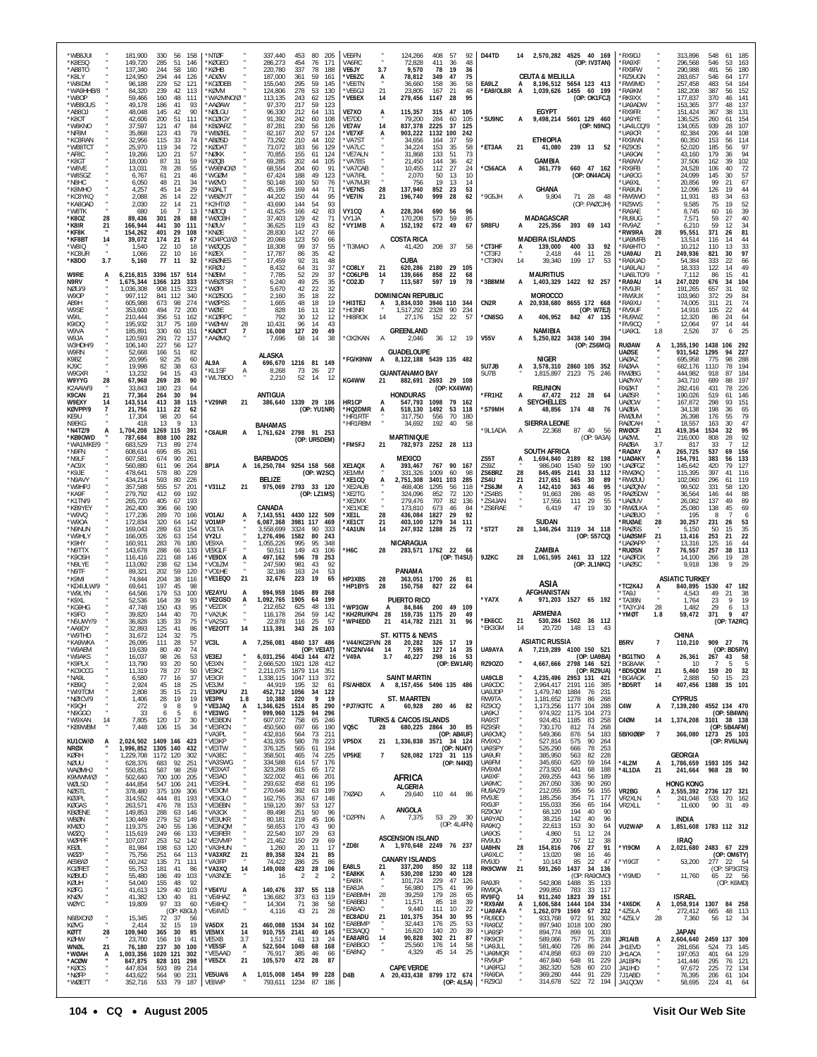| Call | Band | Score | QSOs | Zones | Countries |
|---|---|---|---|---|---|
| *WB8JUI | " | 181,900 | 330 | 56 | 158 |
| *K8ESQ | " | 149,720 | 285 | 51 | 146 |
| *AB8TO | " | 137,340 | 244 | 58 | 160 |
| *K8LY | " | 124,950 | 294 | 44 | 126 |
| *W8IDM | " | 96,188 | 229 | 52 | 121 |
| *WA8HHB/8 | " | 84,320 | 239 | 42 | 113 |
| *W8OP | " | 59,466 | 160 | 48 | 111 |
| *WB8GUS | " | 49,178 | 186 | 41 | 93 |
| *AB8OJ | " | 48,048 | 145 | 42 | 90 |
| *K8OT | " | 42,606 | 200 | 51 | 111 |
| *W8KNO | " | 37,597 | 121 | 47 | 84 |
| *NF8M | " | 35,868 | 123 | 43 | 79 |
| *KC8RAN | " | 32,956 | 115 | 33 | 74 |
| *WB8TCT | " | 25,970 | 119 | 34 | 72 |
| *AF8C | " | 19,266 | 120 | 21 | 57 |
| *K8GT | " | 18,000 | 87 | 31 | 59 |
| *W8VE | " | 13,071 | 78 | 28 | 55 |
| *W8SGZ | " | 6,767 | 61 | 21 | 46 |
| *N8HC | " | 6,050 | 48 | 21 | 34 |
| *K8MHO | " | 4,257 | 45 | 14 | 29 |
| *KC8YKQ | " | 2,088 | 26 | 14 | 22 |
| *KA8OAD | " | 2,030 | 22 | 14 | 21 |
| *W8TK | " | 680 | 16 | 7 | 13 |
| *K8OZ | 28 | 89,436 | 301 | 28 | 88 |
| *K8IR | 21 | 166,944 | 441 | 30 | 111 |
| *KF8K | " | 154,262 | 401 | 29 | 108 |
| *KF8BT | 14 | 39,072 | 174 | 21 | 67 |
| *W8IQ | " | 1,540 | 22 | 10 | 18 |
| *KC8UR | " | 1,066 | 22 | 10 | 16 |
| *K8DO | 3.7 | 5,160 | 77 | 11 | 32 |
| W9RE | A | 6,216,815 | 3396 | 157 | 514 |
| N9RV | " | 1,675,344 | 1366 | 123 | 333 |
| NØJ/9 | " | 1,036,308 | 908 | 115 | 323 |
| W9OP | " | 997,112 | 841 | 112 | 340 |
| AB9H | " | 605,988 | 673 | 98 | 274 |
| W9SE | " | 353,600 | 494 | 72 | 200 |
| W9IL | " | 210,444 | 356 | 51 | 162 |
| K9IDQ | " | 195,932 | 317 | 75 | 169 |
| W9VA | " | 185,891 | 330 | 60 | 151 |
| W9JA | " | 120,593 | 291 | 72 | 137 |
| W3HDH/9 | " | 106,140 | 227 | 56 | 127 |
| W9RN | " | 52,668 | 166 | 51 | 82 |
| K9BZ | " | 20,995 | 92 | 25 | 60 |
| KJ9C | " | 19,998 | 82 | 38 | 63 |
| W9GXR | " | 13,232 | 94 | 15 | 43 |
| W9YYG | 28 | 67,968 | 269 | 28 | 90 |
| K2AAW/9 | " | 33,843 | 180 | 23 | 64 |
| K9CAN | 21 | 77,364 | 264 | 30 | 94 |
| W9EXY | 14 | 143,514 | 413 | 38 | 115 |
| KØVPP/9 | 7 | 21,756 | 111 | 22 | 62 |
| KE9U | " | 17,304 | 98 | 20 | 64 |
| N9EKG | " | 418 | 13 | 9 | 13 |
| *N4TZ/9 | A | 1,704,208 | 1269 | 115 | 391 |
| *KB9OWD | " | 787,684 | 808 | 100 | 282 |
| *WA1MKE/9 | " | 683,529 | 713 | 89 | 274 |
| *N9FN | " | 608,614 | 695 | 85 | 261 |
| *N9LF | " | 607,581 | 674 | 90 | 261 |
| *AC9X | " | 560,880 | 611 | 96 | 264 |
| *K9JE | " | 478,641 | 578 | 80 | 229 |
| *N9AVY | " | 434,214 | 593 | 80 | 226 |
| *W9HPJ | " | 357,588 | 555 | 57 | 201 |
| *KA9F | " | 279,792 | 412 | 69 | 192 |
| *K1TN/9 | " | 265,720 | 405 | 67 | 193 |
| *KB9YEY | " | 262,400 | 396 | 66 | 190 |
| *W9VQ | " | 177,236 | 289 | 70 | 166 |
| *W9OA | " | 172,834 | 320 | 64 | 142 |
| *N9NUN | " | 169,043 | 289 | 63 | 154 |
| *W9HLY | " | 166,005 | 326 | 63 | 154 |
| *K9HY | " | 160,911 | 283 | 76 | 180 |
| *N9TTX | " | 143,678 | 288 | 66 | 133 |
| *K9OSH | " | 116,416 | 221 | 68 | 146 |
| *N9LYE | " | 113,092 | 238 | 62 | 134 |
| *N9TF | " | 89,321 | 202 | 59 | 120 |
| *K9MI | " | 74,884 | 204 | 38 | 116 |
| *KD4ULW/9 | " | 69,641 | 197 | 45 | 98 |
| *W9LYN | " | 64,566 | 179 | 53 | 100 |
| *K9XL | " | 52,536 | 164 | 39 | 93 |
| *KG9HG | " | 47,748 | 150 | 43 | 95 |
| *K9FO | " | 39,820 | 144 | 40 | 70 |
| *N9UWY/9 | " | 36,828 | 135 | 33 | 75 |
| *AA9DY | " | 32,893 | 125 | 41 | 86 |
| *W9THD | " | 31,672 | 124 | 32 | 75 |
| *KA9WKA | " | 26,095 | 111 | 28 | 57 |
| *W9AEM | " | 19,639 | 80 | 40 | 74 |
| *W9AKS | " | 16,037 | 98 | 26 | 53 |
| *K9PLX | " | 13,790 | 93 | 20 | 50 |
| *KC9CCG | " | 11,319 | 78 | 27 | 50 |
| *NA9L | " | 6,580 | 77 | 16 | 37 |
| *KB9Q | " | 2,924 | 45 | 18 | 25 |
| *WI9TOM | " | 2,808 | 35 | 15 | 21 |
| *N9OVD | " | 1,406 | 28 | 19 | 19 |
| *K9QH | " | 272 | 9 | 8 | 9 |
| *N9GGO | " | 33 | 6 | 5 | 6 |
| *W9XAN | 14 | 7,805 | 120 | 17 | 30 |
| *KB9WBM | " | 7,448 | 106 | 15 | 34 |
| KU1CW/Ø | A | 2,024,502 | 1409 | 146 | 423 |
| NRØX | " | 1,996,852 | 1305 | 140 | 432 |
| KØRH | " | 1,229,708 | 1172 | 120 | 302 |
| NØJU | " | 628,376 | 683 | 92 | 251 |
| WAØMHJ | " | 550,851 | 587 | 98 | 259 |
| K9MWM/Ø | " | 502,640 | 700 | 100 | 205 |
| WØLSD | " | 444,854 | 547 | 106 | 241 |
| NØSTL | " | 378,480 | 375 | 109 | 306 |
| KØIPL | " | 314,552 | 444 | 81 | 193 |
| KØGAS | " | 263,571 | 476 | 78 | 153 |
| KBØENE | " | 149,853 | 288 | 63 | 146 |
| WBØN | " | 130,449 | 279 | 52 | 149 |
| KMØO | " | 119,275 | 240 | 55 | 136 |
| WØZQ | " | 115,619 | 249 | 66 | 133 |
| WØPPF | " | 107,037 | 253 | 52 | 142 |
| KEØL | " | 81,984 | 198 | 63 | 120 |
| WØZP | " | 75,756 | 251 | 64 | 113 |
| AEØBØ | " | 60,242 | 135 | 71 | 111 |
| KOØRET | " | 55,753 | 181 | 41 | 86 |
| KØBUD | " | 55,480 | 186 | 49 | 103 |
| KØUH | " | 54,040 | 155 | 48 | 92 |
| KØFG | " | 41,613 | 129 | 40 | 103 |
| WØKR | " | 41,382 | 130 | 40 | 81 |
| WØYC | " | 19,809 | 97 | 33 | 60 |
| | | (OP: KØGU) | | | |
| NØEXO/Ø | " | 15,345 | 72 | 37 | 56 |
| KØVG | " | 2,414 | 32 | 15 | 19 |
| KØTT | 28 | 109,940 | 365 | 30 | 85 |
| KØHW | " | 23,700 | 156 | 19 | 41 |
| WNØL | 21 | 76,180 | 237 | 30 | 100 |
| *WØAH | A | 1,003,356 | 1020 | 121 | 302 |
| *ACØW | " | 847,875 | 828 | 101 | 298 |
| *KØCS | " | 447,834 | 593 | 89 | 214 |
| *NØFP | " | 443,622 | 564 | 90 | 231 |
| *WØETT | " | 352,716 | 533 | 79 | 187 |
| *NTØF | " | 337,440 | 453 | 80 | 205 |
| *KØGEO | " | 286,273 | 454 | 76 | 171 |
| *KØHB | " | 220,780 | 337 | 78 | 188 |
| *ADØW | " | 187,000 | 361 | 59 | 161 |
| *KCØDEB | " | 155,040 | 295 | 59 | 145 |
| *KØVM | " | 124,806 | 278 | 53 | 130 |
| *WA2MNO/Ø | " | 113,135 | 243 | 62 | 125 |
| *AAØAW | " | 97,370 | 217 | 59 | 123 |
| *NØLGU | " | 96,330 | 212 | 64 | 131 |
| *KCØIGY | " | 91,392 | 242 | 60 | 108 |
| *KBØARZ | " | 87,281 | 230 | 56 | 126 |
| *WBØIEL | " | 82,167 | 202 | 57 | 124 |
| *ABØSD | " | 73,292 | 210 | 44 | 102 |
| *KØDAT | " | 73,072 | 183 | 56 | 129 |
| *NØKK | " | 70,855 | 155 | 61 | 124 |
| *KØQB | " | 69,285 | 202 | 44 | 105 |
| *WB6NOO/Ø | " | 68,554 | 204 | 60 | 91 |
| *WQØM | " | 67,424 | 188 | 49 | 123 |
| *WØVD | " | 50,148 | 160 | 50 | 76 |
| *KØALT | " | 45,195 | 169 | 44 | 71 |
| *WBØYJT | " | 44,202 | 150 | 44 | 95 |
| *K2HT/Ø | " | 43,690 | 144 | 54 | 93 |
| *NØCQI | " | 41,625 | 166 | 42 | 83 |
| *WØCBH | " | 37,403 | 129 | 42 | 71 |
| *NØUV | " | 36,625 | 119 | 43 | 82 |
| *KNØE | " | 28,830 | 142 | 27 | 66 |
| *KD4PQJ/Ø | " | 20,068 | 123 | 50 | 66 |
| *WØQQS | " | 18,308 | 99 | 37 | 55 |
| *KØEX | " | 17,787 | 86 | 35 | 42 |
| *KBØNES | " | 17,459 | 92 | 31 | 48 |
| *KRØU | " | 8,432 | 64 | 31 | 37 |
| *NØBM | " | 7,785 | 52 | 29 | 37 |
| *WBØTSR | " | 6,240 | 49 | 25 | 35 |
| *WØPI | " | 5,670 | 42 | 22 | 32 |
| *KDØSOG | " | 2,160 | 35 | 18 | 22 |
| *WØPSS | " | 1,665 | 48 | 18 | 19 |
| *WØIE | " | 828 | 16 | 11 | 12 |
| *KCØRPC | " | 792 | 30 | 12 | 12 |
| *WØHW | 28 | 10,431 | 96 | 14 | 43 |
| *KAØCT | 7 | 16,008 | 127 | 20 | 49 |
| *AAØMQ | " | 7,696 | 68 | 14 | 38 |

### ALASKA

| Call | Band | Score | QSOs | Zones | Countries |
|---|---|---|---|---|---|
| AL9A | A | 696,670 | 1216 | 81 | 149 |
| *KL1SF | A | 8,268 | 73 | 26 | 27 |
| *WL7BDO | " | 2,210 | 52 | 14 | 12 |

### ANTIGUA

| Call | Band | Score | QSOs | Zones | Countries |
|---|---|---|---|---|---|
| *V29NR | 21 | 386,640 | 1339 | 29 | 106 |
| | | (OP: YU1NR) | | | |

### BAHAMAS

| Call | Band | Score | QSOs | Zones | Countries |
|---|---|---|---|---|---|
| *C6AUR | A | 1,761,624 | 2798 | 91 | 253 |
| | | (OP: UR5DEM) | | | |

### BARBADOS

| Call | Band | Score | QSOs | Zones | Countries |
|---|---|---|---|---|---|
| 8P1A | A | 16,250,784 | 9254 | 158 | 568 |
| | | (OP: W2SC) | | | |

### BELIZE

| Call | Band | Score | QSOs | Zones | Countries |
|---|---|---|---|---|---|
| *V31LZ | 21 | 975,069 | 2793 | 33 | 120 |
| | | (OP: LZ1MS) | | | |

### CANADA

| Call | Band | Score | QSOs | Zones | Countries |
|---|---|---|---|---|---|
| VO1AU | A | 7,143,551 | 4430 | 122 | 509 |
| VO1MP | " | 6,087,368 | 3981 | 117 | 469 |
| VO1TA | " | 3,558,699 | 3324 | 90 | 333 |
| VY2LI | " | 1,276,496 | 1582 | 80 | 243 |
| VE3XA | " | 1,055,226 | 995 | 95 | 348 |
| VE3GLF | " | 50,511 | 149 | 43 | 106 |
| *VE9DX | A | 497,162 | 596 | 78 | 253 |
| *VO1ZM | " | 247,590 | 981 | 43 | 92 |
| *VO1HE | " | 32,186 | 163 | 24 | 53 |
| *VE1EQO | 21 | 32,676 | 223 | 19 | 65 |
| VE2AYU | A | 994,959 | 1045 | 89 | 268 |
| *VE2GSO | A | 1,092,765 | 1905 | 64 | 199 |
| *VE2DX | " | 212,652 | 625 | 48 | 131 |
| *VA2UK | " | 116,178 | 264 | 59 | 142 |
| *VA2SG | " | 22,878 | 116 | 25 | 57 |
| *VE2OTT | 14 | 113,391 | 343 | 26 | 103 |
| VC3L | A | 7,256,081 | 4840 | 137 | 486 |
| | | (OP: VE3AT) | | | |
| VE3EJ | " | 6,031,256 | 4043 | 144 | 472 |
| VE3XN | " | 2,666,520 | 1921 | 128 | 412 |
| VE3KZ | " | 2,211,075 | 1879 | 114 | 351 |
| VE3CR | " | 1,338,115 | 1047 | 113 | 372 |
| VE3JM | " | 44,919 | 195 | 32 | 61 |
| VE3KPU | 21 | 452,172 | 1056 | 34 | 122 |
| VE3PN | 1.8 | 10,388 | 220 | 9 | 19 |
| *VE3JAQ | A | 1,346,625 | 1514 | 85 | 290 |
| *VE3WG | " | 999,960 | 1125 | 94 | 296 |
| *VE3BDN | " | 607,072 | 758 | 65 | 246 |
| *VE3RCN | " | 450,560 | 697 | 66 | 190 |
| *VA3PL | " | 432,816 | 564 | 73 | 211 |
| *VE3KP | " | 431,935 | 580 | 78 | 223 |
| *VE3TW | " | 376,125 | 565 | 61 | 194 |
| *VA3EC | " | 358,501 | 465 | 74 | 225 |
| *VA3SWG | " | 334,588 | 614 | 57 | 176 |
| *VE3XAT | " | 323,268 | 615 | 65 | 172 |
| *VE3AD | " | 322,002 | 461 | 66 | 201 |
| *VE3SHL | " | 293,632 | 458 | 61 | 195 |
| *VE3OM | " | 270,646 | 392 | 63 | 199 |
| *VE3OLO | " | 162,755 | 353 | 67 | 148 |
| *VE3EBN | " | 159,120 | 397 | 53 | 127 |
| *VA3CX | " | 89,498 | 251 | 50 | 96 |
| *VE3UKR | " | 80,181 | 219 | 45 | 106 |
| *VE3NQM | " | 58,653 | 170 | 43 | 90 |
| *VE3REP | " | 22,540 | 107 | 29 | 63 |
| *VE3VMP | " | 21,462 | 150 | 29 | 69 |
| *VA3HLN | " | 1,260 | 20 | 11 | 17 |
| *VA3XRZ | 21 | 89,358 | 324 | 21 | 85 |
| *VA3FP | " | 74,422 | 286 | 25 | 86 |
| *VA3XQ | 14 | 149,008 | 423 | 28 | 106 |
| *VA3NOE | " | 16 | 2 | 2 | 2 |
| *VE4YU | A | 140,376 | 337 | 55 | 118 |
| *VE4HAZ | " | 136,682 | 373 | 63 | 119 |
| *VE4HQ | " | 14,304 | 71 | 38 | 58 |
| *VE4VID | " | 4,116 | 43 | 21 | 28 |
| VA5DX | 21 | 460,088 | 1534 | 34 | 102 |
| VE5MX | 14 | 910,755 | 2141 | 40 | 145 |
| VE5XB | 3.7 | 1,517 | 61 | 13 | 24 |
| *VE5SF | A | 522,504 | 1049 | 68 | 168 |
| *VE5AAD | " | 76,917 | 385 | 46 | 65 |
| *VE5ZX | 21 | 105,570 | 472 | 28 | 87 |
| VE6UA/6 | A | 1,015,008 | 1454 | 99 | 228 |
| VE6WP | " | 793,611 | 1234 | 87 | 186 |
| VE6FN | " | 124,266 | 408 | 57 | 92 |
| VA6RC | " | 72,828 | 411 | 36 | 48 |
| VE6JY | 3.7 | 9,570 | 78 | 19 | 36 |
| *VE6ZC | A | 78,812 | 349 | 47 | 75 |
| *VE6TN | " | 36,660 | 158 | 36 | 58 |
| *VE6GJ | 21 | 23,805 | 167 | 21 | 48 |
| *VE6EX | 14 | 279,456 | 1147 | 28 | 95 |
| VE7XO | A | 115,357 | 315 | 47 | 105 |
| VE7DD | " | 79,200 | 284 | 60 | 105 |
| VE7AV | 14 | 837,378 | 2225 | 37 | 125 |
| *VE7XF | A | 903,222 | 1132 | 100 | 242 |
| *VA7ST | " | 34,656 | 164 | 37 | 59 |
| *VA7LC | " | 34,224 | 153 | 35 | 58 |
| *VE7ALN | " | 31,868 | 133 | 51 | 73 |
| *VA7BS | " | 21,450 | 144 | 36 | 42 |
| *VA7CAB | " | 10,455 | 112 | 27 | 24 |
| *VA7IRL | " | 2,070 | 50 | 13 | 10 |
| *VA7MJR | " | 756 | 19 | 13 | 14 |
| *VE7NS | 28 | 137,940 | 852 | 23 | 53 |
| *VE7IN | 21 | 196,740 | 999 | 28 | 62 |
| VY1CQ | A | 228,304 | 690 | 56 | 96 |
| VY1JA | " | 170,208 | 573 | 59 | 85 |
| *VY1MB | A | 152,192 | 672 | 49 | 67 |

### COSTA RICA

| Call | Band | Score | QSOs | Zones | Countries |
|---|---|---|---|---|---|
| *TI3MAO | A | 41,420 | 208 | 37 | 58 |

### CUBA

| Call | Band | Score | QSOs | Zones | Countries |
|---|---|---|---|---|---|
| *CO8LY | 21 | 620,286 | 2180 | 29 | 105 |
| *CO6LPB | 14 | 139,666 | 858 | 22 | 68 |
| *CO2JD | 7 | 113,587 | 597 | 19 | 78 |

### DOMINICAN REPUBLIC

| Call | Band | Score | QSOs | Zones | Countries |
|---|---|---|---|---|---|
| *HI3TEJ | A | 3,834,030 | 3946 | 110 | 344 |
| *HI3NR | " | 1,517,292 | 2328 | 90 | 234 |
| *HI8ROX | 14 | 27,176 | 152 | 22 | 57 |

### GREENLAND

| Call | Band | Score | QSOs | Zones | Countries |
|---|---|---|---|---|---|
| *OX2KAN | A | 2,046 | 36 | 12 | 19 |

### GUADELOUPE

| Call | Band | Score | QSOs | Zones | Countries |
|---|---|---|---|---|---|
| *FG/K9NW | A | 8,122,188 | 5439 | 135 | 482 |

### GUANTANAMO BAY

| Call | Band | Score | QSOs | Zones | Countries |
|---|---|---|---|---|---|
| KG4WW | 21 | 882,691 | 2693 | 29 | 108 |
| | | (OP: KX4WW) | | | |

### HONDURAS

| Call | Band | Score | QSOs | Zones | Countries |
|---|---|---|---|---|---|
| HR1CP | A | 547,793 | 1098 | 79 | 162 |
| *HQ2DMR | A | 518,130 | 1492 | 53 | 118 |
| *HR1RTF | " | 317,750 | 556 | 70 | 180 |
| *HR1RBM | " | 34,692 | 192 | 40 | 58 |

### MARTINIQUE

| Call | Band | Score | QSOs | Zones | Countries |
|---|---|---|---|---|---|
| *FM5FJ | 21 | 782,973 | 2252 | 28 | 113 |

### MEXICO

| Call | Band | Score | QSOs | Zones | Countries |
|---|---|---|---|---|---|
| XE1AQX | A | 393,467 | 767 | 90 | 167 |
| XE1MM | " | 331,326 | 1009 | 60 | 98 |
| *XE1CQ | A | 2,751,308 | 3401 | 103 | 285 |
| *XE2AUB | " | 468,408 | 1295 | 56 | 118 |
| *XE2TG | " | 324,096 | 852 | 72 | 120 |
| *XE2MX | " | 279,476 | 707 | 82 | 136 |
| *XE1XOE | " | 173,810 | 673 | 46 | 84 |
| *XE1L | 28 | 436,084 | 1827 | 29 | 92 |
| *XE1CT | 21 | 403,100 | 1279 | 34 | 111 |
| *4A1UN | 14 | 247,932 | 1288 | 25 | 72 |

### NICARAGUA

| Call | Band | Score | QSOs | Zones | Countries |
|---|---|---|---|---|---|
| *H6C | 28 | 283,571 | 1762 | 22 | 66 |
| | | (OP: TI4SU) | | | |

### PANAMA

| Call | Band | Score | QSOs | Zones | Countries |
|---|---|---|---|---|---|
| HP3XBS | 28 | 363,051 | 1700 | 26 | 81 |
| *HP1BYS | 28 | 150,758 | 827 | 22 | 64 |

### PUERTO RICO

| Call | Band | Score | QSOs | Zones | Countries |
|---|---|---|---|---|---|
| *WP3GW | A | 84,846 | 200 | 49 | 109 |
| *KH2RU/KP4 | 28 | 159,735 | 1175 | 20 | 49 |
| *WP4EDD | 21 | 414,782 | 2121 | 31 | 96 |

### ST. KITTS & NEVIS

| Call | Band | Score | QSOs | Zones | Countries |
|---|---|---|---|---|---|
| *V44/KC2FVN | 28 | 20,282 | 326 | 17 | 19 |
| *NC2N/V44 | 14 | 7,595 | 127 | 14 | 35 |
| *V49A | 3.7 | 40,227 | 298 | 16 | 53 |
| | | (OP: EW1AR) | | | |

### SAINT MARTIN

| Call | Band | Score | QSOs | Zones | Countries |
|---|---|---|---|---|---|
| FS/AH8DX | A | 8,157,456 | 5496 | 135 | 486 |

### ST. MAARTEN

| Call | Band | Score | QSOs | Zones | Countries |
|---|---|---|---|---|---|
| *PJ7/K3TC | A | 60,928 | 280 | 46 | 82 |

### TURKS & CAICOS ISLANDS

| Call | Band | Score | QSOs | Zones | Countries |
|---|---|---|---|---|---|
| VQ5C | 28 | 680,225 | 2864 | 30 | 85 |
| | | (OP: AB4UF) | | | |
| VP5DX | 21 | 1,336,838 | 3571 | 34 | 124 |
| | | (OP: NU4Y) | | | |
| VP5KE | 7 | 528,082 | 1723 | 31 | 115 |
| | | (OP: N4KE) | | | |

## AFRICA

### ALGERIA

| Call | Band | Score | QSOs | Zones | Countries |
|---|---|---|---|---|---|
| 7XØAD | A | 29,640 | 110 | 44 | 86 |

### ANGOLA

| Call | Band | Score | QSOs | Zones | Countries |
|---|---|---|---|---|---|
| *D2PFN | A | 7,375 | 53 | 29 | 30 |
| | | (OP: 4L4FN) | | | |

### ASCENSION ISLAND

| Call | Band | Score | QSOs | Zones | Countries |
|---|---|---|---|---|---|
| *ZD8I | A | 1,970,648 | 2249 | 76 | 237 |

### CANARY ISLANDS

| Call | Band | Score | QSOs | Zones | Countries |
|---|---|---|---|---|---|
| EA8LS | 21 | 337,200 | 850 | 32 | 118 |
| *EA8KK | A | 530,208 | 1230 | 40 | 128 |
| *EA8IK | " | 101,724 | 229 | 47 | 126 |
| *EA8JA | " | 56,980 | 175 | 41 | 99 |
| *EA8BMH | 28 | 39,259 | 179 | 28 | 65 |
| *EA8BBJ | " | 11,571 | 85 | 18 | 39 |
| *EA8AD | " | 9,440 | 111 | 10 | 22 |
| *EC8ADU | 21 | 101,375 | 354 | 30 | 95 |
| *EA8BMP | " | 32,443 | 176 | 25 | 53 |
| *EC8AQQ | " | 16,620 | 140 | 20 | 39 |
| *EA8ARG | 14 | 90,828 | 302 | 21 | 87 |
| *EA8BGO | " | 25,560 | 176 | 14 | 58 |
| *EA8NQ | " | 4,329 | 45 | 14 | 25 |

### CAPE VERDE

| Call | Band | Score | QSOs | Zones | Countries |
|---|---|---|---|---|---|
| D4B | A | 20,433,438 | 8799 | 172 | 674 |
| | | (OP: 4L5A) | | | |
| D44TD | 14 | 2,570,282 | 4525 | 40 | 169 |
| | | (OP: IV3TAN) | | | |

### CEUTA & MELILLA

| Call | Band | Score | QSOs | Zones | Countries |
|---|---|---|---|---|---|
| EA9LZ | A | 8,196,512 | 5654 | 123 | 413 |
| *EA9/OL8R | A | 1,039,626 | 1455 | 60 | 199 |
| | | (OP: OK1FCJ) | | | |

### EGYPT

| Call | Band | Score | QSOs | Zones | Countries |
|---|---|---|---|---|---|
| *SU9NC | A | 9,498,214 | 5601 | 129 | 460 |
| | | (OP: N9NC) | | | |

### ETHIOPIA

| Call | Band | Score | QSOs | Zones | Countries |
|---|---|---|---|---|---|
| *ET3AA | 21 | 41,080 | 239 | 13 | 52 |

### GAMBIA

| Call | Band | Score | QSOs | Zones | Countries |
|---|---|---|---|---|---|
| *C56ACA | A | 361,779 | 660 | 47 | 162 |
| | | (OP: ON4ACA) | | | |

### GHANA

| Call | Band | Score | QSOs | Zones | Countries |
|---|---|---|---|---|---|
| *9G5JH | A | 9,804 | 71 | 28 | 48 |
| | | (OP: PAØCJH) | | | |

### MADAGASCAR

| Call | Band | Score | QSOs | Zones | Countries |
|---|---|---|---|---|---|
| 5R8FU | A | 225,356 | 393 | 69 | 143 |

### MADEIRA ISLANDS

| Call | Band | Score | QSOs | Zones | Countries |
|---|---|---|---|---|---|
| *CT3HF | A | 139,000 | 400 | 33 | 92 |
| *CT3FJ | " | 2,418 | 44 | 11 | 28 |
| *CT3KN | 14 | 39,340 | 199 | 17 | 53 |

### MAURITIUS

| Call | Band | Score | QSOs | Zones | Countries |
|---|---|---|---|---|---|
| *3B8MM | A | 1,403,329 | 1422 | 92 | 257 |

### MOROCCO

| Call | Band | Score | QSOs | Zones | Countries |
|---|---|---|---|---|---|
| CN2R | A | 20,938,680 | 8655 | 172 | 668 |
| | | (OP: W7EJ) | | | |
| *CN8SG | A | 406,952 | 842 | 47 | 135 |

### NAMIBIA

| Call | Band | Score | QSOs | Zones | Countries |
|---|---|---|---|---|---|
| V55V | A | 5,250,822 | 3438 | 140 | 394 |
| | | (OP: ZS6MG) | | | |

### NIGER

| Call | Band | Score | QSOs | Zones | Countries |
|---|---|---|---|---|---|
| 5U7JB | A | 3,578,310 | 2860 | 105 | 352 |
| 5U7B | " | 1,815,897 | 2123 | 75 | 246 |

### REUNION

| Call | Band | Score | QSOs | Zones | Countries |
|---|---|---|---|---|---|
| *FR1HZ | A | 47,472 | 212 | 28 | 64 |

### SEYCHELLES

| Call | Band | Score | QSOs | Zones | Countries |
|---|---|---|---|---|---|
| *S79MH | A | 48,856 | 174 | 48 | 76 |

### SIERRA LEONE

| Call | Band | Score | QSOs | Zones | Countries |
|---|---|---|---|---|---|
| *9L1ADA | A | 22,368 | 87 | 40 | 56 |
| | | (OP: 9A3A) | | | |

### SOUTH AFRICA

| Call | Band | Score | QSOs | Zones | Countries |
|---|---|---|---|---|---|
| ZS5T | A | 1,694,840 | 2189 | 82 | 198 |
| ZS9Z | " | 986,040 | 1540 | 59 | 190 |
| ZS6BRZ | 28 | 845,495 | 2141 | 33 | 112 |
| ZS4U | 21 | 217,651 | 645 | 30 | 89 |
| *ZS6JM | A | 142,410 | 363 | 46 | 95 |
| *ZS4BS | " | 91,663 | 286 | 48 | 95 |
| *ZS4JAN | " | 17,556 | 111 | 29 | 55 |
| *ZS6RAE | " | 6,419 | 47 | 19 | 30 |

### SUDAN

| Call | Band | Score | QSOs | Zones | Countries |
|---|---|---|---|---|---|
| *ST2T | 28 | 1,346,264 | 3119 | 34 | 118 |
| | | (OP: S57CQ) | | | |

### ZAMBIA

| Call | Band | Score | QSOs | Zones | Countries |
|---|---|---|---|---|---|
| 9J2KC | 28 | 1,061,595 | 2461 | 33 | 122 |
| | | (OP: JL1NKC) | | | |

## ASIA

### AFGHANISTAN

| Call | Band | Score | QSOs | Zones | Countries |
|---|---|---|---|---|---|
| *YA7X | A | 971,203 | 1527 | 65 | 192 |

### ARMENIA

| Call | Band | Score | QSOs | Zones | Countries |
|---|---|---|---|---|---|
| *EK6CC | 21 | 530,284 | 1502 | 36 | 112 |
| *EK3GM | 14 | 20,720 | 148 | 13 | 43 |

### ASIATIC RUSSIA

| Call | Band | Score | QSOs | Zones | Countries |
|---|---|---|---|---|---|
| UA9AYA | A | 7,219,289 | 4100 | 150 | 521 |
| | | (OP: UA9BA) | | | |
| RZ9OZO | " | 4,667,666 | 2798 | 146 | 521 |
| | | (OP: RZ9UA) | | | |
| UA9CLB | " | 4,235,496 | 2953 | 131 | 421 |
| UA9CDC | " | 2,964,417 | 2191 | 116 | 385 |
| UA9JDP | " | 1,479,740 | 1884 | 76 | 231 |
| RW9TA | " | 1,181,652 | 1278 | 86 | 268 |
| RZ9OQ | " | 1,173,256 | 1177 | 104 | 288 |
| UA9KJ | " | 974,922 | 1175 | 104 | 273 |
| RA9ST | " | 924,451 | 1185 | 83 | 258 |
| RZ9SR | " | 730,170 | 812 | 74 | 268 |
| UA9CMQ | " | 549,366 | 876 | 54 | 183 |
| RV9XO | " | 527,814 | 575 | 90 | 264 |
| UA9SPY | " | 526,290 | 666 | 78 | 253 |
| UA9UR | " | 385,950 | 563 | 82 | 228 |
| UA9FM | " | 345,650 | 620 | 59 | 164 |
| RV9XM | " | 273,920 | 441 | 68 | 188 |
| UA9XF | " | 269,255 | 443 | 56 | 189 |
| UA9MC | " | 267,050 | 336 | 90 | 260 |
| RU9AZ/9 | " | 212,055 | 395 | 56 | 155 |
| RV9JE | " | 185,256 | 354 | 71 | 177 |
| RX9JP | " | 155,033 | 356 | 65 | 164 |
| RZ9OW | " | 68,120 | 194 | 40 | 90 |
| UA9YAD | " | 38,216 | 142 | 40 | 96 |
| RA9KO | " | 22,613 | 153 | 30 | 64 |
| UA9OS | " | 4,860 | 51 | 12 | 24 |
| RV9UD | " | 200 | 57 | 12 | 38 |
| UA9HN | 28 | 154,816 | 706 | 27 | 91 |
| UA9XLC | " | 13,020 | 98 | 16 | 46 |
| RV9JD | " | 10,143 | 85 | 22 | 47 |
| RK9CWW | 21 | 591,260 | 1437 | 34 | 136 |
| | | (OP: RA9CMO) | | | |
| RA9JR | " | 542,808 | 1488 | 35 | 133 |
| RW9QA | " | 299,850 | 783 | 33 | 117 |
| RV9FQ | 14 | 911,240 | 1823 | 39 | 151 |
| *RX9AM | A | 1,606,584 | 1444 | 104 | 334 |
| *UA9AFA | " | 1,262,079 | 1569 | 67 | 232 |
| *RU9DO | " | 933,768 | 972 | 91 | 302 |
| *RA9DZ | " | 897,940 | 1018 | 100 | 280 |
| *UA9JLL | " | 581,460 | 726 | 86 | 244 |
| *UA9MQR | " | 474,858 | 653 | 69 | 210 |
| *RV9UP | " | 467,840 | 648 | 91 | 229 |
| *UA9FGJ | " | 382,320 | 528 | 60 | 210 |
| *RA9DA | " | 369,280 | 444 | 91 | 229 |
| *RZ9OJ | " | 314,678 | 522 | 72 | 194 |
| *RX9DJ | " | 313,896 | 548 | 61 | 185 |
| *RA9XF | " | 296,568 | 546 | 53 | 163 |
| *RX9FW | " | 290,988 | 491 | 56 | 180 |
| *RZ9UGN | " | 283,657 | 546 | 64 | 177 |
| *RW9MD | " | 257,458 | 483 | 54 | 164 |
| *RA9KM | " | 182,208 | 387 | 56 | 152 |
| *RK9XX | " | 177,837 | 370 | 46 | 141 |
| *UA9ADW | " | 153,365 | 377 | 48 | 137 |
| *RX9FR | " | 151,424 | 367 | 38 | 131 |
| *UA9YE | " | 136,525 | 260 | 61 | 154 |
| *UA4LCQ/9 | " | 134,055 | 339 | 28 | 107 |
| *UA9OR | " | 82,384 | 206 | 44 | 108 |
| *RX9WN | " | 60,350 | 153 | 56 | 114 |
| *RZ9OS | " | 52,020 | 185 | 36 | 97 |
| *UA9OAI | " | 43,160 | 179 | 36 | 94 |
| *RA9WV | " | 37,506 | 162 | 39 | 102 |
| *RX9FB | " | 24,528 | 106 | 40 | 72 |
| *UA9OG | " | 24,099 | 145 | 30 | 57 |
| *UA9XL | " | 20,856 | 99 | 21 | 67 |
| *RA9UN | " | 12,096 | 126 | 19 | 44 |
| *RW9WO | " | 11,931 | 83 | 34 | 63 |
| *RZ9WS | " | 9,585 | 75 | 19 | 52 |
| *RA9AE | " | 8,745 | 60 | 16 | 39 |
| *RU9UG | " | 7,571 | 59 | 27 | 40 |
| *RV9AZ | " | 6,210 | 59 | 12 | 34 |
| *RW9RA | 28 | 95,551 | 371 | 26 | 81 |
| *UA9MFB | " | 13,514 | 116 | 14 | 44 |
| *RA9HTO | " | 10,212 | 110 | 13 | 33 |
| *UA9AU | 21 | 249,936 | 821 | 30 | 97 |
| *RA9UAD | " | 54,384 | 333 | 22 | 66 |
| *UA9LAU | " | 18,333 | 122 | 14 | 49 |
| *UA6LTO/9 | " | 7,112 | 86 | 15 | 41 |
| *RA9AU | 14 | 247,020 | 676 | 34 | 104 |
| *RV9JR | " | 191,265 | 657 | 31 | 92 |
| *RW9UX | " | 103,960 | 372 | 29 | 84 |
| *RA9XU | " | 74,005 | 311 | 21 | 74 |
| *RV9UF | " | 14,916 | 105 | 22 | 44 |
| *RU9WZ | " | 12,320 | 86 | 24 | 64 |
| *RV9CQ | " | 12,064 | 97 | 14 | 44 |
| *UA9CL | 1.8 | 2,526 | 37 | 6 | 25 |
| RUØAW | A | 1,355,190 | 1438 | 106 | 292 |
| UAØSE | " | 931,542 | 1295 | 94 | 227 |
| UAØAZ | " | 695,958 | 775 | 98 | 288 |
| RAØAA | " | 682,176 | 1110 | 78 | 194 |
| RWØBG | " | 444,982 | 918 | 87 | 184 |
| UAØYAY | " | 343,710 | 689 | 88 | 197 |
| RXØAT | " | 282,416 | 431 | 78 | 226 |
| UAØSR | " | 190,026 | 519 | 61 | 146 |
| UAØCW | " | 167,872 | 298 | 93 | 151 |
| UAØBA | " | 34,138 | 198 | 36 | 65 |
| RWØUM | " | 26,398 | 176 | 55 | 79 |
| RAØCAH | " | 18,557 | 163 | 30 | 47 |
| RWØCF | 21 | 419,354 | 1534 | 32 | 95 |
| UAØWL | " | 216,000 | 808 | 28 | 92 |
| RAØBA | 3.7 | 817 | 33 | 7 | 12 |
| *RAØAY | A | 265,725 | 537 | 69 | 156 |
| *UAØAKY | " | 154,791 | 383 | 56 | 133 |
| *UAØFGZ | " | 145,642 | 420 | 79 | 127 |
| *RWØAQ | " | 115,395 | 387 | 41 | 116 |
| *RWØUU | " | 102,060 | 296 | 61 | 119 |
| *UAØQNV | " | 99,502 | 331 | 58 | 120 |
| *RAØSDW | " | 36,564 | 146 | 44 | 88 |
| *UAØLIV | " | 26,082 | 137 | 49 | 89 |
| *RWØLKA | " | 25,080 | 138 | 45 | 69 |
| *UAØBJO | " | 195 | 8 | 7 | 6 |
| *RUØAE | 28 | 30,257 | 231 | 26 | 53 |
| *RAØSS | " | 5,150 | 50 | 15 | 35 |
| *UAØSMF | 21 | 13,416 | 253 | 21 | 22 |
| *UAØAPP | " | 13,316 | 125 | 16 | 44 |
| *RUØSN | 7 | 76,557 | 257 | 38 | 113 |
| *UAØFDX | " | 14,100 | 266 | 19 | 28 |
| *UAØSC | " | 9,918 | 138 | 9 | 29 |

### ASIATIC TURKEY

| Call | Band | Score | QSOs | Zones | Countries |
|---|---|---|---|---|---|
| *TC2K4J | A | 840,895 | 1530 | 47 | 182 |
| *TA9J | " | 4,543 | 49 | 21 | 38 |
| *TA3BN | " | 1,764 | 23 | 9 | 19 |
| *TA3YJ/4 | 28 | 1,482 | 29 | 6 | 13 |
| *YMØT | 1.8 | 59,472 | 371 | 9 | 47 |
| | | (OP: TA2RC) | | | |

### CHINA

| Call | Band | Score | QSOs | Zones | Countries |
|---|---|---|---|---|---|
| B5RV | 7 | 110,210 | 909 | 27 | 76 |
| | | (OP: BD5RV) | | | |
| *BG1TNO | A | 26,361 | 267 | 43 | 58 |
| *BG8AAK | " | 10 | 7 | 5 | 5 |
| *BD5QDM | 21 | 5,460 | 159 | 20 | 32 |
| *BG4AGK | " | 2,888 | 50 | 15 | 23 |
| *BD5RT | 14 | 407,456 | 1388 | 35 | 101 |

### CYPRUS

| Call | Band | Score | QSOs | Zones | Countries |
|---|---|---|---|---|---|
| C4W | A | 7,139,280 | 4552 | 134 | 470 |
| | | (OP: 5B4WN) | | | |
| C4ØM | 14 | 1,374,208 | 3101 | 38 | 138 |
| | | (OP: 5B4AFM) | | | |
| 5B/KIØBP | 7 | 366,080 | 1273 | 25 | 103 |
| | | (OP: RV6LNA) | | | |

### GEORGIA

| Call | Band | Score | QSOs | Zones | Countries |
|---|---|---|---|---|---|
| *4L2M | A | 1,786,659 | 1593 | 105 | 342 |
| *4L1DA | 21 | 241,664 | 968 | 28 | 90 |

### HONG KONG

| Call | Band | Score | QSOs | Zones | Countries |
|---|---|---|---|---|---|
| VR2BG | A | 2,555,392 | 2736 | 127 | 321 |
| VR2XLN | " | 241,048 | 533 | 70 | 162 |
| VR2XLL | " | 11,600 | 90 | 31 | 49 |

### INDIA

| Call | Band | Score | QSOs | Zones | Countries |
|---|---|---|---|---|---|
| *VU2WAP | A | 1,851,608 | 1783 | 112 | 312 |

### IRAQ

| Call | Band | Score | QSOs | Zones | Countries |
|---|---|---|---|---|---|
| *YI9OM | A | 2,021,680 | 2483 | 67 | 229 |
| | | (OP: OM6TY) | | | |
| *YI9GT | " | 53,200 | 277 | 22 | 54 |
| | | (OP: SP3GTS) | | | |
| *YI9MD | " | 11,760 | 65 | 22 | 56 |
| | | (OP: K6MD) | | | |

### ISRAEL

| Call | Band | Score | QSOs | Zones | Countries |
|---|---|---|---|---|---|
| *4X6DK | A | 1,058,914 | 1307 | 84 | 258 |
| *4Z5LA | " | 272,412 | 665 | 48 | 113 |
| *4Z5LV | 28 | 7,360 | 56 | 12 | 34 |

### JAPAN

| Call | Band | Score | QSOs | Zones | Countries |
|---|---|---|---|---|---|
| JR1AIB | A | 2,604,640 | 2459 | 137 | 309 |
| JH1EVD | " | 281,658 | 524 | 73 | 145 |
| JH1ACA | " | 197,053 | 401 | 64 | 129 |
| JA1BPN | " | 141,446 | 295 | 76 | 121 |
| JA1IHD | " | 97,672 | 225 | 72 | 134 |
| 7J1ABD | " | 76,395 | 206 | 61 | 104 |
| JA1QOW | " | 58,695 | 224 | 41 | 64 |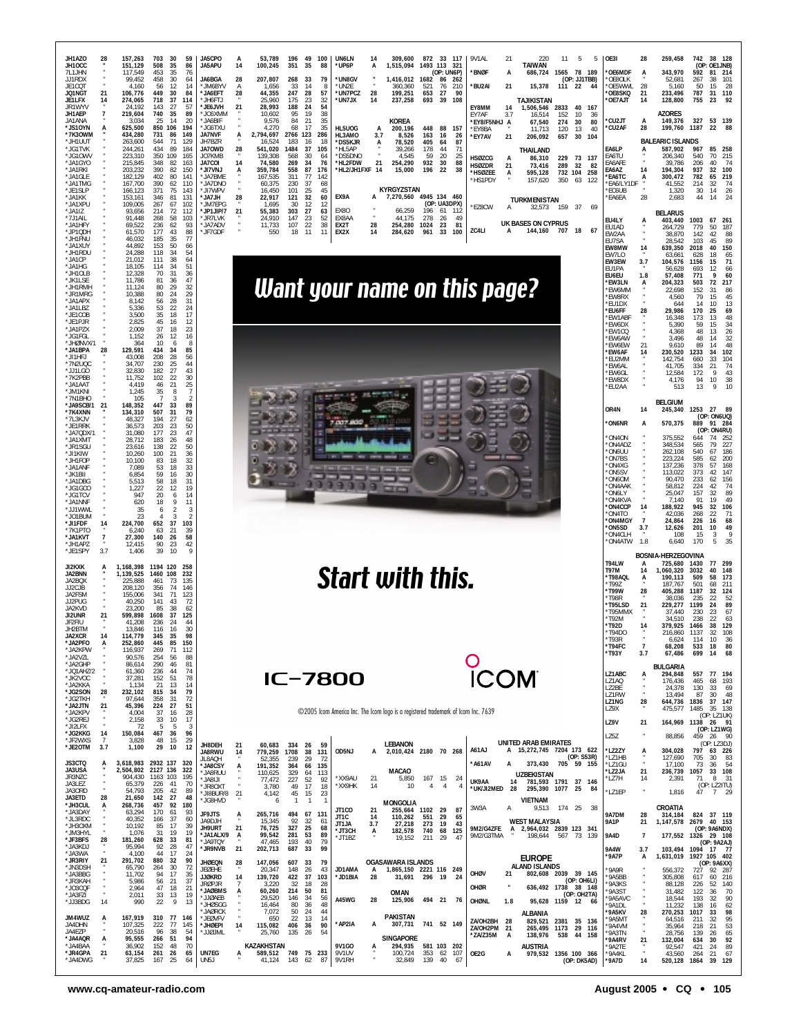JH1AZO 28 157,263 703 30 59
JH1OCC " 151,129 508 35 86
7L1JHN " 117,549 453 35 76
JJ1RDX " 99,452 458 30 64
JE1CQT " 4,160 56 12 14
JQ1NGT 21 106,776 449 30 84
JE1LFX 14 274,065 718 37 114
JR1WYV " 24,192 143 27 57
JH1AEP 7 219,604 740 35 89
JA1ANA " 3,034 25 14 20
*JS1OYN A 625,500 850 106 194
*7K3OWM " 434,280 731 86 149
*JH1UUT " 263,600 544 71 129
*JG1TVK " 244,261 434 89 184
*JG1OWV " 223,310 350 109 165
*JA1GYO " 215,845 348 82 163
*JA1RKI " 203,232 390 82 150
*JA1GLE " 182,129 402 80 141
*JA1TMG " 167,700 390 62 110
*JE1SLP " 166,123 371 75 143
*JA1KK " 153,161 346 81 131
*JA1XPU " 109,005 267 67 102
*JA1IZ " 93,656 214 72 112
*7J1AIL " 91,448 268 58 103
*JA1HFY " 69,522 236 62 93
*JP1QDH " 61,570 177 43 88
*JH1FNU " 46,032 185 35 77
*JA1XUY " 44,892 153 50 66
*JH1RDU " 24,288 118 34 54
*JA1CP " 21,012 111 38 64
*JA1HG " 18,105 114 34 51
*JH1OLB " 12,328 70 31 36
*JK1LSE " 11,786 81 36 47
*JH1RMH " 11,124 80 29 32
*JR1MRG " 10,388 80 24 29
*JA1APX " 8,142 56 28 31
*JA1LBZ " 5,336 53 22 24
*JE1COB " 3,500 35 18 17
*JE1PJR " 2,825 45 16 12
*JA1PZX " 2,009 37 18 23
*JG1FGL " 1,152 26 12 16
*JHØNVX/1 " 364 10 6 8
*JA1BPA 28 129,591 434 34 85
*JI1HFJ " 43,008 208 28 56
*7N2UQC " 34,707 230 25 44
*JJ1LGO " 32,830 182 27 43
*7K2PBB " 11,752 102 22 30
*JA1AAT " 4,419 46 21 25
*JM1KNI " 1,245 35 8 7
*7N1BHO " 105 7 3 2
*JA9SCB/1 21 148,352 447 33 89
*7K4XNN " 134,310 507 31 79
*7L3KJV " 48,327 194 27 62
*JE1RRK " 36,573 203 23 50
*JA7QDX/1 " 31,080 177 23 47
*JA1XMT " 28,712 183 26 48
*JR1SGU " 23,616 138 22 50
*JI1KIW " 10,260 100 21 36
*JH1FOP " 10,100 83 18 32
*JA1ANF " 7,089 53 18 33
*JK1BII " 6,854 59 16 30
*JA1DBG " 5,513 58 18 31
*JG1GCO " 1,227 22 12 19
*JG1TCV " 947 20 6 14
*JA1NNF " 620 18 9 11
*JJ1WWL " 35 6 2 3
*JO1BUM " 23 4 3 2
*JI1FDF 14 224,700 652 37 103
*7K1PTO " 6,240 63 21 39
*JA1KVT 7 27,300 140 26 58
*JH1APZ " 12,415 90 23 42
*JE1SPY 3.7 1,406 39 10 9

JI2KXK A 1,168,398 1194 120 258
JA2BNN " 1,139,525 1460 108 232
JA2BQX " 225,888 461 73 135
JJ2CJB " 208,120 356 74 146
JA2FSM " 155,006 341 71 123
JJ2PUG " 40,250 141 43 72
JA2KVD " 23,200 85 38 62
JI2UNR 21 599,898 1608 37 125
JF2RIJ " 41,208 236 24 44
JH2BTM " 13,846 116 16 30
JA2XCR 14 114,779 345 35 98
*JA2PFO A 252,860 445 85 150
*JA2KPW " 116,937 269 71 112
*JA2VZL " 90,576 254 56 88
*JA2GHP " 86,614 290 46 81
*JQ1AHZ/2 " 61,360 236 44 74
*JK2VOC " 37,281 152 51 78
*JA2KKA " 1,134 21 13 14
*JG2SON 28 232,102 815 34 79
*JG2TKH " 97,644 358 31 72
*JA2JTN 21 45,396 224 27 51
*JA2KPV " 4,004 37 16 28
*JA2JCX " 2,158 33 10 17
*JI2LFX " 72 5 5 3
*JG2KKG 14 150,084 467 36 96
*JF2WXS 7 3,828 48 15 29
*JE2OTM 3.7 1,100 29 10 12

JS3CTQ A 3,618,983 2932 137 320
JA3USA " 2,504,802 2127 136 322
JR3NZC " 904,430 1163 103 195
JA3LEZ " 65,379 226 41 70
JA3ARO " 54,793 205 42 89
JA3ETD 28 21,650 142 27 48
*JH3CUL A 268,736 457 92 180
*JA3DAY " 63,294 170 61 93
*JL3RDC " 40,352 166 37 60
*JH3OXM " 10,192 85 17 39
*JM3HYL " 1,076 31 19 19
*JF3BFS 28 181,260 628 33 81
*JA3KDJ " 95,994 92 28 47
*JA3WA " 4,100 44 17 24
*JR3RIY 21 291,702 880 32 90
*JK3DSH " 65,790 264 30 72
*JA3BBG " 11,702 94 17 35
*JF3KAH " 5,986 56 21 37
*JC3CQF " 2,964 47 18 21
*JA3FZI " 2,011 33 13 19
*JJ3BDG 14 990 22 9 13

JM4WUZ A 167,919 310 77 146
JA4DHN " 107,325 222 77 145
JA4EZP " 20,516 96 38 54
*JA4AQR A 95,555 266 51 94
*JA4BAA " 36,902 152 48 70
*JR4GPA 21 63,154 261 26 65
*JA4DWG " 37,825 167 25 64

JA5CPO A 53,789 196 49 100
JA5APU 14 100,245 351 35 88

JA6BGA 28 207,807 268 33 79
*JM6BYV A 1,656 33 14 8
*JA6EFT 28 44,355 247 28 57
*JH6FTJ " 25,960 175 23 32
*JE6JVH 21 28,993 188 24 54
*JO6XMM " 10,602 95 19 38
*JA6BIF " 9,576 84 21 35
*JG6TXU " 4,270 68 17 35

JA7NVF A 2,794,697 2766 123 286
JH7BZR " 16,524 183 16 18
JA7OWD 28 541,020 1484 37 105
JO7KMB " 139,308 568 30 66
JA7COI 14 74,580 269 34 76
*JI7VNJ A 359,784 558 87 176
*JA7BME " 167,535 311 77 142
*JA7DNO " 60,375 230 37 68
*JI7WPV " 16,450 101 25 45
*JA7JH 28 22,917 121 32 60
*JM7EPG " 1,695 30 12 12
*JP1JIP/7 21 55,383 303 27 63
*JR7LVK " 24,910 147 23 52
*JA7ADV " 11,733 107 22 38
*JF7GDF " 550 18 11 11

JH8DEH 21 60,683 334 26 59
JA8RWU 14 779,259 1708 38 131
JL8AQH " 52,355 239 29 72
*JA8CSY A 191,352 364 66 135
*JA8RUU " 110,625 329 64 113
*JA8IJI " 77,472 227 52 92
*JR8OXT " 3,780 49 17 18
*JI8BUR/8 21 4,142 45 15 23
*JG8HVD " 6 1 1 1

JF9JTS A 265,716 494 67 131
JA9DJH " 15,345 92 32 61
JH9URT 21 76,725 327 25 68
*JA1ALX/9 A 99,542 281 53 89
*JA9TQY " 47,465 193 40 79
*JR9NVB 21 202,713 687 33 99

JHØEQN 28 147,056 607 33 79
JEØEHE " 20,347 148 26 43
JJØKRD 14 139,720 422 37 103
JRØPJR 7 3,220 32 18 28
*JAØBMS A 60,260 214 50 81
*JHØAEB " 29,520 146 34 56
*JHØSGG " 16,464 80 36 48
*JAØROK " 7,072 50 24 44
*JEØVPV " 650 22 13 13
*JHØEPI 14 115,082 406 36 90
*JJØJML " 25,760 135 26 54

**KAZAKHSTAN**
UN7EG A 589,512 749 75 233
UN5J " 41,124 143 62 87
UN6LN 14 309,600 872 33 117
*UP6P A 1,515,094 1493 113 321 (OP: UN6P)
*UN8GV " 1,416,012 1682 86 262
*UN2E " 360,360 521 76 210
*UN7PCZ 28 199,251 653 27 90
*UN7JX 14 237,258 693 39 108

**KOREA**
HL5UOG A 200,196 448 88 157
HL3AMO 3.7 8,526 163 16 26
*DS5KJR A 78,520 405 64 87
*HL5AP " 39,266 178 44 71
*DS5DNO " 4,545 59 20 25
*HL2FDW 21 254,290 932 30 88
*HL2/JH1FXF 14 15,000 196 22 38

**KYRGYZSTAN**
EX9A A 7,270,560 4945 134 460 (OP: UA3DPX)
EX8O " 66,259 196 61 112
EX8AA " 44,175 278 26 49
EX2T 28 254,280 1024 23 81
EX2X 14 284,620 961 33 100

**LEBANON**
OD5NJ A 2,010,424 2180 70 268

**MACAO**
*XX9AU 21 5,850 167 15 24
*XX9HK 14 10 4 4 4

**MONGOLIA**
JT1CO 21 255,664 1102 29 87
JT1C 14 110,262 551 29 65
JT1JA 3.7 27,218 273 19 43
*JT3CH A 182,578 740 68 125
*JT1BZ " 19,152 211 29 47

**OGASAWARA ISLANDS**
JD1AMA A 1,865,150 2221 116 249
*JD1BIA 28 31,691 296 19 24

**OMAN**
A45WG 28 125,906 494 21 76

**PAKISTAN**
*AP2IA A 307,731 741 52 149

**SINGAPORE**
9V1GO A 294,935 581 103 202
9V1UV " 100,724 353 62 107
9V1RH " 32,849 139 40 67
9V1AL 21 220 11 5 5

**TAIWAN**
*BNØF A 686,724 1565 78 189 (OP: JJ1TBB)
*BU2AI 21 15,378 111 22 44

**TAJIKISTAN**
EY8MM 14 1,506,546 2833 40 167
EY7AF 3.7 16,514 152 10 36
*EY8/F5NHJ A 67,540 274 30 80
*EY8BA " 11,713 120 13 40
*EY7AV 21 206,092 657 30 104

**THAILAND**
HSØZCG A 86,310 229 73 137
HSØZDR 21 73,416 289 32 82
*HSØZEE A 595,128 732 104 258
*HS1PDY " 157,620 350 63 122

**TURKMENISTAN**
*EZ8CW A 32,573 159 37 69

**UK BASES ON CYPRUS**
ZC4LI A 144,160 707 18 67

**UNITED ARAB EMIRATES**
A61AJ A 15,272,745 7204 173 622 (OP: S53R)
*A61AV A 373,430 705 59 155

**UZBEKISTAN**
UK9AA 14 781,593 1791 37 146
*UK/JI2MED 28 295,390 1077 25 84

**VIETNAM**
3W3A A 9,513 174 25 38

**WEST MALAYSIA**
9M2/G4ZFE A 2,964,032 2839 123 341
9M2/G3TMA " 198,644 567 73 139

## EUROPE

**ALAND ISLANDS**
OHØV 21 802,608 2039 39 145 (OP: OH6LI)
OHØR " 636,492 1738 38 148 (OP: OH2TA)
OHØNL 1.8 95,628 1159 12 66

**ALBANIA**
ZA/OH2BH 28 829,521 2381 35 136
ZA/OH2PM 21 265,495 1173 29 116
*ZA/Z35M A 138,976 538 44 158

**AUSTRIA**
OE2G A 979,532 1356 100 366 (OP: DK5AD)
OE3I 28 259,458 742 38 128 (OP: OE1JNB)
*OE6MDF A 343,970 592 81 214
*OE8OLK " 52,681 267 38 101
*OE5WWL 28 5,160 50 15 28
*OE8SKQ 21 233,496 787 31 110
*OE7AJT 14 128,800 755 23 92

**AZORES**
*CU2JT A 149,376 327 53 139
*CU2AF 28 199,760 1187 22 88

**BALEARIC ISLANDS**
EA6LP A 587,902 967 85 258
EA6TU " 206,340 540 70 215
EA6AFE " 39,786 206 40 74
EA6AZ 14 194,304 937 32 100
*EA6TC A 300,472 782 65 219
*EA6/LY1DF " 41,552 214 32 74
*EC6UB " 1,320 30 14 26
*EA6EA 28 2,683 44 14 24

**BELARUS**
EU4LY A 403,440 1003 67 261
EU1AD " 264,729 779 50 187
EW2AA " 38,870 142 42 88
EU7SA " 28,542 103 45 89
EW8MW 14 639,350 2018 40 150
EW7LO " 63,661 628 18 65
EW3EW 3.7 104,576 1156 15 71
EU1PA " 56,628 693 12 66
EU6EU 1.8 57,408 771 9 60
*EW3LN A 204,323 503 72 217
*EW6MM " 22,698 152 31 86
*EW8RX " 4,560 79 15 45
*EU1DX " 644 14 10 13
*EU6FF 28 29,986 170 25 69
*EW1ABF " 16,348 173 13 48
*EW6DX " 5,390 59 15 34
*EW1CQ " 4,368 48 13 26
*EW6AW " 3,496 48 14 32
*EW6EW 21 9,610 89 14 48
*EW6AF 14 230,520 1233 34 102
*EU2MM " 142,754 660 33 104
*EW6AL " 41,705 334 21 74
*EW6GL " 12,584 172 9 43
*EW8DX " 4,176 94 10 38
*EU2AA " 513 13 9 10

**BELGIUM**
OR4N 14 245,340 1253 27 89 (OP: ON6UQ)
*ON6NR A 570,375 889 91 284 (OP: ON4RU)
*ON4ON " 375,552 644 74 252
*ON4ADZ " 348,534 565 79 227
*ON6UU " 262,108 540 67 186
*ON7BS " 223,224 585 62 200
*ON4XG " 137,236 378 57 168
*ON5SV " 113,022 373 42 147
*ON6OM " 90,470 233 62 156
*ON4AAK " 58,812 224 42 74
*ON6LY " 25,047 157 32 89
*ON4KVA " 7,140 91 19 49
*ON4CCP 14 188,922 945 32 106
*ON4TO " 42,036 268 22 71
*ON4MGY 7 24,864 226 16 68
*ON5SD 3.7 12,626 201 10 49
*ON4CLH " 108 15 3 9
*ON4ATW 1.8 6,640 170 5 35

**BOSNIA-HERZEGOVINA**
T94LW A 725,680 1430 77 299
T97M 14 1,060,320 3032 40 148
*T98AQL A 190,113 509 58 173
*T99Z " 187,767 501 68 211
*T99W 28 405,288 1187 32 124
*T98R " 38,036 235 22 52
*T95LSD 21 229,277 1199 24 89
*T95MMX " 37,440 230 23 67
*T92M " 34,510 238 22 63
*T92D 14 379,925 1466 38 129
*T94DO " 216,860 1137 32 108
*T93R " 6,624 114 10 36
*T94FC 7 68,208 533 18 80
*T93Y 3.7 67,486 699 14 68

**BULGARIA**
LZ1ABC A 294,848 557 77 194
LZ1AQ " 176,436 465 68 193
LZ2BE " 24,378 130 33 69
LZ1RW " 13,494 87 30 48
LZ1NG 28 644,736 1836 37 147
LZ9X " 475,577 1485 35 138 (OP: LZ1UK)
LZ9V 21 164,969 1138 26 91 (OP: LZ1WG)
LZ5Z " 88,856 459 26 90 (OP: LZ3DJ)
*LZ2ZY A 304,028 797 63 226
*LZ1HB " 127,690 705 30 83
*LZ1GU " 17,100 73 36 54
*LZ2JA 21 236,739 1057 33 108
*LZ7H 14 2,391 71 8 31 (OP: LZ2ITU)
*LZ1EP " 1,816 47 7 29

**CROATIA**
9A7DM 28 314,184 824 37 119
9A1P 21 1,147,578 2679 40 153 (OP: 9A6NDX)
9A4D 7 177,552 1326 29 108 (OP: 9A2AJ)
9A4W 3.7 103,494 1094 17 77
*9A7P A 1,631,019 1927 105 402 (OP: 9A6XX)
*9A9R " 556,372 727 92 287
*9A5BB " 305,808 617 60 216
*9A3KS " 88,128 226 52 140
*9A3ST " 31,482 122 36 70
*9A5AVC " 18,544 193 32 90
*9A1DL " 11,232 138 16 62
*9A5KV 28 270,253 1017 33 98
*9A5MT " 64,516 211 32 95
*9A4VM " 35,964 218 21 53
*9A3TN " 28,756 139 26 65
*9A4RV 21 132,004 634 30 92
*9A2TE " 92,547 421 24 89
*9A4KL " 43,560 264 21 67
*9A7D 14 520,128 1864 39 129

**Want your name on this page?**

**Start with this.**

IC-7800

ICOM

©2005 Icom America Inc. The Icom logo is a registered trademark of Icom Inc. 7639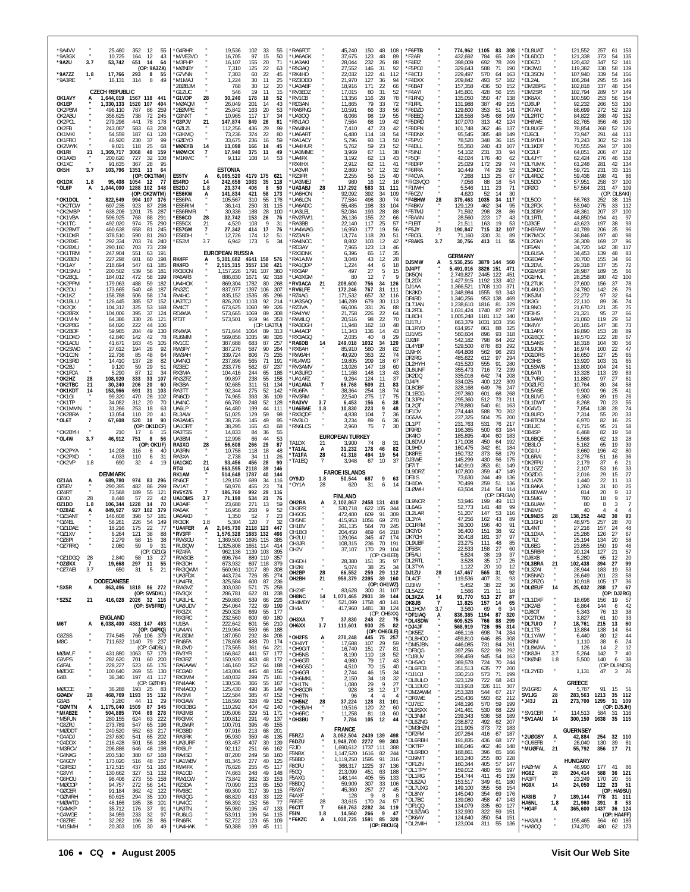| Call | Band | Score | QSOs | Zones | Countries |
|---|---|---|---|---|---|
| *9A4VV | " | 25,460 | 352 | 12 | 55 |
| *9A3GX | " | 10,725 | 164 | 12 | 43 |
| *9A2U | 3.7 | 53,742 | 651 | 14 | 64 |
| (OP: 9A3ZA) | | | | | |
| *9A7ZZ | 1.8 | 17,766 | 293 | 8 | 55 |
| *9A3RE | " | 16,131 | 314 | 8 | 49 |

## CZECH REPUBLIC

| Call | Band | Score | QSOs | Zones | Countries |
|---|---|---|---|---|---|
| OK1AVY | A | 1,644,019 | 1567 | 118 | 441 |
| OK1EP | " | 1,330,133 | 1520 | 107 | 404 |
| OK2PBM | " | 496,110 | 787 | 86 | 259 |
| OK2ABU | " | 356,625 | 738 | 72 | 245 |
| OK2PCL | " | 279,296 | 441 | 78 | 178 |
| OK2FB | " | 243,087 | 583 | 63 | 208 |
| OK1MKI | " | 54,559 | 187 | 61 | 128 |
| OK1FRO | " | 46,920 | 230 | 37 | 99 |
| OK2WYK | " | 9,021 | 118 | 25 | 68 |
| OK1RI | 21 | 1,369,717 | 3068 | 40 | 159 |
| OK1AXB | " | 200,620 | 727 | 32 | 108 |
| OK1XC | " | 91,635 | 367 | 28 | 95 |
| OK5H | 3.7 | 103,796 | 1351 | 13 | 64 |
| (OP: OK1TNM) | | | | | |
| OK1DX | 1.8 | 95,408 | 1054 | 12 | 77 |
| *OL6P | A | 1,044,000 | 1288 | 102 | 348 |
| (OP: OK2WTM) | | | | | |
| *OK1DOL | " | 822,549 | 994 | 107 | 376 |
| *OK2TOW | " | 697,235 | 923 | 87 | 298 |
| *OK2MBP | " | 638,206 | 1201 | 75 | 287 |
| *OK1VBA | " | 596,925 | 768 | 88 | 291 |
| *OK1TC | " | 492,020 | 974 | 75 | 290 |
| *OK2BMT | " | 460,638 | 658 | 81 | 245 |
| *OK1DKR | " | 378,510 | 590 | 81 | 260 |
| *OK2BXE | " | 292,334 | 703 | 74 | 240 |
| *OK2BXU | " | 290,160 | 703 | 73 | 239 |
| *OK1TRM | " | 247,904 | 551 | 63 | 191 |
| *OK2BEN | " | 227,298 | 601 | 60 | 198 |
| *OK1AY | " | 218,694 | 547 | 61 | 185 |
| *OK1SMU | " | 200,502 | 539 | 56 | 181 |
| *OK2BQL | " | 184,012 | 472 | 58 | 199 |
| *OK2PPM | " | 179,063 | 488 | 59 | 182 |
| *OK2DU | " | 173,665 | 540 | 48 | 187 |
| *OK1KZ | " | 158,788 | 506 | 58 | 174 |
| *OK1BLU | " | 126,445 | 385 | 57 | 152 |
| *OK2QX | " | 104,312 | 325 | 53 | 168 |
| *OK2BRX | " | 104,006 | 395 | 37 | 124 |
| *OK1VHV | " | 64,386 | 330 | 26 | 121 |
| *OK2PBG | " | 64,020 | 222 | 44 | 106 |
| *OK2BDF | " | 59,965 | 204 | 49 | 130 |
| *OK1DKO | " | 42,840 | 142 | 42 | 78 |
| *OK1AOU | " | 41,671 | 163 | 45 | 105 |
| *OK2SWD | " | 27,612 | 194 | 26 | 92 |
| *OK1CJN | " | 22,736 | 85 | 48 | 64 |
| *OK1SRD | " | 14,410 | 137 | 28 | 82 |
| *OK2BJ | " | 9,120 | 59 | 29 | 51 |
| *OK1FCA | " | 5,290 | 87 | 12 | 34 |
| *OK2HZ | 28 | 108,920 | 333 | 33 | 107 |
| *OK2TBC | 21 | 30,240 | 206 | 20 | 60 |
| *OK1KDT | 14 | 153,966 | 691 | 31 | 103 |
| *OK1GI | " | 99,320 | 470 | 28 | 102 |
| *OK1TP | " | 34,082 | 312 | 20 | 70 |
| *OK1MMN | " | 31,266 | 253 | 18 | 63 |
| *OK2BRA | " | 13,054 | 110 | 20 | 41 |
| *OL6T | 7 | 67,608 | 520 | 18 | 90 |
| (OP: OK1DCF) | | | | | |
| *OK2BYH | " | 210 | 17 | 6 | 15 |
| *OL4W | 3.7 | 46,912 | 751 | 8 | 56 |
| (OP: OK1IF) | | | | | |
| *OK2PYA | " | 14,208 | 316 | 8 | 40 |
| *OK2PVD | " | 4,033 | 110 | 6 | 31 |
| *OK2VP | 1.8 | 690 | 32 | 4 | 19 |

## DENMARK

| Call | Band | Score | QSOs | Zones | Countries |
|---|---|---|---|---|---|
| OZ1AA | A | 689,780 | 974 | 83 | 296 |
| OZ5EV | " | 290,395 | 482 | 86 | 299 |
| OZ4RT | " | 73,568 | 189 | 55 | 121 |
| OZ4O | 28 | 8,448 | 57 | 22 | 42 |
| OZ1DD | 1.8 | 106,344 | 1228 | 14 | 70 |
| *OZ8AE | A | 849,927 | 927 | 102 | 379 |
| *OZ7ANT | " | 146,608 | 398 | 57 | 181 |
| *OZ4EL | " | 58,261 | 226 | 54 | 149 |
| *OZ1DAE | " | 18,216 | 175 | 22 | 77 |
| *OZ1XV | " | 6,264 | 121 | 38 | 88 |
| *OZ8PI | " | 2,279 | 58 | 15 | 38 |
| *OZ7FRQ | " | 2,080 | 59 | 9 | 31 |
| (OP: OZ1CG) | | | | | |
| *OZ1DGQ | 28 | 2,840 | 58 | 13 | 27 |
| *OZ0XX | 7 | 19,668 | 297 | 11 | 55 |
| *OZ7ABI | 3.7 | 650 | 31 | 5 | 21 |

## DODECANESE

| Call | Band | Score | QSOs | Zones | Countries |
|---|---|---|---|---|---|
| *SX5R | A | 863,496 | 1818 | 86 | 272 |
| (OP: SV5DKL) | | | | | |
| *SZ5Z | 21 | 416,028 | 2026 | 32 | 116 |
| (OP: SV5FRD) | | | | | |

## ENGLAND

| Call | Band | Score | QSOs | Zones | Countries |
|---|---|---|---|---|---|
| M6T | A | 6,038,400 | 4381 | 147 | 493 |
| (OP: G4PIQ) | | | | | |
| G3ZSS | " | 774,545 | 766 | 106 | 379 |
| M8C | " | 711,632 | 1140 | 79 | 237 |
| (OP: G4DBL) | | | | | |
| MØWLF | " | 431,880 | 1063 | 57 | 179 |
| G3VYI | " | 282,620 | 701 | 60 | 200 |
| G4FAL | " | 228,227 | 523 | 65 | 176 |
| MØCKE | " | 100,640 | 269 | 55 | 130 |
| G4B | " | 36,340 | 197 | 41 | 117 |
| (OP: GØTHF) | | | | | |
| MØCCE | " | 36,288 | 193 | 25 | 83 |
| GØAEV | 28 | 468,769 | 1193 | 35 | 132 |
| G3AB | " | 3,280 | 44 | 11 | 29 |
| *GØMTN | A | 1,175,040 | 1509 | 87 | 345 |
| *M/AB2E | " | 504,885 | 704 | 69 | 278 |
| *M5FUN | " | 280,155 | 624 | 63 | 222 |
| *G3ZRJ | " | 273,789 | 547 | 65 | 196 |
| *MØDDT | " | 240,520 | 552 | 63 | 217 |
| *G4ADJ | " | 237,630 | 541 | 65 | 202 |
| *G4DDX | " | 216,428 | 501 | 56 | 188 |
| *M3RCV | " | 206,886 | 646 | 48 | 198 |
| *G4NXG | " | 203,510 | 380 | 67 | 168 |
| *G4GOY | " | 173,030 | 567 | 48 | 157 |
| *G3RSD | " | 172,515 | 437 | 51 | 166 |
| *G3VYI | " | 130,662 | 327 | 51 | 132 |
| *G6HOU | " | 98,406 | 273 | 55 | 158 |
| *MØCOP | " | 94,757 | 272 | 56 | 141 |
| *G0CER | " | 91,184 | 362 | 42 | 122 |
| *GØMHH | " | 60,615 | 294 | 35 | 100 |
| *MØWTD | " | 46,166 | 185 | 38 | 111 |
| *G4MKP | " | 35,712 | 176 | 37 | 91 |
| *G4WGE | " | 34,959 | 233 | 32 | 97 |
| *G8ZRE | " | 32,262 | 196 | 28 | 86 |
| *M1SMH | " | 20,303 | 105 | 30 | 49 |
| *G4RHR | " | 19,536 | 102 | 33 | 55 |
| *M/VE3VO | " | 16,705 | 97 | 15 | 50 |
| *M3PHP | " | 16,107 | 155 | 20 | 71 |
| *MØNBY | " | 7,310 | 125 | 22 | 63 |
| *G7VNN | " | 7,303 | 60 | 22 | 45 |
| *M1MAJ | " | 1,224 | 30 | 11 | 25 |
| *2EØBJM | " | 768 | 30 | 12 | 20 |
| *G1ZUC | " | 546 | 19 | 11 | 15 |
| *G1VDP | 28 | 30,240 | 178 | 18 | 52 |
| *MØAQM | " | 26,049 | 201 | 14 | 43 |
| *2EØPPE | " | 25,842 | 163 | 20 | 53 |
| *G3NXT | " | 10,965 | 117 | 17 | 34 |
| *G3PJV | 21 | 147,874 | 849 | 26 | 81 |
| *GØLZL | " | 112,256 | 436 | 29 | 99 |
| *G3KMQ | " | 73,236 | 374 | 22 | 80 |
| *GØEYO | " | 33,675 | 236 | 16 | 59 |
| *MØEYB | 14 | 13,098 | 166 | 14 | 45 |
| *MØMCX | 7 | 17,940 | 375 | 11 | 49 |
| *M1KMC | " | 9,112 | 108 | 14 | 53 |

## ESTONIA

| Call | Band | Score | QSOs | Zones | Countries |
|---|---|---|---|---|---|
| ES5TV | A | 6,065,520 | 4179 | 175 | 621 |
| ES4RD | 14 | 242,658 | 1083 | 35 | 118 |
| ES2DJ | 1.8 | 23,374 | 406 | 8 | 50 |
| *ES6KW | A | 141,834 | 421 | 58 | 173 |
| *ES6PA | " | 105,567 | 310 | 55 | 176 |
| *ES5RIM | " | 36,141 | 250 | 31 | 115 |
| *ES6RMR | " | 30,336 | 188 | 28 | 100 |
| *ES6CO | 28 | 32,742 | 153 | 26 | 76 |
| *ES5CX | 21 | 4,520 | 103 | 9 | 31 |
| *ES7GM | 7 | 27,342 | 414 | 17 | 76 |
| *ES8DH | " | 12,726 | 174 | 12 | 51 |
| *ES3VI | 3.7 | 6,942 | 173 | 5 | 34 |

## EUROPEAN RUSSIA

| Call | Band | Score | QSOs | Zones | Countries |
|---|---|---|---|---|---|
| RK4FF | A | 5,301,682 | 4641 | 158 | 576 |
| RK4FD | " | 2,515,315 | 3557 | 130 | 421 |
| RX3DCN | " | 1,157,226 | 1791 | 107 | 360 |
| RA6AFB | " | 886,830 | 1671 | 92 | 318 |
| UA4HOX | " | 869,304 | 1782 | 80 | 268 |
| RA3VGJ | " | 837,977 | 1397 | 106 | 307 |
| RV4HC | " | 835,152 | 1535 | 85 | 296 |
| UA3TCJ | " | 826,200 | 1103 | 92 | 214 |
| RA4CT | " | 673,625 | 1060 | 99 | 326 |
| RD4WA | " | 573,665 | 1069 | 89 | 308 |
| RT3T | " | 573,501 | 919 | 94 | 353 |
| (OP: UA3TU) | | | | | |
| RN4WA | " | 571,644 | 1064 | 89 | 313 |
| RU6MM | " | 569,856 | 1035 | 98 | 326 |
| RV1CC | " | 387,688 | 683 | 87 | 257 |
| RW3FY | " | 387,276 | 587 | 90 | 264 |
| RW3AH | " | 339,724 | 806 | 73 | 235 |
| UA4NCI | " | 237,896 | 565 | 71 | 191 |
| RZ3EC | " | 233,776 | 562 | 67 | 237 |
| RX3MA | " | 104,416 | 244 | 65 | 186 |
| RN3ZFZ | " | 99,897 | 238 | 55 | 158 |
| RK3BA | " | 92,685 | 311 | 51 | 134 |
| RX3TT | " | 92,344 | 275 | 52 | 142 |
| RN6CD | " | 74,965 | 393 | 36 | 109 |
| RK6TD | " | 66,780 | 248 | 52 | 128 |
| UA6LP | " | 64,480 | 199 | 44 | 111 |
| RL3AW | " | 51,025 | 129 | 59 | 98 |
| RA3AMG | " | 38,736 | 145 | 49 | 95 |
| UA1ORT | " | 38,295 | 165 | 43 | 68 |
| RA3TSS | " | 14,833 | 84 | 36 | 55 |
| UA3BM | " | 12,998 | 66 | 44 | 53 |
| RA3XO | 28 | 56,608 | 266 | 29 | 87 |
| UA3RN | " | 10,758 | 118 | 18 | 48 |
| RA3XA | " | 2,738 | 34 | 11 | 26 |
| UA1CKC | 21 | 93,456 | 456 | 28 | 90 |
| RT4I | 14 | 663,595 | 2118 | 39 | 146 |
| RK1AM | " | 514,648 | 1787 | 40 | 144 |
| RN6CF | " | 129,150 | 689 | 34 | 116 |
| RV1AT | " | 58,976 | 455 | 23 | 74 |
| RV6YZ/6 | 7 | 186,760 | 992 | 29 | 116 |
| UA1OMS | 3.7 | 71,198 | 534 | 21 | 76 |
| UA3AIF | " | 23,688 | 271 | 13 | 59 |
| RA6AK | " | 16,958 | 268 | 9 | 52 |
| UA6AKD | " | 1,350 | 52 | 7 | 23 |
| RK3DK | 1.8 | 5,304 | 120 | 7 | 32 |
| *UA4FER | A | 2,045,730 | 2118 | 123 | 447 |
| *RV3FF | " | 1,576,328 | 1683 | 132 | 466 |
| *RN3GU | " | 1,369,500 | 1695 | 115 | 385 |
| *RU3QW | " | 1,325,808 | 1651 | 114 | 414 |
| *RZ4FA | " | 962,136 | 1139 | 103 | 395 |
| *RV3GB | " | 696,764 | 889 | 110 | 357 |
| *RK3DH | " | 673,932 | 697 | 118 | 379 |
| *RK3QWM | " | 560,961 | 1017 | 89 | 308 |
| *UA3FDX | " | 443,724 | 726 | 85 | 274 |
| *UA4FRL | " | 325,584 | 600 | 87 | 236 |
| *RW3VZ | " | 303,030 | 571 | 75 | 258 |
| *RV3QX | " | 286,781 | 622 | 81 | 238 |
| *UA3LHL | " | 259,880 | 539 | 66 | 226 |
| *UA6UDV | " | 254,064 | 722 | 69 | 199 |
| *RX3ZX | " | 250,328 | 669 | 55 | 177 |
| *RX3RC | " | 232,560 | 600 | 60 | 180 |
| *U1BA | " | 222,642 | 601 | 56 | 210 |
| *UA4AN | " | 219,964 | 559 | 66 | 188 |
| *RU3DM | " | 187,050 | 292 | 84 | 206 |
| *RN6FA | " | 178,608 | 488 | 70 | 174 |
| *RU3VD | " | 173,565 | 361 | 64 | 221 |
| *RV3YR | " | 166,842 | 441 | 57 | 177 |
| *RX3RZ | " | 150,920 | 483 | 48 | 172 |
| *RA6AAW | " | 146,160 | 352 | 64 | 188 |
| *RD3AD | " | 143,004 | 445 | 48 | 156 |
| *RX3MM | " | 140,032 | 299 | 75 | 181 |
| *RN4AAK | " | 130,536 | 366 | 55 | 167 |
| *RN4ACO | " | 125,430 | 460 | 36 | 138 |
| *RV3MI | " | 122,584 | 385 | 47 | 152 |
| *RX3AW | " | 118,590 | 328 | 49 | 152 |
| *RX3DBG | " | 110,292 | 404 | 42 | 140 |
| *RA3MB | " | 105,006 | 329 | 51 | 171 |
| *RU3WR | " | 100,701 | 395 | 46 | 155 |
| *RD3BD | " | 97,616 | 213 | 68 | 201 |
| *UA3URF | " | 93,457 | 407 | 30 | 139 |
| *RA4LW | " | 91,676 | 281 | 46 | 135 |
| *RA4SD | " | 87,230 | 249 | 58 | 120 |
| *UA1WBV | " | 81,345 | 277 | 40 | 125 |
| *RW4FX | " | 76,626 | 307 | 44 | 145 |
| *RA1CD | " | 74,663 | 248 | 49 | 148 |
| *RW1CW | " | 73,842 | 282 | 52 | 119 |
| *RZ3DA | " | 70,090 | 270 | 34 | 121 |
| *RM6BC | " | 69,300 | 317 | 39 | 111 |
| *RA3QG | " | 68,820 | 433 | 32 | 77 |
| *UA4CC | " | 56,392 | 197 | 44 | 125 |
| *UA3TN | " | 55,980 | 195 | 43 | 137 |
| *RU6LG | " | 53,911 | 196 | 54 | 115 |
| *RN6FK | " | 52,723 | 123 | 65 | 109 |
| *UA4HAK | " | 50,388 | 199 | 45 | 111 |
| *RA6FOT | " | 45,240 | 150 | 48 | 108 |
| *UA6AGK | " | 37,675 | 123 | 48 | 89 |
| *UA3AKI | " | 28,044 | 232 | 26 | 88 |
| *RN3AQ | " | 27,552 | 146 | 31 | 92 |
| *RK4HD | " | 22,032 | 122 | 41 | 112 |
| *RZ3DDD | " | 21,970 | 127 | 36 | 94 |
| *UA3ABF | " | 18,916 | 171 | 22 | 66 |
| *RV3EDZ | " | 17,015 | 80 | 31 | 52 |
| *RV1CB | " | 13,356 | 116 | 28 | 78 |
| *RD3AN | " | 11,865 | 79 | 33 | 72 |
| *RA6FNG | " | 10,591 | 66 | 33 | 56 |
| *UA3OQ | " | 8,066 | 98 | 19 | 55 |
| *RN1AO | " | 7,564 | 68 | 19 | 42 |
| *RW4NH | " | 7,410 | 47 | 23 | 42 |
| *UA6ART | " | 6,480 | 114 | 18 | 54 |
| *RA1ACY | " | 5,796 | 93 | 13 | 50 |
| *UA4HUR | " | 5,762 | 59 | 23 | 52 |
| *UA3MME | " | 3,969 | 67 | 11 | 38 |
| *UA4FX | " | 3,192 | 62 | 13 | 43 |
| *RX4HX | " | 2,912 | 62 | 11 | 41 |
| *UA3VR | " | 2,860 | 57 | 12 | 32 |
| *RZ3FR | " | 2,255 | 56 | 15 | 40 |
| *UA3MEJ | " | 980 | 16 | 12 | 16 |
| *UA3ABJ | 28 | 117,292 | 583 | 31 | 111 |
| *UA6HON | " | 92,092 | 392 | 34 | 109 |
| *UA6LCN | " | 77,584 | 498 | 30 | 74 |
| *UA6ADC | " | 55,485 | 198 | 33 | 104 |
| *UA3LEL | " | 52,084 | 193 | 28 | 88 |
| *RV2FW/1 | " | 26,136 | 155 | 22 | 66 |
| *RA3BB | " | 22,140 | 117 | 25 | 57 |
| *UA4WAG | " | 16,950 | 177 | 19 | 56 |
| *RZ3AIR | " | 13,774 | 118 | 20 | 51 |
| *RA4NCC | " | 8,802 | 103 | 12 | 42 |
| *RD3AY | " | 7,965 | 123 | 13 | 46 |
| *RX3DNK | " | 6,396 | 65 | 17 | 35 |
| *RA1AJW | " | 3,040 | 43 | 12 | 28 |
| *RA1QDP | " | 1,224 | 44 | 6 | 18 |
| *RX3AP | " | 497 | 27 | 5 | 15 |
| *UA3XGM | " | 80 | 12 | 7 | 9 |
| *RV3ACA | 21 | 209,600 | 756 | 34 | 126 |
| *RV6LFE | " | 172,246 | 767 | 31 | 111 |
| *RZ4AG | " | 171,532 | 657 | 32 | 116 |
| *UA3SAQ | " | 146,289 | 679 | 30 | 113 |
| *RZ3VA | " | 66,006 | 331 | 26 | 88 |
| *RA4YW | " | 21,758 | 226 | 22 | 64 |
| *RW4LQ | " | 20,516 | 98 | 22 | 70 |
| *RA3DGH | " | 11,948 | 162 | 10 | 48 |
| *UA4AOP | " | 11,343 | 136 | 14 | 43 |
| *RX3AGQ | " | 2,035 | 40 | 8 | 29 |
| *RA6DB | 14 | 249,018 | 1032 | 34 | 120 |
| *RX6AH | " | 85,910 | 580 | 28 | 82 |
| *RW6AH | " | 49,920 | 353 | 22 | 74 |
| *RU4WG | " | 19,805 | 209 | 18 | 67 |
| *RV3AMV | " | 13,026 | 147 | 18 | 60 |
| *UA3URD | " | 11,168 | 148 | 13 | 43 |
| *UA1AFZ | " | 9,264 | 124 | 11 | 37 |
| *UA1ANA | 7 | 66,768 | 509 | 21 | 83 |
| *RU6FA | " | 38,364 | 254 | 18 | 74 |
| *RV3RM | " | 22,540 | 275 | 17 | 75 |
| *RA3VV | 3.7 | 6,453 | 156 | 6 | 38 |
| *UA6BAE | 1.8 | 10,830 | 223 | 9 | 48 |
| *RX3QDF | " | 4,838 | 104 | 7 | 36 |
| *RV3LO | " | 3,234 | 89 | 6 | 36 |
| *RN6LCS | " | 2,960 | 75 | 7 | 30 |

## EUROPEAN TURKEY

| Call | Band | Score | QSOs | Zones | Countries |
|---|---|---|---|---|---|
| TA1DX | 21 | 3,900 | 74 | 8 | 31 |
| *TA1AL | A | 31,232 | 178 | 46 | 82 |
| *TA1FA | 28 | 41,318 | 494 | 19 | 54 |
| *TA1EQ | 7 | 3,948 | 67 | 10 | 37 |

## FAROE ISLANDS

| Call | Band | Score | QSOs | Zones | Countries |
|---|---|---|---|---|---|
| OY9JD | 1.8 | 50,544 | 687 | 9 | 63 |
| *OY1A | 28 | 620 | 31 | 6 | 14 |

## FINLAND

| Call | Band | Score | QSOs | Zones | Countries |
|---|---|---|---|---|---|
| OH2RA | A | 2,102,867 | 2458 | 131 | 410 |
| OH3RR | " | 530,718 | 622 | 105 | 344 |
| OH6OS | " | 472,400 | 609 | 91 | 309 |
| OH5NE | " | 415,953 | 1056 | 69 | 270 |
| OH1BV | " | 261,135 | 564 | 70 | 245 |
| OH1BOI | " | 204,450 | 469 | 64 | 218 |
| OH2LU | " | 129,064 | 345 | 47 | 174 |
| OH3JR | " | 108,315 | 236 | 70 | 191 |
| OH2V | " | 37,107 | 170 | 29 | 104 |
| (OP: OH1EB) | | | | | |
| OH6DH | " | 28,380 | 151 | 35 | 97 |
| OH2KI | " | 5,074 | 38 | 25 | 34 |
| OH2BP | 28 | 66,552 | 259 | 29 | 112 |
| OH2BH | 21 | 959,379 | 2395 | 39 | 160 |
| (OP: OH1WZ) | | | | | |
| OH2XF | " | 83,628 | 300 | 31 | 107 |
| OH8NC | 14 | 1,071,465 | 2931 | 39 | 144 |
| OH4MDY | " | 521,099 | 1758 | 40 | 141 |
| OH4A | " | 417,960 | 1481 | 38 | 124 |
| (OP: OH6XX) | | | | | |
| OH3XA | 7 | 37,830 | 248 | 22 | 75 |
| OH6XX | 3.7 | 111,601 | 930 | 25 | 82 |
| (OP: OH6GLE) | | | | | |
| *OH2FS | A | 270,248 | 445 | 75 | 257 |
| *OH4YT | " | 17,688 | 107 | 29 | 59 |
| *OH6GT | " | 16,740 | 151 | 27 | 81 |
| *OH5NS | " | 8,190 | 110 | 18 | 52 |
| *OH6GTI | " | 4,980 | 79 | 17 | 43 |
| *OH6GSD | " | 4,510 | 70 | 15 | 40 |
| *OH6GH | " | 2,744 | 46 | 15 | 34 |
| *OH6MKL | " | 2,150 | 34 | 18 | 32 |
| *OH1TN | " | 1,080 | 29 | 9 | 27 |
| *OH3GDR | " | 928 | 18 | 12 | 17 |
| *OH6TN | " | 96 | 4 | 4 | 4 |
| *OH5NZ | 28 | 37,224 | 128 | 31 | 101 |
| *OH2BAH | " | 19,516 | 120 | 22 | 60 |
| *OH6RC | " | 11,258 | 81 | 18 | 40 |
| *OH3BU | 7 | 7,784 | 105 | 12 | 44 |

## FRANCE

| Call | Band | Score | QSOs | Zones | Countries |
|---|---|---|---|---|---|
| F5RZJ | A | 3,052,504 | 2439 | 139 | 498 |
| F6DZU | " | 1,949,700 | 2272 | 99 | 303 |
| F2JD | " | 1,690,612 | 1737 | 111 | 388 |
| F5NBX | " | 1,147,520 | 1246 | 120 | 400 |
| F5BBD | " | 1,119,250 | 1595 | 91 | 334 |
| F5TMJ | " | 368,317 | 1225 | 37 | 136 |
| F6EPJ | " | 283,080 | 646 | 62 | 178 |
| F5OQ | " | 213,099 | 495 | 63 | 144 |
| F5AXG | " | 148,144 | 405 | 55 | 133 |
| F8BDQ | " | 59,909 | 307 | 33 | 106 |
| F8ASY | " | 45,360 | 257 | 27 | 45 |
| F4AXF | " | 128 | 9 | 8 | 8 |
| F6FJE | 28 | 33,615 | 177 | 20 | 43 |
| F6CTT | 7 | 668,763 | 2282 | 34 | 119 |
| F5IN | 1.8 | 14,560 | 266 | 9 | 47 |
| *F6KZC | A | 1,030,725 | 1591 | 85 | 320 |
| (OP: F8CUG) | | | | | |
| *F6FTB | " | 774,962 | 1105 | 83 | 308 |
| *F2AR | " | 432,692 | 784 | 65 | 249 |
| *F4BZ | " | 398,009 | 692 | 78 | 269 |
| *F5POJ | " | 329,643 | 588 | 71 | 190 |
| *F4CTJ | " | 229,497 | 570 | 64 | 163 |
| *F4DXX | " | 209,842 | 493 | 57 | 182 |
| *F6BAT | " | 157,358 | 436 | 50 | 152 |
| *F4AYI | " | 145,801 | 428 | 56 | 155 |
| *F1PNQ | " | 135,050 | 350 | 47 | 138 |
| *F1FPL | " | 131,988 | 387 | 49 | 155 |
| *F6DZD | " | 129,600 | 353 | 51 | 141 |
| *F8EEQ | " | 126,558 | 345 | 68 | 169 |
| *F5DRD | " | 107,070 | 313 | 42 | 124 |
| *F8DFN | " | 101,748 | 362 | 46 | 137 |
| *F8DNX | " | 95,545 | 385 | 48 | 149 |
| *F5PVJ | " | 78,520 | 348 | 36 | 115 |
| *F4DLL | " | 55,350 | 240 | 43 | 107 |
| *F5INJ | " | 54,102 | 231 | 33 | 94 |
| *F5QF | " | 42,400 | 176 | 40 | 62 |
| *F8DFP | " | 25,029 | 172 | 29 | 74 |
| *F6FRA | " | 10,449 | 74 | 29 | 52 |
| *F4CVA | " | 7,268 | 113 | 25 | 67 |
| *F/G3VQO | " | 7,056 | 88 | 18 | 54 |
| *F1IWH | " | 5,546 | 111 | 23 | 71 |
| *F6CZV | " | 4,620 | 52 | 14 | 30 |
| *F4BHW | 28 | 379,463 | 1035 | 34 | 117 |
| *F4BKV | " | 129,129 | 462 | 34 | 95 |
| *F5TMJ | " | 71,592 | 298 | 28 | 86 |
| *F8AAN | " | 28,560 | 223 | 17 | 43 |
| *F1EIT | " | 21,551 | 163 | 19 | 53 |
| *F5JY | 21 | 190,847 | 715 | 32 | 107 |
| *F8CGL | " | 71,160 | 330 | 31 | 89 |
| *F8AKS | 3.7 | 30,756 | 413 | 11 | 55 |

## GERMANY

| Call | Band | Score | QSOs | Zones | Countries |
|---|---|---|---|---|---|
| DJ5MW | A | 5,536,256 | 3879 | 144 | 560 |
| DJ4PT | " | 5,491,016 | 3826 | 151 | 471 |
| DK5QN | " | 2,749,827 | 2445 | 122 | 451 |
| DL2DX | " | 1,427,915 | 1192 | 133 | 402 |
| DJ1AA | " | 1,366,521 | 1708 | 110 | 371 |
| DK3KD | " | 1,348,984 | 1555 | 93 | 343 |
| DF4RD | " | 1,340,256 | 953 | 138 | 469 |
| DL7JAN | " | 1,238,610 | 1816 | 81 | 329 |
| DL2FDL | " | 1,031,424 | 1740 | 87 | 297 |
| DL9OH | " | 1,005,248 | 1181 | 112 | 340 |
| DJ1TU | " | 863,379 | 1031 | 103 | 356 |
| DL1RYD | " | 614,957 | 861 | 88 | 325 |
| DJ1MS | " | 560,604 | 896 | 93 | 318 |
| DJ0RF | " | 542,182 | 798 | 84 | 262 |
| DL4YBP | " | 529,500 | 878 | 83 | 292 |
| DJ9HX | " | 494,808 | 562 | 96 | 293 |
| DF2RG | " | 485,622 | 612 | 97 | 294 |
| DL2HYH | " | 415,520 | 555 | 91 | 280 |
| DL6UNF | " | 355,473 | 716 | 72 | 239 |
| DK2DQ | " | 335,016 | 642 | 74 | 208 |
| DJ4PI | " | 334,025 | 400 | 122 | 309 |
| DL8OBF | " | 328,168 | 649 | 76 | 247 |
| DL1ECG | " | 297,360 | 601 | 68 | 268 |
| DL3JPN | " | 295,360 | 512 | 73 | 211 |
| DL2QT | " | 278,880 | 540 | 61 | 163 |
| DF1DV | " | 274,448 | 588 | 70 | 202 |
| DG5AA | " | 237,325 | 504 | 75 | 200 |
| DL1PT | " | 231,763 | 531 | 76 | 217 |
| DF9RD | " | 196,365 | 500 | 63 | 184 |
| DK4IO | " | 185,895 | 404 | 60 | 183 |
| DL6DVU | " | 171,008 | 450 | 64 | 192 |
| DL9HD | " | 160,475 | 342 | 61 | 184 |
| DK8RE | " | 150,732 | 373 | 58 | 179 |
| DJ3WE | " | 145,299 | 430 | 56 | 175 |
| DK7IT | " | 140,910 | 353 | 61 | 149 |
| DL9DRZ | " | 107,800 | 359 | 47 | 149 |
| DF3IS | " | 73,630 | 244 | 49 | 136 |
| DH1DA | " | 70,499 | 259 | 51 | 136 |
| DLØWH | " | 63,504 | 214 | 54 | 114 |
| (OP: DF1GW) | | | | | |
| DL9NCR | " | 53,946 | 199 | 49 | 113 |
| DL6AG | " | 52,773 | 141 | 48 | 99 |
| DL2LAR | " | 51,207 | 147 | 53 | 116 |
| DL3YA | " | 47,256 | 162 | 43 | 89 |
| DC1RFM | " | 39,300 | 196 | 40 | 91 |
| DK3YD | " | 36,400 | 151 | 38 | 92 |
| DK7CH | " | 30,418 | 181 | 37 | 97 |
| DL9UBF | " | 23,275 | 111 | 48 | 85 |
| DF5BX | " | 22,533 | 158 | 27 | 60 |
| DF5AU | " | 5,824 | 38 | 19 | 37 |
| DL2RTL | " | 3,528 | 35 | 17 | 25 |
| DL3TYA | " | 1,122 | 20 | 10 | 12 |
| DJ1ZU | 28 | 147,467 | 565 | 31 | 92 |
| DL4CF | " | 119,536 | 407 | 31 | 93 |
| DJ3IW | " | 5,452 | 38 | 22 | 36 |
| DL5AZZ | " | 1,566 | 21 | 11 | 18 |
| DL3KZA | 14 | 91,770 | 513 | 27 | 87 |
| DK8JB | 7 | 13,825 | 157 | 14 | 61 |
| DL1HCM | 3.7 | 3,560 | 69 | 6 | 34 |
| *DF1IAQ | A | 836,385 | 1194 | 87 | 320 |
| *DL4SDW | " | 609,525 | 766 | 88 | 299 |
| *DJ4JF | " | 568,919 | 726 | 95 | 314 |
| *DK5EZ | " | 466,116 | 698 | 74 | 284 |
| *DL8HCO | " | 459,810 | 646 | 85 | 308 |
| *DM5JBN | " | 446,085 | 731 | 84 | 261 |
| *DF3QG | " | 397,256 | 522 | 99 | 292 |
| *DL8JJ | " | 396,456 | 945 | 54 | 163 |
| *DH6AO | " | 369,578 | 724 | 70 | 244 |
| *DL6FCB | " | 351,513 | 635 | 77 | 200 |
| *DJ1CO | " | 330,210 | 573 | 71 | 199 |
| *DL8ULO | " | 323,129 | 722 | 68 | 243 |
| *DL1DUO | " | 313,918 | 326 | 111 | 307 |
| *DM2AWM | " | 253,328 | 544 | 67 | 217 |
| *DF8WE | " | 250,436 | 593 | 62 | 212 |
| *DJ7EE | " | 248,196 | 570 | 59 | 199 |
| *DL9SXX | " | 241,461 | 530 | 68 | 229 |
| *DL3NM | " | 239,343 | 536 | 58 | 189 |
| *DL6ZNG | " | 238,872 | 492 | 62 | 207 |
| *DM3HZN | " | 211,905 | 373 | 72 | 183 |
| *DF2FM | " | 207,264 | 416 | 67 | 187 |
| *DL6RBH | " | 191,835 | 436 | 68 | 177 |
| *DK7FP | " | 186,046 | 462 | 46 | 148 |
| *DL6RBO | " | 168,691 | 396 | 65 | 126 |
| *DJ9MT | " | 163,240 | 255 | 80 | 228 |
| *DF1ZN | " | 160,344 | 405 | 57 | 147 |
| *DL1TPY | " | 159,012 | 418 | 56 | 133 |
| *DL1RG | " | 154,744 | 411 | 45 | 139 |
| *DL8ZAJ | " | 153,517 | 349 | 61 | 180 |
| *DL7UXG | " | 149,100 | 355 | 56 | 154 |
| *DL8NY | " | 136,497 | 372 | 49 | 170 |
| *DL7BC | " | 139,080 | 437 | 46 | 131 |
| *DF1QQ | " | 134,470 | 322 | 59 | 190 |
| *DL9ZWG | " | 132,930 | 322 | 59 | 151 |
| *DK8AY | " | 124,640 | 350 | 54 | 151 |
| *DL2MIH | " | 123,600 | 311 | 55 | 136 |
| *DL8UAT | " | 121,552 | 257 | 61 | 153 |
| *DL6DCD | " | 121,338 | 373 | 54 | 135 |
| *DD6ZJ | " | 120,432 | 347 | 52 | 141 |
| *DK3WJ | " | 119,382 | 338 | 58 | 139 |
| *DL3SCN | " | 107,940 | 339 | 54 | 156 |
| *DL2AL | " | 106,284 | 295 | 55 | 149 |
| *DM2BPG | " | 102,818 | 337 | 48 | 154 |
| *DM2SR | " | 102,794 | 289 | 57 | 149 |
| *DK8AX | " | 100,590 | 253 | 56 | 154 |
| *DJ6UP | " | 92,232 | 266 | 53 | 130 |
| *DK7AN | " | 86,699 | 272 | 52 | 129 |
| *DL2RTC | " | 84,822 | 288 | 49 | 152 |
| *DH8WE | " | 82,765 | 356 | 46 | 130 |
| *DL8UGF | " | 78,854 | 268 | 52 | 126 |
| *DJ6OL | " | 73,947 | 291 | 44 | 113 |
| *DL9YDH | " | 71,243 | 302 | 52 | 139 |
| *DL1KDT | " | 70,555 | 294 | 37 | 100 |
| *DC2LF | " | 64,051 | 206 | 47 | 122 |
| *DL4JYT | " | 62,424 | 276 | 46 | 158 |
| *DL7UMK | " | 61,248 | 281 | 42 | 134 |
| *DL3KDC | " | 59,721 | 231 | 33 | 115 |
| *DL4RDZ | " | 59,436 | 198 | 41 | 86 |
| *DL5DD | " | 57,951 | 258 | 37 | 100 |
| *DFØCI | " | 57,564 | 231 | 47 | 109 |
| (OP: DL8AKI) | | | | | |
| *DL5OO | " | 56,763 | 252 | 38 | 115 |
| *DL2FCK | " | 53,940 | 275 | 35 | 112 |
| *DL3DBY | " | 48,361 | 207 | 37 | 100 |
| *DL1RTL | " | 44,850 | 194 | 41 | 97 |
| *DJ3GE | " | 43,623 | 197 | 38 | 93 |
| *DH3FAW | " | 41,789 | 206 | 35 | 96 |
| *DK7MCX | " | 36,846 | 197 | 40 | 98 |
| *DL2GMI | " | 36,309 | 169 | 37 | 96 |
| *DF5AN | " | 34,720 | 142 | 38 | 117 |
| *DL6USA | " | 34,453 | 139 | 48 | 83 |
| *DG6DAF | " | 30,700 | 155 | 34 | 66 |
| *DL2DVL | " | 29,318 | 137 | 35 | 72 |
| *DG1MSR | " | 28,987 | 189 | 35 | 66 |
| *DG1HVL | " | 28,258 | 180 | 42 | 100 |
| *DL2TUK | " | 27,600 | 156 | 37 | 78 |
| *DL4KUG | " | 24,780 | 142 | 26 | 79 |
| *DK5JM | " | 22,272 | 97 | 32 | 64 |
| *DK3GI | " | 22,110 | 89 | 36 | 74 |
| *DL9NO | " | 21,670 | 121 | 35 | 75 |
| *DF3HS | " | 21,321 | 95 | 37 | 66 |
| *DL9AWI | " | 21,060 | 119 | 29 | 52 |
| *DK4VY | " | 20,165 | 147 | 36 | 73 |
| *DL1APX | " | 19,890 | 153 | 28 | 89 |
| *DG1BQC | " | 19,570 | 122 | 28 | 67 |
| *DL5ANS | " | 18,318 | 104 | 30 | 56 |
| *DL9JON | " | 16,974 | 100 | 22 | 47 |
| *DG1DRS | " | 16,650 | 127 | 25 | 65 |
| *DC3HB | " | 13,920 | 103 | 31 | 65 |
| *DL5SWB | " | 13,800 | 104 | 24 | 51 |
| *DL6ATI | " | 13,328 | 113 | 29 | 83 |
| *DL7VRG | " | 11,880 | 97 | 27 | 61 |
| *DGØLFG | " | 10,764 | 80 | 34 | 58 |
| *DL5ASE | " | 9,900 | 96 | 25 | 41 |
| *DL8UVG | " | 9,360 | 89 | 19 | 26 |
| *DL1DWT | " | 8,268 | 70 | 23 | 55 |
| *DG4VD | " | 7,854 | 138 | 28 | 74 |
| *DL8UFO | " | 7,314 | 55 | 20 | 33 |
| *DH8TOM | " | 6,970 | 82 | 16 | 25 |
| *DB1JC | " | 6,715 | 95 | 21 | 58 |
| *DB4SP | " | 6,468 | 82 | 19 | 58 |
| *DL6BQE | " | 5,568 | 62 | 13 | 28 |
| *DB3LO | " | 5,162 | 65 | 19 | 39 |
| *DG1IU | " | 3,660 | 196 | 42 | 80 |
| *DL6RAI | " | 3,276 | 51 | 16 | 36 |
| *DK2FPU | " | 2,179 | 37 | 6 | 21 |
| *DL1GZZ | " | 2,107 | 53 | 16 | 33 |
| *DG2DG | " | 2,016 | 29 | 15 | 27 |
| *DL1AZK | " | 1,440 | 22 | 11 | 13 |
| *DL8AKA | " | 1,260 | 31 | 10 | 25 |
| *DL8DWW | " | 814 | 20 | 9 | 13 |
| *DL5MG | " | 780 | 18 | 9 | 17 |
| *DL6UAM | " | 80 | 8 | 3 | 7 |
| *DN1MD | " | 40 | 4 | 4 | 4 |
| *DL9NDS | 28 | 135,252 | 432 | 36 | 120 |
| *DL1GHJ | " | 48,975 | 257 | 28 | 70 |
| *DL4NT | " | 27,216 | 157 | 24 | 48 |
| *DL1DXA | " | 25,286 | 126 | 27 | 67 |
| *DL7IZ | " | 25,194 | 134 | 20 | 58 |
| *DL6EG | " | 23,855 | 150 | 19 | 46 |
| *DL5RBR | " | 20,124 | 127 | 21 | 57 |
| *DJ6XB | " | 5,280 | 65 | 12 | 20 |
| *DL3BRA | 21 | 102,438 | 394 | 27 | 99 |
| *DL3ZAI | " | 28,944 | 183 | 19 | 53 |
| *DK5NAD | " | 26,649 | 201 | 23 | 58 |
| *DL2RZG | " | 10,918 | 105 | 17 | 36 |
| *DLØEUF | 14 | 25,032 | 288 | 17 | 67 |
| (OP: DJ2RG) | | | | | |
| *DL1DXF | " | 18,696 | 156 | 19 | 57 |
| *DK2AB | " | 6,864 | 144 | 6 | 42 |
| *DJ8OT | " | 5,343 | 76 | 13 | 38 |
| *DC2TOM | " | 3,827 | 61 | 10 | 33 |
| *DL7UIO | 7 | 18,761 | 215 | 13 | 60 |
| *DL1TS | " | 13,884 | 138 | 14 | 64 |
| *DL1YAW | " | 6,440 | 80 | 12 | 44 |
| *DK8NI | " | 1,110 | 38 | 6 | 24 |
| *DL8WAA | " | 126 | 14 | 2 | 12 |
| *DK8JH | 3.7 | 5,264 | 142 | 7 | 40 |
| *DKØNB | 1.8 | 5,500 | 140 | 6 | 38 |
| (OP: DL9NDS) | | | | | |
| *DL2YED | " | 1,131 | 47 | 3 | 26 |

## GREECE

| Call | Band | Score | QSOs | Zones | Countries |
|---|---|---|---|---|---|
| SV1GRD | A | 5,787 | 91 | 15 | 51 |
| SV1JG | 28 | 283,563 | 1213 | 35 | 112 |
| *J43J | 21 | 273,700 | 1295 | 31 | 109 |
| (OP: DJ5JH) | | | | | |
| *SV1CER | " | 114,513 | 584 | 31 | 116 |
| *SV1AAU | 14 | 300,150 | 1638 | 35 | 115 |

## GUERNSEY

| Call | Band | Score | QSOs | Zones | Countries |
|---|---|---|---|---|---|
| *2UØGSY | A | 42,884 | 254 | 32 | 110 |
| *GU6EFB | " | 26,040 | 130 | 39 | 81 |
| *MUØFAL | 21 | 55,792 | 356 | 17 | 71 |

## HUNGARY

| Call | Band | Score | QSOs | Zones | Countries |
|---|---|---|---|---|---|
| HAØMW | A | 46,990 | 177 | 41 | 86 |
| HG8Z | 28 | 204,414 | 588 | 36 | 121 |
| HA3FT | " | 23,240 | 170 | 20 | 55 |
| HG9X | 14 | 24,050 | 122 | 23 | 51 |
| (OP: HA9SU) | | | | | |
| HA8IB | 7 | 189,144 | 778 | 31 | 111 |
| HA6NL | 1.8 | 21,960 | 391 | 8 | 53 |
| *HG4F | A | 365,600 | 1437 | 36 | 124 |
| (OP: HA4FF) | | | | | |
| *HA3AUI | " | 195,465 | 564 | 60 | 189 |
| *HA8CQ | " | 174,370 | 480 | 62 | 173 |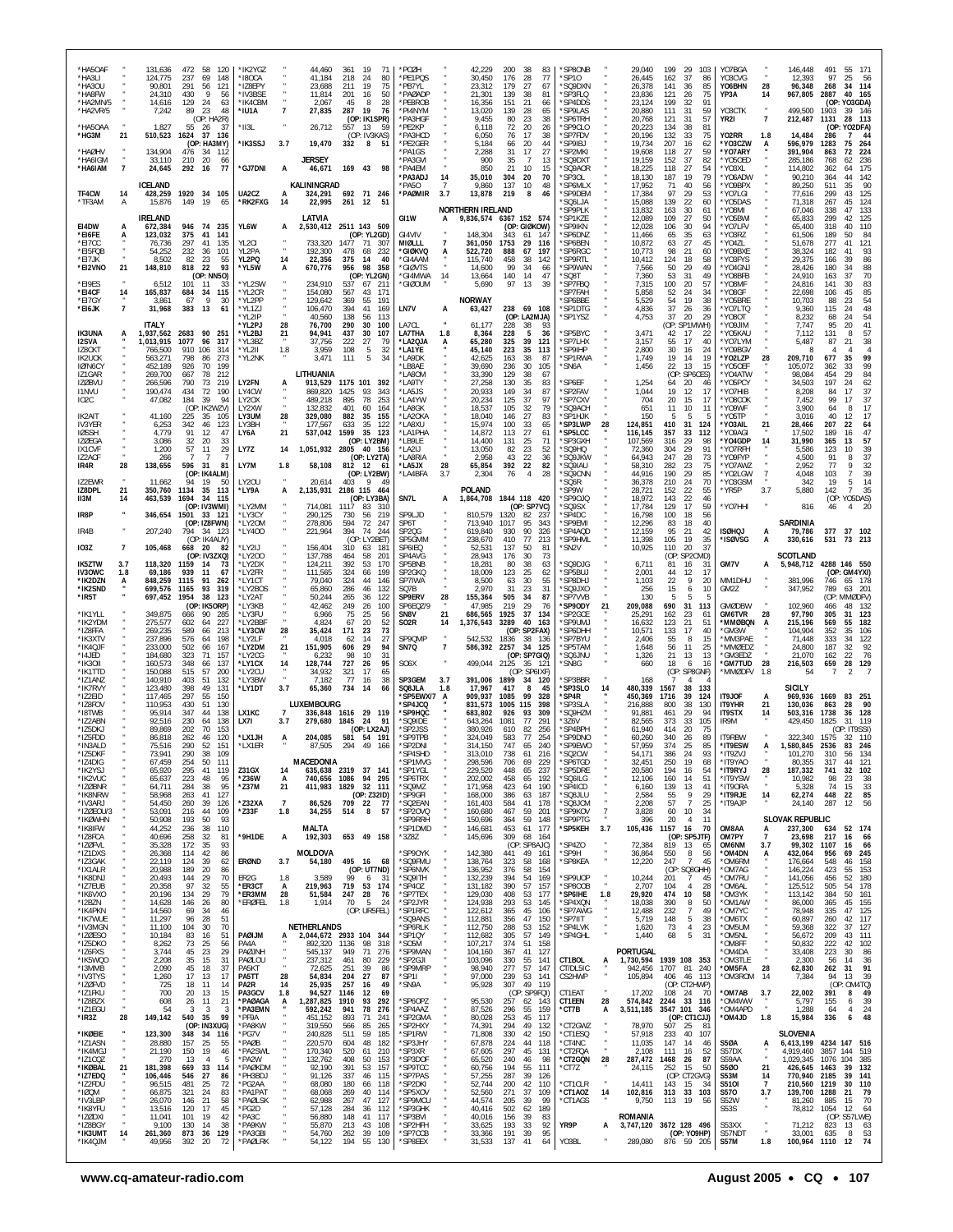*HA5OAF " 131,636 472 58 120
*HA3LI " 124,775 237 69 148
*HA3OU " 90,801 291 56 121
*HA8FW " 24,310 430 9 56
*HA2MN/5 " 14,616 129 24 63
*HA2VR/5 " 7,242 89 23 48
(OP: HA2R)
*HA5OAA " 1,827 55 26 37
*HG3M 21 510,523 1624 37 136
(OP: HA3MY)
*HA0HV " 134,904 476 34 112
*HA6IOM " 33,110 210 20 66
*HA6IAM 7 24,645 292 16 77

ICELAND
TF4CW 14 428,259 1920 34 105
*TF3AM A 15,876 149 19 65

IRELAND
EI4DW A 672,384 946 74 235
*EI6FE A 123,032 375 41 141
*EI7CC " 76,736 297 41 135
*EI5FQB " 54,252 232 36 101
*EI7JK " 8,502 82 23 55
*EI2VNO 21 148,810 818 22 93
(OP: NN5O)
*EI9ES " 6,512 101 11 33
*EI4CF 14 165,837 684 34 115
*EI7GY " 3,861 67 9 30
*EI6JK 7 31,968 383 13 61

ITALY
IK3UNA A 1,937,562 2683 90 251
I2SVA " 1,013,915 1077 96 317
IZ8CKT " 766,500 910 106 314
IK2UCK " 563,271 798 86 273
IØ/N6CY " 452,189 926 70 199
IZ1GAR " 269,700 667 78 212
IZØBVU " 266,596 790 73 219
I1NVU " 190,474 434 72 190
IO2C " 47,082 184 39 94
(OP: IK2WZV)
IK2AIT " 41,160 225 35 105
IV3YER " 6,253 342 46 123
IØSSH " 4,779 91 12 47
IZØEGA " 3,086 32 20 33
IX1CVF " 1,200 57 11 29
IZ2ACF " 266 7 7 7
IR4R 28 138,656 596 31 81
(OP: IK4ALM)
IZ2EWR " 11,662 94 19 50
IZ8DPL 21 350,760 1134 35 113
II3M 14 463,539 1694 34 115
(OP: IV3WMI)
IR8P " 346,654 1501 33 121
(OP: IZ8FWN)
IR4B " 227,040 794 34 123
(OP: IK4AUY)
IO3Z 7 105,468 668 20 82
(OP: IV3ZXQ)
IK5ZTW 3.7 118,320 1159 14 73
IV3OWC 1.8 69,186 939 11 67
*IK2DZN A 848,259 1115 91 262
*IK2SND " 699,576 1165 93 319
*IR5T " 697,452 1954 38 123
(OP: IK5ORP)
*IK1YLL " 349,875 666 90 285
*IK2YDM " 275,577 602 64 227
*IZ8FFA " 269,235 589 66 213
*IK3XTV " 237,896 576 64 198
*IK4QJF " 233,000 502 66 167
*I4JFD " 184,680 323 71 157
*IK3OII " 160,573 348 66 137
*IK1TTD " 150,088 515 57 200
*IZ1ANZ " 140,910 403 51 132
*IK7RVY " 123,480 398 49 131
*IZ2EID " 117,465 297 55 150
*IZ8FOV " 110,953 430 51 130
*I6TWB " 95,914 347 44 138
*IZ2ABN " 92,516 230 64 138
*IZ5DKJ " 89,869 202 70 153
*IZ5FDD " 86,818 262 46 120
*IN3ALD " 75,516 290 52 151
*IZ5DKF " 73,941 290 38 109
*IZ4DIG " 67,459 254 50 111
*IK2YSJ " 65,920 295 41 119
*IK2VUC " 65,637 223 48 95
*IZØBNR " 64,711 284 38 95
*IK8NRW " 58,968 263 41 127
*IV3ARJ " 54,450 260 39 126
*IZØEOU/3 " 53,091 216 44 109
*IKØWHN " 50,908 193 50 93
*IK8IFW " 44,252 236 38 110
*IZ8FCA " 40,696 258 32 81
*IZØFVL " 35,328 172 35 93
*IZ1DXS " 26,368 114 42 86
*IZ3GAK " 22,119 124 39 62
*IX1ALR " 20,988 189 20 86
*IK8DNJ " 20,493 144 29 70
*IZ7EUB " 20,358 97 32 55
*IK6VXO " 20,196 134 29 79
*IZ8ZN " 14,628 146 26 80
*IK4PKN " 14,560 69 34 46
*IK7WUE " 11,297 96 28 51
*IV3MGN " 11,100 104 30 70
*IZØESO " 10,184 83 16 51
*IZ5DKO " 8,262 73 25 56
*IZ6FXS " 3,744 45 23 29
*IK5WQO " 2,208 35 15 31
*I3MMB " 2,090 45 18 37
*IV3TYS " 1,260 17 13 17
*IZØFVD " 725 18 11 14
*IZ1FKU " 700 20 13 15
*IZ8BZX " 608 26 11 21
*IZ1EGU " 54 3 3 3
*IR3Z 28 149,142 540 35 99
(OP: IN3XUG)
*IKØEIE " 123,300 348 34 116
*IZ1ASN " 28,880 157 25 55
*IK4MGJ " 21,190 150 19 46
*IZ1CQZ " 270 13 4 5
*IKØBAL 21 181,398 669 33 114
*IZ7EDQ " 106,446 546 27 86
*IZ2FDU " 96,515 481 25 72
*IZØQM " 66,875 321 24 83
*IV3LBP " 26,070 146 21 58
*IK8YFU " 13,516 120 17 45
*IZØDXI " 11,041 101 19 42
*IZ8EGY " 9,100 130 14 36
*IK3UMT 14 261,360 873 36 129
*IK4QJM " 49,956 392 20 72

*IK2YGZ " 44,460 361 19 71
*I8OCA " 41,184 218 24 80
*IZ8EPY " 23,688 211 19 75
*IV3BSE " 11,814 201 16 50
*IK4CBM " 2,067 45 8 28
*IU1A 7 27,835 287 19 76
(OP: IK1SPR)
*II3L " 26,712 557 13 59
(OP: IV3KAS)
*IK3SSJ 3.7 19,470 332 8 51

JERSEY
*GJ7DNI A 46,671 169 43 98

KALININGRAD
UA2CZ A 324,291 692 71 246
*RK2FXG 14 22,995 261 12 51

LATVIA
YL6W A 2,530,412 2511 143 509
(OP: YL2GD)
YL2CI " 733,320 1477 71 307
YL2PA " 192,300 478 68 232
YL2PQ 14 22,356 375 14 40
*YL5W A 670,776 956 98 358
(OP: YL2GN)
*YL2SW " 234,910 537 67 211
*YL2CR " 154,080 567 43 171
*YL2PP " 129,642 369 55 191
*YL1ZJ " 106,470 394 41 169
*YL2IP " 40,560 138 56 113
*YL2PJ 28 76,700 290 30 100
*YL2BJ 21 94,941 437 30 107
*YL3BZ " 37,756 222 27 79
*YL2II 1.8 3,959 108 5 32
*YL2NK " 3,471 111 5 34

LITHUANIA
LY2FN A 913,529 1175 101 392
LY4OW " 869,820 1425 93 343
LY2OX " 489,218 895 78 253
LY2XW " 132,832 401 60 164
LY3UM 28 329,080 882 35 155
LY3BH " 177,567 633 35 122
LY6A 21 537,042 1599 35 123
(OP: LY2BM)
LY7Z 14 1,051,932 2805 40 156
(OP: LY2TA)
LY7M 1.8 58,108 812 12 61
(OP: LY2BW)
LY2OU " 20,614 403 9 49
*LY9A A 2,135,931 2186 115 464
(OP: LY3BA)
*LY2MM " 714,081 1117 83 310
*LY3CY " 290,125 730 56 219
*LY2OM " 278,806 594 72 247
*LY4OO " 221,964 394 74 244
(OP: LY2BET)
*LY2IJ " 156,404 310 63 181
*LY2OO " 137,788 464 58 201
*LY2DX " 124,211 392 53 170
*LY2FR " 111,565 324 66 199
*LY1CT " 79,040 324 44 146
*LY2BOS " 65,860 286 46 132
*LY2AT " 50,244 265 36 122
*LY3KB " 42,462 249 26 100
*LY3FU " 6,966 75 25 56
*LY2BBF " 4,824 67 20 52
*LY3CW 28 35,424 171 23 73
*LY2LF " 4,018 62 14 27
*LY2DM 21 151,905 606 29 94
*LY2CG " 6,232 98 10 31
*LY1CX 14 128,744 727 26 95
*LY2CU " 34,932 321 17 65
*LY3BW " 7,182 77 16 38
*LY1DT 3.7 65,360 734 14 66

LUXEMBOURG
LX1KC 7 336,848 1616 29 119
LX7I 3.7 279,680 1845 24 91
(OP: LX2AJ)
*LX1JH A 204,085 581 54 191
*LX1ER " 87,505 294 49 166

MACEDONIA
Z31GX 14 635,638 2319 37 141
*Z36W A 740,656 1086 94 295
*Z37M 21 411,983 1829 32 111
(OP: Z32ID)
*Z32XA 7 86,526 709 22 77
*Z33F 1.8 34,255 514 8 57

MALTA
*9H1DE A 192,303 653 49 158

MOLDOVA
ERØND 3.7 54,180 495 16 68
(OP: UT7ND)
ER2G 1.8 3,589 99 6 31
*ER3CT A 219,963 719 53 174
*ER3MM 28 51,584 247 28 76
*ERØFEL 1.8 1,914 70 5 24
(OP: UR5FEL)

NETHERLANDS
PAØIJM A 2,044,672 2933 104 344
PA4A " 892,320 1136 98 318
PAØJNH " 545,137 949 71 276
PAØLOU " 237,312 461 80 229
PA5KT " 72,625 251 39 86
PA5TT 28 54,834 204 27 87
PA2R 14 25,935 257 16 49
PA3GCV 1.8 94,527 1146 12 69
*PAØAGA A 1,287,825 1910 93 292
*PA3EMN " 592,242 941 78 276
*PF9A " 451,152 893 71 241
*PA8KW " 319,550 566 85 265
*PG7V " 240,828 511 59 185
*PAØB " 220,570 604 48 182
*PA2SWL " 170,340 520 61 210
*PA2W " 132,762 408 50 153
*PAØKDM " 92,190 391 53 157
*PH3BDJ " 91,126 337 46 175
*PG2AA " 68,080 402 40 130
*PA1PAT " 68,068 269 40 114
*PAØLSK " 62,988 267 47 127
*PG2D " 57,128 294 36 110
*PA3C " 56,880 198 41 117
*PA6KW " 55,870 213 43 108
*PA3GBI " 54,760 202 50 130
*PAØLRK " 54,122 194 55 130

*PCØH " 42,229 200 38 83
*PE1PQS " 30,450 176 28 77
*PB7YL " 23,312 179 27 67
*PAØADP " 21,301 139 38 81
*PE8ROB " 16,356 151 21 66
*PI4NYM " 13,020 139 28 65
*PA3HGF " 9,455 80 23 38
*PE2KP " 6,118 72 20 26
*PA3HCD " 6,050 76 17 38
*PE2GER " 5,184 66 20 44
*PA1GS " 2,288 31 17 27
*PA3GVI " 900 35 7 13
*PA4EM " 850 21 10 15
*PA3ADJ 14 35,010 304 20 70
*PA5O 7 9,860 137 10 48
*PAØMIR 3.7 13,878 219 8 46

NORTHERN IRELAND
GI1W A 9,836,574 6367 152 574
(OP: GIØKOW)
GI4VIV " 148,304 343 61 147
MIØLLL 7 361,050 1753 29 116
*GIØKVQ A 522,720 888 67 197
*GI4AAM " 115,740 458 38 142
*GIØVTS " 14,600 99 34 66
*GI4MWA 14 13,664 140 14 47
*GIØOUM " 5,690 97 13 39

NORWAY
LN7V A 63,427 238 69 108
(OP: LA2MJA)
LA7CL " 61,177 228 38 93
LA7THA 1.8 8,364 228 5 36
*LA2QJA A 65,280 325 39 121
*LA1YE " 45,140 223 35 113
*LA9DK " 42,625 163 38 87
*LB8AE " 39,690 236 30 105
*LA8OM " 33,390 129 38 67
*LA9TY " 27,258 130 35 83
*LA5JS " 20,933 149 34 87
*LA4YW " 20,234 125 37 97
*LA8GK " 18,537 105 32 79
*LA2OKA " 18,040 146 27 83
*LA9XU " 15,974 100 33 65
*LA1PHA " 14,872 113 27 61
*LB9LE " 14,400 131 25 71
*LA2IJ " 13,050 82 23 52
*LA8RIA " 2,958 43 22 36
*LA5JX 28 65,854 392 22 82
*LA4BFA 3.7 2,304 76 4 28

POLAND
SN7L A 1,864,708 1844 118 420
(OP: SP7VC)
SP9LJD " 810,579 1320 82 237
SP6T " 713,940 1017 95 343
SP2QG " 619,840 930 90 326
SP5GMM " 238,670 410 77 213
SP6IEQ " 52,531 137 50 81
SP4AVG " 28,943 176 30 73
SP5BNB " 18,281 80 38 63
SP2GKQ " 18,009 123 25 62
SP7IWA " 8,500 63 30 55
SQ7B " 2,970 31 23 31
SP9ERV 28 155,364 505 34 87
SP6EQZ/9 " 47,985 219 29 76
SN8V 21 686,565 1925 37 134
SO7R 14 1,376,543 3289 40 163
(OP: SP2FAX)
SP9QMP " 542,532 1836 38 136
SN7Q 7 586,392 2257 34 125
(OP: SP7GIQ)
SO6X " 499,044 2125 35 121
(OP: SP6IXF)
SP3GEM 3.7 391,006 1899 34 120
SQ6JLA 1.8 17,967 417 8 45
*SP5EWX/7 A 909,937 1085 99 328
*SP4JCQ " 831,573 1005 115 398
*SP9HQC " 683,802 926 93 309
*SQ8IDE " 643,264 1081 77 291
*SP2JSS " 380,926 610 82 256
*SP9TPB " 324,049 583 77 254
*SP2EIM " 314,150 747 65 240
*SP4SHD " 313,010 738 61 216
*SP1MVG " 298,596 706 69 229
*SP1YGI " 229,520 448 65 237
*SP6TRX " 202,002 458 65 192
*SQ9MZ " 171,958 423 64 190
*SP9GFI " 168,000 386 63 187
*SQ2EAN " 161,403 584 41 178
*SP2OVQ " 160,680 467 59 201
*SP9RRH " 150,696 364 59 148
*SP1DMD " 146,681 453 61 177
*3Z8Z " 145,699 309 68 164
(OP: SP8AJC)
*SP9OYK " 142,380 441 49 161
*SQ8FMU " 138,764 323 58 168
*SP6NWK " 136,952 376 58 154
*SQ8ITH " 132,239 394 54 169
*SP4OZ " 131,182 390 57 167
*SP7TEX " 129,030 408 53 177
*SP2JYR " 124,938 293 53 145
*SP1RFC " 122,612 365 45 106
*SQ9ANS " 112,881 356 47 150
*SP6RLK " 112,750 288 53 152
*SP1QY " 112,682 305 57 149
*SO5M " 107,217 374 51 158
*SP9MAN " 104,160 367 41 127
*SP2GJI " 103,096 330 55 141
*SP9MRP " 98,940 277 57 147
*SP1II " 97,000 239 53 141
*SN9A " 95,928 307 49 119
(OP: SP9FQ)
*SP6OPZ " 95,530 257 62 143
*SP4AAZ " 87,526 296 55 159
*SP2GMA " 80,228 253 45 117
*SP2HXY " 74,391 294 49 132
*SP1RW " 71,808 330 42 150
*SP3JHY " 67,678 224 44 131
*SP3XR " 67,605 297 46 131
*SP3DOF " 65,520 240 46 98
*SP9TCC " 60,756 194 55 111
*SP7PAS " 57,256 187 52 126
*SP2DKI " 52,744 152 56 116
*SP5XOV " 52,560 271 37 109
*SP9MOU " 44,574 205 39 99
*SP3GHK " 40,416 164 41 55
*SP3BM " 40,016 156 39 83
*SP2FHH " 33,623 193 33 92
*SP3AYA " 33,408 175 33 83
*SP8EEX " 31,533 137 41 64

*SP8ONB " 29,040 199 29 103
*SP1O " 26,445 162 37 86
*SQ9DXN " 26,378 141 36 85
*SP3FLQ " 23,836 121 26 75
*SP4DDS " 23,124 199 32 91
*SP9LAS " 20,880 111 31 59
*SP6TRH " 20,768 121 31 57
*SP9CLO " 20,223 134 38 81
*SP7FDV " 20,196 132 33 75
*SP9IBJ " 19,734 207 16 62
*SP2MKI " 19,608 118 27 59
*SQ9DXT " 19,159 152 37 82
*SQ8AOR " 18,225 118 27 54
*SP3OL " 18,130 187 19 79
*SP6MLX " 17,952 71 40 56
*SP9DEM " 17,384 97 29 53
*SQ6LJA " 15,088 139 22 60
*SP9PLK " 13,832 163 30 61
*SP1KZE " 12,089 109 27 50
*SP9KN " 12,028 106 30 94
*SP6DNZ " 11,466 65 35 63
*SP6BEN " 10,872 63 27 45
*SP6RGC " 10,773 98 21 60
*SP9RTL " 10,412 124 18 58
*SP9WAN " 7,566 50 29 49
*SQ8T " 7,360 53 31 49
*SP7FBQ " 7,315 100 20 57
*SP7FAH " 5,858 52 24 34
*SP6BBE " 5,529 54 19 38
*SP1DTG " 4,836 37 26 36
*SP1YSZ " 4,753 37 20 29
(OP: SP1MWH)
*SP5BYC " 3,471 42 17 22
*SP7LHX " 3,157 55 17 40
*SP9IHP " 2,800 30 16 24
*SP1RWA " 1,749 19 14 19
*SN6A " 1,456 22 13 15
(OP: SP6CES)
*SP6EF " 1,254 64 20 46
*SP2FAV " 1,044 19 12 17
*SP7OCV " 704 20 15 17
*SQ9ACH " 651 11 10 11
*SP1HJK " 150 5 5 5
*SP3LWP 28 124,851 410 31 124
*SP5LCC " 116,145 357 33 112
*SP3GXH " 107,569 316 29 98
*SQ9HQ " 72,300 304 29 91
*SQ9JKW " 64,943 247 28 73
*SQ8IAU " 58,310 282 23 75
*SQ9CNN " 44,916 190 29 85
*SQ6R " 36,378 210 24 70
*SP9W " 28,721 152 22 55
*SP9OJQ " 18,972 143 22 46
*SQ9SX " 17,784 129 17 59
*SP4IDC " 16,798 100 18 56
*SP9EMI " 12,296 83 18 40
*SP4AQD " 12,159 95 21 42
*SP4HJH " 11,398 105 19 35
*SN2V " 10,925 110 20 37
(OP: SP2CMD)
*SQ9DJG " 6,711 81 16 31
*SP5BIJ " 2,001 44 12 17
*SP8DHJ " 1,103 22 9 20
*SQ9JXO " 256 15 6 10
*SP7VVB " 130 5 5 5
*SP9ODY 21 209,088 690 31 113
*SP2GCE " 25,291 162 23 61
*SP9UMJ " 16,632 123 21 51
*SP6DHH " 10,571 133 17 40
*SP7BYU " 2,406 55 8 15
*SP5TAM " 1,648 56 11 25
*SQ6JNU " 1,326 21 13 13
*SN8G " 660 18 6 16
(OP: SP8GNF)
*SP3BBR " 168 7 4 4
*SP3SLO 14 480,339 1567 38 133
*SP4R " 450,369 1716 39 124
*SP3SLA " 216,888 800 38 130
*SQ9HZM " 91,881 461 29 94
*3Z6V " 82,565 373 33 105
*SP4BPH " 61,940 414 20 75
*SP9ENO " 60,280 340 26 89
*SP9EWO " 57,959 374 25 88
*SQ2CW " 54,171 386 24 93
*SP6TGD " 32,451 250 19 68
*SP5DRE " 20,580 194 16 54
*SQ8ILG " 12,106 160 14 51
*SP4ICD " 6,160 139 13 41
*SQ8JLU " 2,584 55 9 29
*SQ9JOM " 2,208 57 7 25
*SP9KOV 7 3,828 60 10 34
*SP9PTG " 396 20 4 11
*SP5KEH 3.7 105,436 1157 16 70
(OP: SP5JTF)
*SP4ZO " 72,384 819 13 65
*SP9H " 36,864 550 8 56
*SP8KEA " 12,220 247 7 45
(OP: SQ8GHH)
*SP9UOP " 10,244 201 7 45
*SP9COB " 2,707 104 4 28
*SP9HHE 1.8 29,920 474 10 58
*SP8AQG " 18,038 390 8 50
*SP7AWG " 12,488 232 7 49
*SP7IIT " 5,719 148 5 38
*SP4LVK " 1,620 73 4 23
*SP4GHL " 1,440 68 5 31

PORTUGAL
CT1BOL A 1,730,594 1939 108 353
CT/DL5IC " 942,456 1707 81 240
CS2HWP " 105,894 406 46 113
(OP: CT2HMP)
CT1EAT " 17,202 108 24 70
CT1EEN 28 574,842 2244 33 116
CT7B A 3,511,185 3547 101 346
(OP: CT1CJJ)
*CT2GWZ " 78,970 507 25 81
*CT4NC " 11,035 147 14 46
*CT2FQA " 2,108 41 11 20
*CT2GQN 28 287,472 1468 26 87
*CT7Z " 24,115 252 15 50
(OP: CT2GVG)
*CT1CLR " 14,411 143 13 40
*CT1AOZ 14 102,816 313 33 103
*CT1AGS " 9,750 113 19 56

ROMANIA
YR9P A 3,747,120 3672 128 496
(OP: YO9HP)
YO3BL " 289,080 876 59 205

YO7BGA " 146,448 491 55 171
YO3CVG " 12,393 97 25 56
YO6BHN 28 96,348 268 34 114
YP3A 14 967,805 2887 40 165
(OP: YO3GDA)
YO3CTK " 499,500 1903 39 146
YR2I 7 212,487 1131 28 113
(OP: YO2DFA)
YO2RR 1.8 14,484 286 7 44
*YO3CZW A 596,979 1283 75 264
*YO7ARY " 391,904 863 72 224
*YO5OED " 285,186 768 62 236
*YO8XL " 114,802 362 64 175
*YO6ADW " 90,210 364 44 142
*YO9BPX " 89,250 511 35 90
*YO7LGI " 77,616 299 43 125
*YO6DAS " 71,318 267 45 124
*YO8MI " 67,046 338 47 133
*YO5BIM " 65,833 299 42 125
*YO7LFV " 65,400 318 40 110
*YO8RZ " 61,506 189 50 84
*YO4ZL " 51,678 277 41 121
*YO9BXE " 38,324 182 41 93
*YO8FYS " 29,375 166 39 86
*YO4GNJ " 28,426 180 34 88
*YO8BFB " 24,910 163 37 70
*YO8MF " 24,816 141 30 83
*YO8GF " 22,698 106 45 85
*YO5BRE " 10,703 88 23 54
*YO7LTQ " 9,360 115 24 48
*YO8OT " 8,232 68 24 54
*YO8JIM " 7,744 95 20 41
*YO5KAU " 7,112 131 8 57
*YO7LYM " 5,487 87 21 38
*YO9BGV " 8 4 4 4
*YO2LZP 28 209,710 677 35 99
*YO5OEF " 105,072 362 33 99
*YO4ATW " 98,084 454 29 84
*YO5PCY " 34,503 197 24 62
*YO7HIB " 8,208 84 17 37
*YO8COK " 7,452 99 17 37
*YO9WF " 3,900 64 8 17
*YO5TP " 3,016 40 12 17
*YO3AIL 21 28,466 207 22 64
*YO9AGI " 17,502 189 16 47
*YO4GDP 14 31,990 365 13 57
*YO7RFH " 5,586 123 10 39
*YO8FYP " 4,500 91 8 37
*YO7AWZ " 2,952 77 9 32
*YO2LGW 7 4,048 103 7 39
*YO3GSM " 342 19 5 14
*YR5P 3.7 5,880 142 7 35
(OP: YO5DAS)
*YO7HHI " 816 46 4 20

SARDINIA
ISØHQJ A 79,786 377 37 102
*ISØVSG A 330,616 531 73 213

SCOTLAND
GM7V A 5,948,712 4288 146 550
(OP: GM4YXI)
MM1DHU " 381,996 746 65 178
GM2Z " 347,952 789 63 201
(OP: MMØDFV)
GMØDBW " 102,960 466 48 132
GM6TVR 28 97,790 305 31 123
*MMØBQN A 215,196 569 55 182
*GM3W " 104,904 352 35 106
*MM3PAE " 71,448 333 34 122
*MMØEDZ " 24,800 187 32 92
*GM3EDZ " 21,070 162 22 76
*GM7TUD 28 216,503 659 28 129
*MMØDFV 1.8 54 7 2 7

SICILY
IQ9UP A 969,936 1669 83 251
IT9YHR 21 130,036 863 28 90
IT9STX 14 503,316 1738 36 128
IR9M " 429,450 1825 31 119
(OP: IT9SSI)
IT9RBW " 322,340 1575 32 110
*IT9ESW A 1,580,845 2536 83 246
*IT9ZVJ " 101,270 310 56 134
*IT9YAO " 80,355 317 44 121
*IT9RYJ 28 187,332 741 32 102
*IT9YSW " 10,982 98 23 38
*IT9ORA " 5,328 74 15 33
*IT9RJE 14 62,274 448 22 85
*IT9AJP " 24,140 287 12 56

SLOVAK REPUBLIC
OM8AA A 237,300 634 52 174
OM7PY 7 23,698 217 16 66
OM6NM 3.7 99,302 1107 16 66
*OM4DN A 432,064 956 69 245
*OM6TM " 176,664 548 46 158
*OM7AG " 146,224 423 55 153
*OM7RU " 141,056 456 52 180
*OM6AL " 125,512 505 54 178
*OM3YK " 113,142 384 50 161
*OM1AW " 86,000 365 45 155
*OM7YC " 78,948 335 47 125
*OM6TX " 60,897 260 42 117
*OM3CDZ " 59,368 322 37 127
*OM5NL " 56,672 209 43 111
*OM8FF " 50,832 222 42 102
*OM4DA " 33,408 223 30 86
*OM3TLE " 2,300 56 14 36
*OM5FA 28 62,830 262 31 91
*OM3ROM 14 7,384 94 13 39
(OP: OM4TQ)
*OM7AB 3.7 22,002 391 8 49
*OM4WW " 5,797 155 6 39
*OM4APD " 1,288 64 4 24
*OM4JD 1.8 15,984 336 6 48

SLOVENIA
S5ØA A 6,413,199 4234 147 516
S57DX " 4,919,460 3857 144 519
S59AA " 1,029,345 1076 104 385
S5ØO 21 426,645 1463 39 132
S53M 14 770,940 2185 39 141
S51OI 7 126,126 1039 22 62
S57O 3.7 139,700 1288 21 79
S52W " 81,260 885 15 70
(OP: S57LWE)
S53XX " 71,812 833 14 63
S57NDT " 33,001 458 12 59
S57M 1.8 100,964 1110 12 74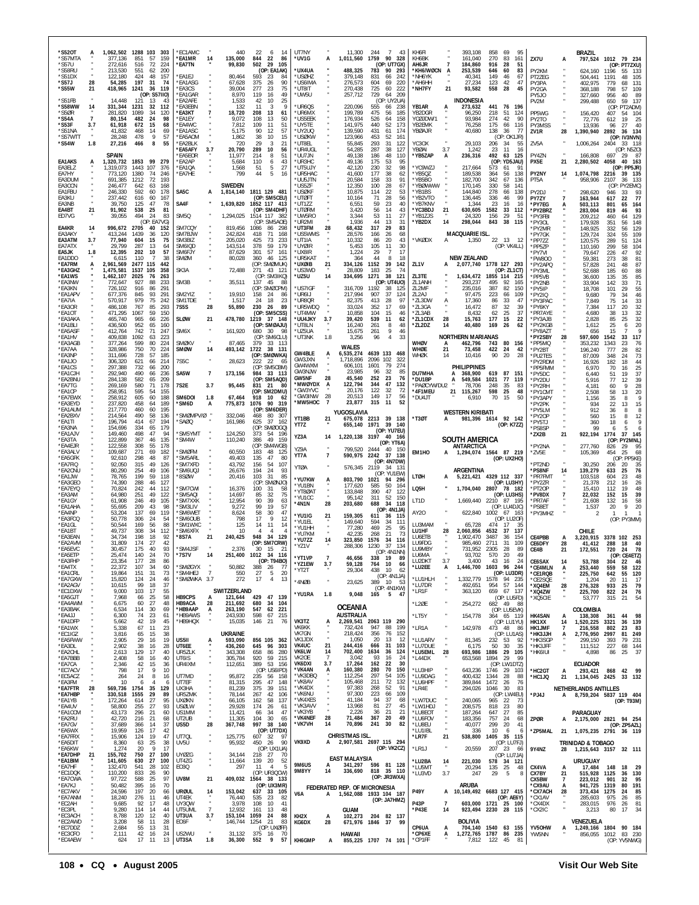*S52OT A 1,062,502 1288 103 303
*S57MTA " 377,136 851 57 159
*S57U " 272,616 516 72 224
*S58RU " 213,530 551 62 200
*S51DX " 122,180 424 48 157
*S57J 28 54,285 197 31 74
*S55W 21 418,965 1241 36 119
(OP: S57IIO)
*S51FB " 14,448 121 13 43
*S58WW 14 331,344 1231 32 112
*S5ØR " 281,820 1089 34 120
*S54A 7 80,154 482 24 98
*S53F 3.7 61,918 672 15 68
*S51NA " 41,832 468 14 69
*S57WTT " 28,248 478 9 57
*S54W 1.8 27,216 466 8 55

## SPAIN

EA1AKS A 1,320,732 1853 99 279
EA3ELZ " 1,319,073 1443 107 376
EA7HY " 773,120 1380 74 246
EA3DUM " 691,385 1212 72 193
EA3CON " 246,477 642 63 168
EA1FBU " 246,330 592 60 178
EA3KU " 237,442 616 60 167
EA3NB " 39,750 125 47 78
EA4BT 21 91,902 538 25 81
ED7VG " 39,055 494 24 83
(OP: EA7VG)
EA4KR 14 996,672 2705 40 152
EA3AKY " 413,244 1439 36 120
EA3ATM 3.7 77,940 604 15 75
EA7ATX " 29,799 287 13 64
EA5JK 1.8 12,395 202 10 57
EA1DDO " 6,615 110 7 38
*EA7RM A 2,961,569 2477 115 442
*EA3GHZ " 1,475,581 1537 105 358
*EA1WS " 1,462,107 2025 76 263
*EA3NW " 772,647 927 88 233
*EA3KN " 726,102 916 86 291
*EA1APV " 677,376 845 93 291
*EA7IA " 570,917 979 75 242
*EA3OR " 486,108 767 85 293
*EA1OT " 471,295 1067 59 150
*EA3AKA " 465,740 965 66 226
*EA1BLI " 436,500 952 65 160
*EA5ASF " 412,764 742 71 247
*EA1HV " 409,838 1092 63 223
*EA3AGB " 377,264 599 80 224
*EA7AA " 328,986 750 70 224
*EA3NP " 311,696 728 57 185
*EA1JO " 306,320 621 66 214
*EA1CS " 297,388 732 66 200
*EA1CJH " 292,940 490 66 236
*EA2BNU " 284,138 582 65 209
*EA7TG " 269,169 580 71 178
*EA1CP " 258,951 595 54 155
*EA7EWX " 258,912 605 60 188
*EA3EYD " 237,820 458 64 189
*EA1AUM " 217,770 460 60 195
*EA2BXV " 214,564 490 58 136
*EA1TI " 196,794 414 67 194
*EA3NA " 154,696 334 65 179
*EA1AJV " 149,460 498 47 94
*EA3TA " 122,899 367 46 135
*EA4EJR " 122,558 308 55 178
*EA3ALV " 109,687 271 69 182
*EA5GFK " 92,610 298 48 87
*EA7RQ " 92,050 315 49 126
*EA2CNU " 80,290 254 49 106
*EA1JW " 78,765 199 59 118
*EA3GEO " 74,390 288 46 127
*EA7EYQ " 70,824 242 44 112
*EA3AM " 64,980 251 49 122
*EA1GY " 61,908 246 49 105
*EA1AHA " 55,695 209 43 98
*EA4NP " 53,204 137 69 119
*EA3FCQ " 50,778 306 24 54
*EA1GL " 50,544 169 56 88
*EA1BT " 49,737 308 34 112
*EA3EAN " 34,734 198 18 92
*EA2AVM " 31,809 174 27 42
*EA5EVC " 30,457 175 40 93
*EA5ETP " 25,474 140 24 70
*EA3FHP " 23,354 177 28 86
*EA4TX " 22,372 107 34 60
*EA1CRL " 19,864 151 31 73
*EA7GXW " 15,820 124 24 46
*EA2AGV " 10,615 99 18 37
*EC1DXW " 9,000 103 17 55
*EA5GJT " 7,968 66 25 58
*EA4AWM " 6,675 60 27 48
*EA3BAK " 6,534 114 30 69
*EA4JJ " 6,300 74 23 61
*EA1DFP " 5,662 42 19 45
*EA1WX " 5,338 67 11 23
*EC1GZ " 3,816 65 15 38
*EA5FWW " 2,905 29 16 19
*EA3DL " 2,902 38 16 28
*EA2CHL " 2,613 129 17 40
*EA7BBB " 2,408 58 16 40
*EA7CA " 2,346 42 15 36
*EC7AOV " 798 17 9 10
*EC5ACZ " 264 24 8 16
*EA3FM " 10 6 4 6
*EA7FTR 28 569,736 1754 35 129
*EA7HBP " 330,518 1555 29 89
*EA1YB " 172,264 614 27 95
*EA4UV " 58,800 255 27 93
*EA1COM " 43,173 296 21 60
*EA2RU " 42,720 216 21 68
*EA7CV " 37,689 366 14 37
*EA5WX " 19,959 126 17 42
*EA7FRX " 15,906 124 19 47
*EA5DIT " 8,360 63 25 38
*EA5KW " 1,274 20 9 17
*EA7DHP 21 155,702 750 27 100
*EA1BIM " 141,605 630 27 100
*EA7HF " 132,470 541 28 102
*EC1DQK " 110,200 833 26 90
*EA7OWA " 97,722 588 25 97
*EA7KJ " 50,482 395 16 70
*EC7AKV " 24,596 197 20 66
*EA7ANM " 18,240 276 11 46
*EC2AH " 9,685 92 17 48
*EC3PL " 9,280 114 14 44
*EC3ACH " 8,788 120 12 40
*EC2AWD " 3,208 58 11 28
*EC7DDZ " 2,684 55 13 31
*EC3CFO " 2,111 42 16 24
*EC4AEW " 624 17 11 13
*EC1AMC " 440 22 6 14
*EA1MR 14 135,000 844 22 86
*EA7TN " 99,830 502 29 105
(OP: EA1AK)
*EA1EJ " 80,464 593 23 84
*EA1ASG " 67,628 375 26 90
*EA3CS " 39,004 277 23 75
*EA1GAR " 8,970 119 16 49
*EA2AFE " 1,533 42 10 25
*EA3EBN " 132 11 3 9
*EA3KT 7 18,720 208 13 61
*EA1EY " 9,072 108 13 50
*EA4WC " 7,812 109 11 51
*EA1ASC " 5,175 90 12 57
*EA5AOM " 1,862 38 10 15
*EA2BLK " 720 29 3 21
*EA5AFY 3.7 20,790 289 10 56
*EA5EOR " 11,977 214 8 51
*EA2AP " 5,684 110 6 43
*EA1QA " 1,568 51 5 27
*EA7HE " 799 44 5 16

## SWEDEN

SA5C A 1,814,140 1811 129 481
(OP: SM5CEU)
SA4F " 1,639,820 1852 117 413
(OP: SM4DHF)
SM5Q " 1,294,025 1514 117 382
(OP: SM5AOE)
SM7CQY " 819,456 1086 86 298
SM7BJW " 242,824 418 71 168
SM3BIZ " 205,020 425 73 233
SM6IQD " 143,514 378 59 179
SM6FJY " 87,629 301 57 161
SMØM " 80,028 360 46 125
(OP: SMØMUK)
SK3A " 72,488 271 43 121
(OP: SM3IKQ)
SM3B " 35,511 137 45 88
(OP: SMØCPM)
SM2YIZ " 19,910 158 24 86
SM1TDE " 1,517 24 18 23
7S5S 28 55,890 230 26 89
(OP: SM5CSS)
SLØW 21 478,780 1219 37 148
(OP: SMØAJU)
SM6X " 161,920 680 30 98
(OP: SM6CLU)
SMØKV " 87,465 379 33 113
SMØW 14 493,142 1722 38 131
(OP: SMØWKA)
7S5C " 28,623 222 22 65
(OP: SM5CBM)
SA5W 7 173,156 984 33 113
(OP: SM5AQD)
7S2E 3.7 95,445 831 21 80
(OP: SM2DMU)
SM6DOI 1.8 67,464 918 10 62
*SM6D A 775,873 1076 90 319
(OP: SM6DER)
*SMØMPV/Ø " 332,046 468 80 307
*SAØQ " 161,986 625 37 162
(OP: SMØCGQ)
*SM5YMT " 124,250 373 54 196
*SM4W " 110,240 386 49 159
(OP: SM4WGB)
*SMØFM " 60,550 183 48 125
*SM5ARL " 49,403 135 47 80
*SM7XFD " 43,792 156 54 107
*SM6UQJ " 26,676 194 24 93
*8SØW " 20,416 103 31 85
(OP: SMØNJO)
*SM7CW " 16,376 100 31 58
*SM5AQI " 14,697 85 32 75
*SM7XXK " 12,954 90 39 63
*SM3LIV " 9,272 99 19 57
*SM6WET " 8,624 58 30 47
*SM6OUB " 798 17 9 12
*SM1WXC " 125 14 11 14
*SM6XFX " 10 4 4 4
*8S7A 21 240,425 948 34 129
(OP: SM7CRW)
*SM4JSF " 2,376 30 15 21
*7S7V 14 251,400 1012 34 116
(OP: T94BO)
*SMØGYX " 50,882 388 26 77
*SM4HEJ 7 550 27 5 20
*SMØWKA 3.7 272 17 4 13

## SWITZERLAND

HB9CPS A 121,644 429 47 139
HB9ACA 28 211,692 680 34 104
*HB9AAP A 263,190 547 62 221
*HB9AWS " 243,930 598 67 215
*HB9HQX " 15,035 146 21 76

## UKRAINE

US5II A 593,090 856 105 362
UT6EE " 436,260 645 96 303
UR5ZLK " 343,308 658 86 280
UT6IS " 305,784 920 59 215
UR4IXM " 112,651 389 53 156
(OP: US6IPD)
UT7MD " 95,872 235 56 158
UT7EF " 81,315 295 47 148
UX3HA " 78,144 267 42 106
UR5ZMK " 73,824 261 39 151
UX2KN " 66,105 162 58 137
US0LW " 29,928 174 26 61
US1MM " 11,421 66 34 47
UT2UB " 11,305 104 30 65
US5D 28 367,748 997 38 140
(OP: UT7DX)
UT7QL " 125,775 607 32 97
UV5U " 95,932 450 26 90
(OP: UX1UA)
UYØZG " 34,144 218 27 70
UT4ZG " 11,664 139 20 52
EO3Q " 297 11 4 5
(OP: UR3QCW)
UV8M 21 409,032 1564 38 133
(OP: UX3MR)
URØUL 14 153,042 637 33 105
UT4EK " 76,440 535 23 82
UY3QW " 3,978 108 10 41
UT5UML 7 12,932 161 13 48
UT3UA 3.7 113,504 1059 24 88
EO6F " 146,744 1254 21 83
(OP: UXØFF)
US2WU " 31,132 375 16 70
UT3SA 1.8 36,300 552 9 57
UT7NY " 11,300 244 7 43
*UV1G A 1,011,560 1759 90 328
(OP: UT7GX)
*UX4UA " 488,325 783 90 293
*USØHZ " 379,148 831 66 242
*US6IMA " 276,573 604 69 220
*UT8IT " 270,438 725 60 222
*UW5U " 257,712 729 64 209
(OP: UY2UA)
*UR6QS " 220,096 555 66 238
*UR6MX " 199,789 475 56 185
*US5EEK " 176,934 526 64 158
*UV5TE " 141,975 440 52 173
*UY2UQ " 139,590 431 61 174
*USØKW " 123,966 453 52 161
*UT8EL " 55,845 293 31 122
*UR4UGL " 54,285 287 38 127
*UU7JN " 49,138 186 48 110
*UR3HC " 49,136 175 53 95
*UT5UJY " 42,120 230 32 98
*UR5HAC " 41,600 177 38 62
*UU5JTN " 20,584 158 33 91
*US5ZF " 12,350 100 28 67
*USØKF " 10,875 114 22 53
*UTØFT " 10,164 71 28 56
*UT1ZZ " 6,551 59 23 40
*UTØRM " 3,420 56 14 43
*UW5RO " 3,344 53 11 27
*UR2MI " 1,936 44 13 31
*UT3FM 28 68,432 317 29 83
*US5WMS " 28,576 166 26 68
*UT1IA " 10,332 86 20 43
*UYØIR " 5,453 105 11 30
*UX8IR " 1,224 29 7 17
*UR5KAT " 364 44 8 18
*UXØIB 21 334,126 1152 39 142
*US3WD " 28,809 183 25 74
*UZ5U 14 334,695 1271 38 121
(OP: UT4UO)
*US7IGF " 316,709 1192 38 125
*UR6IJ " 217,994 907 37 124
*UR8QR " 82,375 413 28 97
*UR5WDQ " 33,024 352 17 69
*UT4MW " 10,858 104 15 46
*UU4JKV 3.7 39,420 539 11 62
*UT8LN " 16,240 261 8 48
*UZ5UA " 15,675 261 9 46
*UT3NK 1.8 3,256 96 4 33

## WALES

GW4BLE A 6,535,274 4639 133 468
GW3JXN " 1,718,896 2096 102 322
GW4WXM " 606,101 1601 79 274
GW3NJW " 23,985 96 32 85
GW5NF 28 45,540 252 23 76
*MWØYDX A 122,794 344 47 132
*GW3YVC " 20,176 122 32 72
*GWØIMW 28 20,513 149 17 56
*MW5HOC 7 23,877 315 11 52

## YUGOSLAVIA

YT1BB 21 675,078 2213 39 138
YT7Z " 655,140 1971 39 140
(OP: YU7EU)
YZ3A 14 1,220,138 3197 40 166
(OP: YT6A)
YZ9A " 799,520 2444 40 150
YT7A 7 590,975 2242 37 138
(OP: 4N7DW)
YTØA " 576,345 2119 34 131
(OP: YU1EW)
*YU7KW A 803,790 1021 94 296
*YU1BN " 177,620 585 50 164
*YTØAT " 133,848 390 47 122
*YU1CC " 95,142 311 52 150
*4N1N 28 203,680 688 34 118
(OP: 4N1JA)
*YU1IG 21 159,305 611 36 115
*YU1EL " 149,640 594 34 111
*YU1HH " 77,280 469 25 95
*YU7KM " 42,235 268 21 73
*YU7ZZ 14 323,850 1576 34 116
*YZ1V " 288,306 1230 37 134
(OP: 4N1NN)
*YT1VP 7 46,656 338 19 89
*YZ1EW 3.7 59,128 764 10 66
*YT2T " 29,304 438 10 62
(OP: 4N1JA)
*4NØB " 23,625 389 10 53
(OP: 4N1KW)
*YU1RA 1.8 9,048 165 5 47

# OCEANIA

## AUSTRALIA

VK3TZ A 2,269,541 2063 119 290
VK6KK " 732,424 947 88 199
VK7GN " 218,424 356 76 152
VK1JDX " 1,050 20 13 12
VK4UC 21 244,416 666 31 103
VK6LW 14 702,400 1634 36 124
VK2OE 7 3,042 93 16 23
VK6DXI 3.7 17,264 162 22 30
*VK4AN A 160,380 280 70 150
*VK3DBQ " 112,254 297 54 105
*VK8AV " 105,468 211 72 132
*VK4DX " 97,383 268 52 91
*VK6NU " 97,300 223 66 109
*VK4XES " 41,184 94 37 68
*VK3AVV " 13,968 81 27 45
*VK3YB " 2,226 36 21 21
*VK4NEF 28 71,484 367 20 49
*VK7VH 14 70,896 241 30 82

## CHRISTMAS ISL.

VK9XD A 2,907,581 2697 115 294
(OP: VK2CZ)

## EAST MALAYSIA

9M6US A 341,297 596 81 128
9M8YY 14 336,690 818 35 110
(OP: JR3WXA)

## FEDERATED REP. OF MICRONESIA

V6A A 1,562,088 1933 104 187
(OP: JA7HMZ)

## GUAM

KH2X A 102,273 204 82 137
KG6DX 28 671,976 1846 37 99

## HAWAII

KH6GMP A 855,225 1707 74 101
KH6FI " 393,108 858 69 95
KH6BK " 161,040 270 83 161
AH6JR 7 184,860 916 28 51
*KH6/WØCN A 253,539 646 60 83
*NH6YK " 40,341 149 46 67
*AH6HH " 27,234 123 42 47
*NH7FY 21 93,582 558 28 45

## INDONESIA

YB1AR A 273,632 441 76 196
YB2DGR " 96,250 218 51 124
YC2JOW/1 " 93,984 274 42 90
YB2EMK " 76,258 175 66 116
YBØAJR " 40,680 138 36 77
(OP: OK1JR)
YC3OX " 29,103 206 34 55
YBØAI 3.7 1,242 23 11 16
*YB5ZAP A 236,316 492 63 125
(OP: YD5JAU)
*YC9WZJ " 217,664 573 61 91
*YB5QZ " 189,538 364 56 138
*YB5BO " 182,700 342 67 136
*YBØWWW " 170,145 330 58 141
*YB1BS " 144,840 278 66 138
*YB2VTO " 136,445 336 46 99
*YB7KNV " 1,344 23 16 16
*YC3BDJ 21 630,605 1582 33 112
*YB1ZJS " 24,320 156 29 51
*YB2DX 14 298,044 843 38 115

## MACQUARIE ISL.

*VKØDX A 1,350 22 13 12
(OP: VK4LL)

## NEW ZEALAND

ZL1V A 2,077,740 1778 127 293
(OP: ZL1CT)
ZL3TE " 1,634,472 1855 114 215
ZL1ANH " 293,237 495 92 165
ZL2MF " 235,016 387 82 150
ZL2AJ " 97,475 223 66 109
*ZL3DW A 17,360 86 33 47
*ZL3GA " 16,472 87 32 39
*ZL3AB " 8,432 62 25 37
*ZL1CDX 28 15,763 177 15 22
*ZL2DZ 14 40,480 169 26 62

## NORTHERN MARIANAS

WHØV A 462,796 743 80 156
WHØE 21 73,458 422 24 42
WHØK 14 10,416 90 20 28

## PHILIPPINES

DU7MHA A 368,900 619 87 151
*DU1BP A 549,584 1021 77 119
*PAØCYW/DU2 " 78,706 248 35 83
*4F1MEU 21 115,267 598 25 48
*DU4JT " 6,910 70 15 50

## WESTERN KIRIBATI

*T3ØT A 981,396 1614 92 142
(OP: K7ZZ)

# SOUTH AMERICA

## ANTARCTICA

EM1HO A 1,294,074 1564 87 219
(OP: UX2HO)

## ARGENTINA

LTØH A 5,221,421 4329 112 337
(OP: LU3HY)
LQ5H " 1,704,040 2807 78 182
(OP: LU3HS)
LT1D " 1,669,440 2210 87 195
(OP: LU4DJC)
AY2O " 622,840 1002 67 163
(OP: LU2OF)
LU3MAM " 65,728 474 17 35
LU1HF 28 2,060,856 4532 37 137
LU6ETB " 1,902,470 3487 36 154
LU9FDG " 985,460 2711 31 109
LU9FY " 731,952 2305 28 89
LU6MA " 93,702 570 20 49
LU2DKT 3.7 3,400 43 16 24
*LU2EE A 1,446,700 1603 96 244
(OP: LU3DR)
*LU1HLH " 1,332,779 1578 94 235
*LU7DR " 492,651 954 57 144
*LR1F " 363,120 659 67 137
(OP: LU5FD)
*L2ØE " 254,272 682 49 88
(OP: LU5EVK)
*LT5Y " 154,778 364 65 119
(OP: LU1YU)
*LR1A " 142,978 473 48 86
(OP: LU1AS)
*LU1ARV " 81,345 232 53 92
*LU7DUE " 6,175 50 30 35
*LU5EML 28 693,986 1886 29 105
*L44DX " 653,568 1894 29 99
(OP: LW1DTZ)
*LU3HIP " 643,236 1746 29 103
*LU9DAG " 400,432 1344 28 88
*LU6HPF " 389,844 1472 26 76
*LR4E " 294,026 1046 30 83
(OP: LW4ELJ)
*LW7DUC " 240,065 965 22 73
*LW1HDJ " 208,575 818 23 80
*LU8EOT " 187,267 647 27 85
*LU6FOV " 183,356 757 24 68
*LU8ELI " 40,077 299 20 41
*LU1IBL " 336 10 6 6
*LR7F 21 538,800 1405 35 115
(OP: LU7FJ)
*LR1J " 20,559 207 23 66
(OP: LU7JAN)
*LU2BA 14 221,030 578 34 121
*LU5MT " 20,294 135 25 48
*LU3VD 3.7 247 29 5 8

## ARUBA

P49Y A 10,149,492 6683 127 415
(OP: AE6Y)
P43P 7 603,000 1721 25 100
*P43E 14 923,494 2230 28 115

## BOLIVIA

CP6UA A 740,100 1540 63 155
*CP6XE A 1,272,765 1787 86 235
*CP1FF " 7,812 122 45 81

## BRAZIL

ZX7U A 797,524 1012 79 234
(OP: PT7ZXU)
PY2KM " 624,160 1196 55 133
PT2ZEG " 504,441 1191 48 105
PY3PA " 402,975 779 68 131
PY2GA " 368,188 798 57 109
PY5JO " 327,660 956 40 89
PV2M " 299,488 650 59 137
(OP: PT2ADM)
PP5WG " 156,420 407 54 104
PY2TO " 72,776 612 19 25
PY3MSS " 13,936 96 27 40
ZV1R 28 1,390,940 2892 36 134
(OP: IV3NVN)
ZV5A " 1,006,264 2404 33 118
(OP: N5ZO)
PY4ZN " 166,808 697 29 87
PX5E 21 2,280,502 4058 40 163
(OP: PP5JR)
PY2NY 14 1,074,798 2216 39 135
(OP: PY2EMC)
PT5A " 958,906 2107 36 133
PY2DJ " 298,620 946 33 93
PY7ZY 7 163,944 617 22 77
*PY7EG A 503,113 801 65 164
*PY2BRZ " 283,004 819 46 93
*PY3FBI " 209,212 460 64 129
*PY3OL " 179,928 351 56 148
*PY2MR " 148,925 332 56 129
*PY7GK " 129,724 324 55 109
*PP7ZZ " 120,575 289 51 124
*PP5ZP " 110,160 299 58 104
*PY7VI " 79,647 226 47 92
*PW8OO " 59,381 273 38 81
*PY2APQ " 57,828 241 48 87
*PY3ML " 52,688 185 60 88
*PP5VB " 36,600 135 35 85
*PY2NB " 33,904 142 33 71
*PY5IP " 18,708 101 29 55
*PY2IQ " 9,680 79 34 46
*PY3PAC " 7,849 75 14 33
*PY6KY " 7,384 117 20 32
*PR7AYE " 4,680 38 13 32
*PY3AJB " 2,828 85 25 32
*PY2KGB " 1,612 25 6 20
*PY8AZT " 656 15 7 9
*PY2SBY 28 597,600 1542 33 117
*PP5MQ " 353,232 1343 23 76
*PY2BT " 196,240 777 28 82
*PU2TES " 87,009 348 24 73
*PY2RDM " 16,926 182 18 44
*PP5FMM " 6,970 70 16 25
*PY5DC " 6,440 51 19 37
*PY2DU " 5,916 77 12 39
*PY2RH " 4,181 60 9 28
*PY1CMT " 2,508 58 13 20
*PY3APY " 1,156 35 8 9
*PY2PK " 934 22 13 15
*PY5LM " 912 36 8 8
*PY2OP " 560 15 8 12
*PY5TJ " 360 18 6 9
*PS8SP " 99 6 5 6
*ZX2B 21 922,194 1774 37 145
(OP: PY2MNL)
*PY2NA " 277,760 826 29 95
*ZV5E " 105,369 454 25 68
(OP: PP5KE)
*PT2ND " 30,250 206 20 35
*PS8NF 14 139,279 633 25 76
*PR7FMT " 103,518 604 23 48
*PY2ZR " 21,378 212 16 26
*PT2OP " 15,410 112 19 48
*PV8DX 7 22,032 152 15 39
*PR7AF " 21,608 132 16 58
*PS8ET " 1,537 20 9 20
*PY3MHZ " 2 1 1 1
(OP: PY3MM)

## CHILE

CE4PBB A 3,220,915 3378 102 253
CE6DFY 28 41,412 288 18 40
CE4B 21 172,551 720 24 78
(OP: CE4ETZ)
CE6SAX 14 53,788 304 22 46
*CE4MLN A 253,440 559 58 122
*CE1RQB " 225,750 642 55 120
*CE2SQE " 1,204 20 11 17
*XQ4EM 28 276,328 933 25 79
*XQ4ZW " 225,700 822 24 76
*XQ6CIE " 53,777 315 21 54

## COLOMBIA

HK4SAN A 138,308 361 44 98
HK1XX 14 1,520,225 3321 36 139
HK1JMF 7 216,558 802 23 83
*HK3JJH A 2,776,950 2997 81 249
*HK3SGP " 299,150 393 79 231
*HK3JFF " 111,512 227 68 144
*HK6IUI " 4,898 86 25 37

## ECUADOR

*HC2GT A 293,421 868 42 99
*HC1JQ 21 1,134,045 2425 33 132

## NETHERLANDS ANTILLES

*PJ4J A 8,759,204 5837 119 404
(OP: T93M)

## PARAGUAY

ZPØR A 2,175,000 2821 94 254
(OP: ZP5AZL)
*ZP5MAL 21 1,075,235 2791 36 119

## TRINIDAD & TOBAGO

9Y4NZ 28 1,215,643 3157 32 111

## URUGUAY

CX4VA A 17,484 148 18 29
CX7BY 21 515,928 1125 36 130
CX5BW 7 223,012 901 32 95
*CX9AU A 941,725 1319 80 191
*CX7ACH 28 373,434 1275 24 85
*CX1AV " 285,603 975 25 86
*CX4DX " 283,015 976 26 81
*CX2IC " 3,213 80 17 34

## VENEZUELA

YV5OHW A 1,249,166 1804 90 184
YV5NN " 856,055 1012 83 230
(OP: YV5NWG)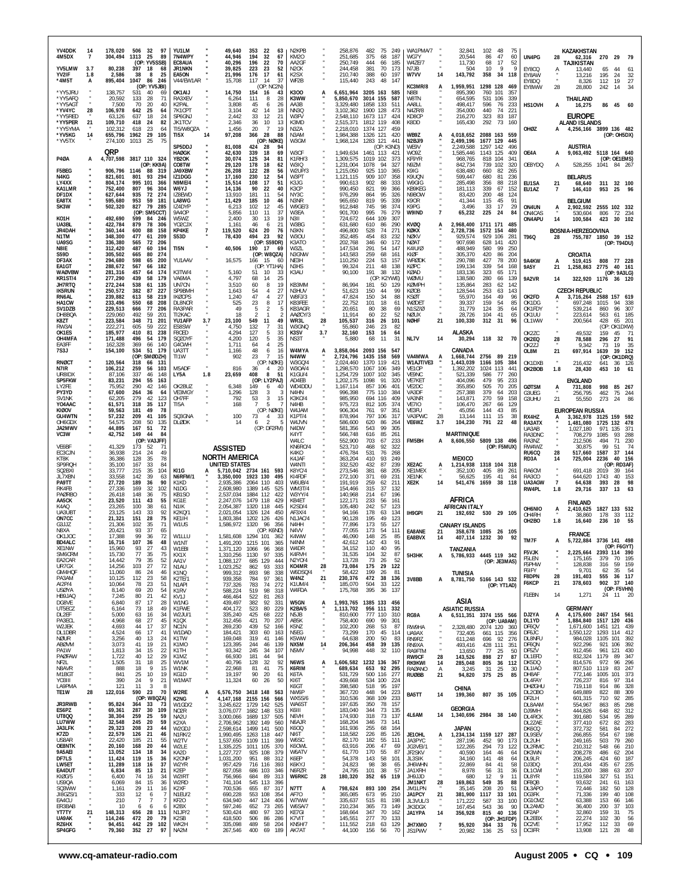YV4DDK 14 178,020 506 32 97
4M5DX 7 304,494 1313 25 89
(OP: YV5SSB)
YV5LMW 3.7 80,238 397 18 68
YY2IF 1.8 2,586 38 8 25
*4M5T A 895,404 1047 86 246
(OP: YV5JBI)
*YY5JRU " 138,757 531 40 69
*YY5AFQ " 20,592 133 28 71
*YY5AGT " 7,500 70 20 40
*YV4YC 28 106,978 642 25 64
*YY5RED " 63,126 637 18 24
*YY5PER 21 109,710 418 24 82
*YY5YMA " 102,312 618 23 64
*YV5KG 14 655,796 1962 29 105
*YV5TX " 274,100 1013 25 75

**QRP**

P4ØA A 4,707,598 3817 110 324
(OP: KK9A)

F5BEG " 906,796 1146 88 319
N4KG " 821,601 801 93 294
LY4XX " 804,174 995 101 366
KA1LMR " 752,400 807 96 304
DF1DX " 627,644 935 72 274
EA8TX " 595,680 953 59 181
SK3W " 502,320 827 79 285
(OP: SM5CCT)
KO1H " 492,690 599 84 246
UA3BL " 422,784 879 78 306
JR4DAH " 360,144 600 88 158
N1TM " 348,300 477 61 209
UA9SG " 336,380 565 72 206
N8IE " 312,420 487 60 194
S59D " 305,502 665 80 274
DF3AX " 294,680 598 65 200
EA1GT " 288,672 567 66 182
WAØVBW " 281,316 457 64 174
KR1ST/4 " 277,290 439 58 179
JH7RTQ " 272,244 538 61 135
IK5RUN " 250,572 382 87 227
RN6AL " 239,882 613 58 219
HA1CW " 233,496 550 68 208
SV1DZB " 229,513 666 77 206
DH8BQA " 229,060 492 59 201
K8ZT " 223,584 348 71 201
RW3AI " 222,271 605 59 222
OK1ES " 185,977 410 81 238
OH4MFA " 171,488 496 54 179
EA3FF " 162,328 369 66 140
7S3J " 154,100 534 51 179
(OP: SMØDZH)
RNØCT " 120,564 318 66 131
N7IR " 106,212 259 56 103
UR8IDX " 87,106 337 46 148
SP5FKW " 83,231 294 55 163
LY2FE " 75,952 290 42 146
PY3YD " 67,600 264 36 64
SV1NK " 62,205 279 42 123
YO4AAC " 61,571 318 35 117
KIØOV " 59,563 181 49 78
GU4WTN " 57,232 209 41 105
OH6GDX " 54,575 208 50 135
JA2MWV " 44,895 167 51 72
VC3W " 42,752 149 44 84
(OP: VA3JFF)
VE6BF " 41,329 173 52 71
EC3CJN " 36,938 214 24 49
KT8K " 36,386 128 35 78
SP9RQH " 35,100 167 33 84
SQ2BXI " 33,777 215 35 104
JL7XBN " 33,558 142 39 63
PA9TT " 27,720 189 36 90
RK4FB " 27,336 169 32 102
PAØRBO " 26,418 148 36 75
AA5CK " 23,520 111 43 55
K4AQ " 23,265 100 38 61
UA3UBT " 23,125 143 33 92
ON7CC " 21,321 151 28 75
G3JJZ " 21,306 102 35 71
N8XA " 20,421 93 37 65
OK1JOC " 17,388 99 36 72
RD4ALC " 16,716 107 36 48
XE1NW " 15,960 93 27 43
SM6CRM " 15,730 77 35 75
EA2CAR " 14,442 79 35 52
UR7GX " 14,256 103 27 72
GM4HQF " 11,060 86 24 46
PA3AM " 10,125 112 23 58
AI2P/4 " 10,064 78 23 51
US0YA " 8,140 69 20 54
HB9JAQ " 7,245 80 21 42
DG8VE " 6,840 87 17 28
UT5ECZ " 6,164 73 18 49
DL2EF " 5,000 63 16 34
PA3ECL " 4,968 68 27 45
W2JEK " 4,693 44 17 37
DL1DBR " 4,524 66 17 41
NØUR " 3,256 40 13 24
ABØVM " 3,073 41 19 21
PA1W " 1,813 34 15 22
PAØFAW " 1,722 40 12 29
NF2L " 1,505 31 18 25
N8AVR " 888 18 9 15
M1BGT " 841 25 10 19
YC8III " 390 24 9 21
LA9PMA " 121 11 3 8
TE1W 28 122,016 590 23 73
(OP: W8QZA)
JR3RWB " 95,824 364 33 73
ES6PZ " 69,361 287 30 109
UT8QQ " 38,304 259 25 59
LU7WW " 32,548 245 20 59
JA3LFK " 29,323 208 23 44
K7ZD " 22,579 126 21 46
US8AR " 22,420 185 21 55
OE8NTK " 20,160 168 20 44
9A5AEI " 13,052 134 18 34
DF7LS " 11,424 119 15 36
LW5ET " 11,289 118 16 37
EA4DUT " 6,834 85 13 21
KIØG/5 " 6,400 74 16 34
US9QA " 6,069 84 15 36
SQ8WW " 1,161 29 11 16
JI8GZS/1 " 333 12 6 7
EA4CU " 210 7 7 7
ER3BAB " 10 6 6 4
YT7TY 21 148,313 656 28 111
UA9AK " 114,246 472 29 79
RZ6HX " 94,451 442 29 102
SP4GFG " 79,360 352 27 97
YU1LM " 49,640 353 22 63
7N4WPY " 44,946 194 32 67
EC8AUA " 40,296 196 22 70
JR1NKN " 39,825 223 23 52
EA5ON " 21,996 176 17 61
V44/EW1AR " 15,708 117 14 37
(OP: NC2N)
OK1AIJ " 14,750 154 16 43
RA3XEV " 6,264 111 8 28
K2PAL " 3,808 45 6 26
7K1CPT " 3,104 42 14 18
SP6GNJ " 2,442 33 12 21
JK1TCV " 2,346 36 10 13
TI5/W8QZA " 1,456 20 7 19
TI5X 14 97,208 366 28 88
(OP: NØKE)
SP5DDJ " 81,008 424 28 94
HAØGK " 42,630 339 18 69
YB2OK " 30,074 125 34 81
CO8TW " 29,120 178 18 62
JA9XBW " 26,208 122 28 56
IZ1DGG " 17,160 230 12 54
N9ME/4 " 15,514 108 17 51
W6YJ " 14,136 90 22 40
IZ8EWD " 13,910 181 11 54
LA8WG " 11,429 185 10 46
IZ4DYP " 6,213 102 12 45
9A4OP " 5,856 110 11 37
W5WZ " 2,400 30 13 19
YO2CJX " 1,161 46 6 21
KP4KE 7 119,520 624 20 76
S53D " 78,430 494 23 92
(OP: S59DR)
TI5N " 40,506 190 17 69
(OP: W8QZA)
YU1AAV " 16,575 166 15 60
(OP: YT1HA)
K3TW/4 " 5,160 51 10 33
VA6MA " 4,797 68 14 25
UN7CN " 3,510 60 8 19
SP9BMH " 1,643 54 4 27
IKØCPS " 1,240 47 4 27
DL8NCR " 525 23 8 17
RA3PAR " 49 5 2 5
TI2KAC " 18 2 1 2
YU1AFP 3.7 23,100 549 11 49
ES8SW " 4,750 132 7 31
F8CED " 4,294 127 5 33
SQ2DYF " 4,200 120 5 35
G4CWH " 1,711 64 4 25
UA3TT " 1,166 48 6 16
TI1W " 902 23 7 15
(OP: NØKE)
M5ADF " 816 36 4 20
LY5A 1.8 23,659 408 8 51
(OP: LY2PAJ)
OK2BUZ " 6,348 149 6 40
VE3MGY " 1,296 128 3 15
OH7FF " 792 53 3 15
TI5A " 168 7 5 7
(OP: NØKE)
SQ9GNA " 100 73 4 33
DLØDK " 14 6 2 5
(OP: DF2FM)

**ASSISTED**

**NORTH AMERICA**

**UNITED STATES**

KI1G A 5,710,042 2734 161 593
N6RFM/1 " 3,350,000 1923 130 495
K1KD " 2,935,386 2064 110 403
N1DG " 2,608,980 1389 145 525
KB1SO " 2,537,034 1884 112 422
KG1E " 2,247,076 1479 118 429
N1IK " 2,054,387 1320 118 445
K2KQ/1 " 2,021,054 1326 124 450
KE1IH " 1,803,384 1202 126 426
W1US " 1,586,972 1320 96 356
(OP: K6ND)
W1LLU " 1,581,608 1294 101 362
W1NT " 1,491,200 1215 101 365
W1EBI " 1,371,120 1066 96 368
KX1X " 1,310,256 1130 97 335
AA1V " 1,088,127 685 129 444
N1AU " 1,023,252 862 93 333
K1NQ " 999,312 893 98 338
K2TE/1 " 939,358 784 97 361
N1API " 737,326 783 74 272
K1RV " 588,224 519 98 318
KV1J " 466,464 522 81 263
W1NG " 439,497 382 92 331
K1PWE " 404,172 523 80 229
W2JU/1 " 335,240 425 68 222
K1QX " 312,456 421 70 207
NC1N " 269,230 439 52 166
W1DAD " 184,421 303 60 163
K1TW " 169,048 319 41 146
K1MO " 123,395 244 46 139
K1TH " 93,942 245 34 107
K1MZ " 66,930 181 44 94
WV1M " 40,796 128 32 92
W1NK " 22,968 81 41 75
KG1D " 19,197 90 20 61
W1MAT " 11,324 60 26 50
W2RE A 6,576,750 3418 148 563
K2NG " 4,147,168 2155 156 566
W1GD/2 " 3,245,622 1729 142 525
NO2R " 3,076,077 1682 148 533
NA2U " 3,000,066 1689 137 505
K2XA " 2,706,962 1392 149 560
W2GDJ " 2,598,614 1499 141 500
N1RK/2 " 1,990,495 1263 118 447
W2TV " 1,537,650 1109 111 399
W2LE " 1,335,225 1011 105 370
KA2D " 1,227,727 925 108 379
K2ONP " 1,031,200 951 88 312
N1EU/2 " 690,228 553 108 354
K2FO " 634,940 447 124 406
K2BX " 597,246 652 73 265
N1JP/2 " 530,424 480 97 320
K2SB " 418,500 506 86 286
WK2H " 335,098 489 58 204
NA2M " 267,546 400 69 189
N2KPB " 258,876 482 75 249
KM2O " 251,685 375 68 187
AA2GF " 250,749 444 66 185
N2CK " 244,458 381 70 173
K2SX " 210,740 388 60 197
WF2B " 115,440 243 48 147
K3OO A 6,651,964 3205 163 585
K3WW " 5,850,670 3014 155 587
AA3B " 3,329,480 1858 133 511
NN3Q " 3,102,362 1900 128 473
W3FV " 2,548,110 1673 117 424
K3MD " 2,515,371 1812 119 408
N3ZA " 2,218,010 1374 127 459
N3AM " 1,984,388 1326 121 420
W3GM " 1,968,124 1283 121 441
(OP: K3ND)
W3CF " 1,949,634 1461 113 421
K1RH/3 " 1,309,575 1019 102 373
W3IQ " 1,231,004 1078 94 327
W2UP/3 " 1,215,060 925 110 365
W3PT " 1,121,115 909 107 358
K3JG " 990,613 902 88 333
K3CP " 990,450 821 99 366
NY3C " 976,299 864 95 326
N3NR " 965,650 819 95 339
W3GE/3 " 912,848 745 98 374
W3EA " 901,700 995 76 279
N3II " 724,672 644 109 307
W3BG " 631,680 610 86 290
N3KN " 496,800 528 74 271
W3OU " 352,485 454 83 232
K3ATO " 202,768 346 60 172
W3ZL " 147,534 291 54 147
N3GNW " 143,583 259 68 161
NE3H " 110,250 224 53 157
N3HS " 99,324 211 48 138
K3AU " 90,100 191 38 132
(OP: K2YWE)
KB3MM " 86,994 181 50 129
N3HUV " 51,623 150 44 99
W8FJ/3 " 47,824 150 34 88
KB3FEE " 22,752 101 18 61
KB3AQR " 20,651 80 38 69
AAØZY/3 " 11,914 60 22 52
WR3L 28 105,537 316 26 101
W3GNQ " 55,860 246 23 82
K3SV 3.7 32,160 153 16 64
NS3T " 5,880 68 11 31
W4MYA A 3,858,064 2093 156 547
N4WW " 2,724,796 1435 158 569
W3GQ/4 " 2,024,460 1370 119 421
W3OA/4 " 1,298,570 1067 106 349
K1GU/4 " 1,254,729 1007 102 345
AD4EB " 1,202,175 1098 91 320
WD4DDU " 1,167,114 857 106 401
N4HN " 996,398 775 110 384
K3KO/4 " 985,950 694 116 409
N4HB " 975,723 812 105 374
W4JAM " 906,304 761 97 351
K1PT/4 " 878,994 797 106 317
W4JVN " 586,600 620 86 264
N4DW " 581,356 543 99 305
K4YT " 566,748 616 85 261
W4LC " 552,900 703 67 233
KN6RO/4 " 523,710 468 92 322
K4KO " 476,784 531 76 268
K4JAF " 363,204 410 93 249
W4NTI " 332,520 432 87 239
K8YC/4 " 273,546 381 68 205
KI4PDF " 272,100 371 69 231
W6UB/4 " 191,919 259 62 211
WM3T/4 " 154,466 315 37 132
W3YY/4 " 140,968 214 67 196
KB4ET " 122,171 233 56 161
K2SD/4 " 105,480 242 57 123
AF3X/4 " 94,164 178 63 134
N1JAC/4 " 90,128 195 49 123
N4KH " 77,896 173 55 127
N4VV " 77,055 173 54 111
K4WW " 46,090 148 25 85
N4NM " 42,612 142 43 91
W4DR " 34,152 110 40 95
K4RVH " 31,535 104 32 87
N2YO/4 " 13,729 73 26 52
KO4MR 28 73,084 175 29 122
W6DSQ/4 " 58,422 199 26 81
W4NZ 21 230,376 472 38 136
K1UM/4 " 185,070 504 33 122
W4FDA " 175,768 395 36 137
W5GN A 1,993,765 1385 133 456
K2BA/5 " 1,113,702 956 111 332
N5JB " 810,600 777 110 310
AB5K " 758,400 690 99 301
K5NZ " 102,200 268 53 87
N5EG " 73,299 170 45 114
K5WW " 64,638 200 50 83
NX5M 14 206,364 458 39 135
N5MV " 94,998 448 32 110
N6WS A 1,606,582 1232 136 367
K6RIM " 689,634 653 92 295
K6TA " 531,729 500 116 277
KI6T " 439,668 534 100 224
K6GT " 398,580 518 95 197
NW6P " 367,720 448 94 223
WX5S/6 " 310,536 368 109 233
W6ATV " 197,635 350 78 157
K6III " 183,040 344 73 135
N6VH " 174,930 318 73 137
N6AJR " 168,204 346 73 141
K6OQ " 161,936 255 68 164
KI6T " 118,582 226 85 126
W6SC " 82,170 182 55 111
K6OWL " 63,916 206 47 69
W6ATV " 61,770 170 55 87
K6EP " 54,378 143 58 101
K6KYJ " 24,823 98 38 65
N6RZR " 24,795 101 38 57
KH6A " 2,574 15 15 24
W6RKC 28 180,320 352 65 119
N7TT A 798,624 893 100 254
AF7O " 365,085 673 95 210
W7WW " 335,637 515 81 198
W6SA/7 " 210,253 365 73 149
KE7GI " 168,654 347 70 162
K7VIT " 145,551 277 70 133
KN5H/7 " 111,552 218 63 129
AK7AT " 44,100 156 56 70
WA1PMA/7 " 32,841 102 48 75
WG7Y " 20,544 86 47 60
W4ZB/7 " 11,730 68 17 52
N7JB " 504 10 9 9
W7VV 14 143,792 358 34 118
KC3MR/8 A 1,959,951 1298 128 469
N8BI " 895,390 760 101 357
W8TN " 654,595 531 106 339
AA8LL " 498,417 596 76 233
N4ZR/8 " 354,000 440 74 221
KD8CP " 216,270 323 83 187
K8DD " 165,430 292 73 160
WB9Z A 4,018,652 2088 163 559
N2BJ/9 " 2,499,196 1677 129 445
WE9V " 2,249,588 1297 142 496
WO9Z " 1,585,446 1143 125 409
KF9YR " 968,765 818 104 341
N9ZM " 842,734 739 102 320
K9IG " 638,480 660 82 265
K9UQN " 599,427 680 81 236
W9GIG " 285,498 356 88 218
KB9KEG " 181,113 339 67 152
N9BOW " 83,420 200 48 124
K9OR " 41,344 115 45 91
K9PG " 3,496 33 17 29
W9IND 7 65,232 225 24 84
KVØQ A 2,968,400 1711 171 485
KØKX " 2,728,736 1572 154 480
NØKV " 929,574 929 106 281
NØAT " 907,698 628 141 420
K4IU/Ø " 488,949 580 99 250
KIØF " 305,370 420 86 204
WRØDK " 290,788 427 78 200
KØPC " 199,134 339 54 168
KØAD " 183,136 323 65 171
WØMU " 138,580 280 66 139
KØMPH " 135,864 283 62 142
KØOB " 128,544 253 63 143
KSØT " 55,970 164 49 96
WØDET " 39,337 159 54 85
N1SZ/Ø " 31,779 124 35 64
NØUX " 28,726 104 41 65
NØHF 21 100,330 312 31 96

**ALASKA**

NL7V 14 30,294 118 32 70

**CANADA**

VA4MWA A 1,668,744 2756 89 219
W1AJT/VE3 " 1,443,039 1166 105 384
VE1OP " 1,392,202 1024 113 441
VE9NC " 521,339 586 77 260
VE7KET " 404,096 479 95 233
VE2DC " 355,850 505 70 205
VA3DF " 257,388 379 64 203
VA3NR " 143,871 270 59 158
VE7IO " 106,470 267 66 129
VE3FU " 45,056 144 43 85
VA3PWC 28 13,144 111 15 38
VE6WZ 3.7 104,230 791 22 48

**MARTINIQUE**

FM5BH A 8,606,550 5809 138 496
(OP: F5MUX)

**MEXICO**

XE2AC A 1,214,938 1318 104 318
XE1MEX " 352,100 405 89 261
XE1NK " 56,625 195 41 84
XE2K 14 541,476 1659 38 118

**AFRICA**

**AFRICAN ITALY**

IH9GPI 21 192,692 530 29 105

**CANARY ISLANDS**

EA8ANE 21 358,678 1085 26 105
EA8BVX 14 407,114 1232 30 92

**TANZANIA**

5H3HK A 5,786,933 4445 119 342
(OP: JE3MAS)

**TUNISIA**

3V8BB A 8,781,750 5166 143 532
(OP: YT1AD)

**ASIA**

**ASIATIC RUSSIA**

RG9A A 6,511,351 3374 155 566
(OP: UA9AM)
RW9HA " 2,328,480 2074 120 360
UA9AX " 732,405 661 115 356
RN9RZ " 611,248 696 92 276
RN9XA " 493,416 428 111 351
RA9FTM " 13,650 77 25 50
RW9CF 28 143,526 898 27 87
RK9KWI 14 285,048 805 36 112
RAØANO A 3,245 31 25 30
RUØBB 21 94,820 375 25 85

**CHINA**

BA5TT 14 199,360 807 35 105

**GEORGIA**

4L6AM 14 1,340,696 2984 38 140

**JAPAN**

JE1OHL A 1,234,134 1159 127 287
JA3PYC " 287,196 452 90 173
JG3VB/1 " 122,265 294 73 122
JF2SKV " 40,590 164 46 64
JL3SIK " 34,160 141 48 64
JH6WHN " 22,869 84 41 58
JA1XRH " 8,978 56 31 36
JH6JJD " 680 12 9 11
JM1NKT 28 169,863 549 35 88
JM1LPN " 35,145 208 20 31
JA1PCY 21 381,900 1117 33 110
JL3VUL/3 " 172,222 587 33 100
JA1TMG " 155,610 540 33 100
JA1YPA 14 356,928 815 40 136
(OP: JH1FDP)
JH7XMO 7 95,920 364 33 76
JS1PWW " 20,982 136 25 53

**KAZAKHSTAN**

UN9PG 28 62,316 270 29 79

**TAJIKISTAN**

EY8CQ A 13,440 65 44 61
EY8AW " 13,216 195 24 32
EY8DQ " 8,326 112 19 27
EY8WW 28 28,800 242 14 34

**THAILAND**

HS1OVH A 16,275 86 45 60

**EUROPE**

**ALAND ISLANDS**

OHØZ A 4,256,166 3899 136 482
(OP: OH5DX)

**AUSTRIA**

OE4A A 9,063,492 5118 164 640
(OP: OE1EMS)
OE9YDQ A 528,255 1041 84 267

**BELARUS**

EU1SA 21 68,640 311 32 100
EU1AZ 7 146,410 953 25 96

**BELGIUM**

ON4UN A 2,902,592 2555 102 332
ON4CAS " 530,604 806 72 234
ON4APU 14 100,584 423 30 102

**BOSNIA-HERZEGOVINA**

T96Q 28 755,787 1850 39 152
(OP: T94DU)

**CROATIA**

9A4KW A 519,415 808 77 228
9A5Y 21 1,258,863 2775 40 161
(OP: 9A3LG)
9A2VR 14 322,920 1176 36 120

**CZECH REPUBLIC**

OK2FD A 3,716,264 2588 157 619
OK1DG " 697,248 1015 94 338
OK1FDY " 539,214 860 96 307
OK1UU " 223,614 563 61 185
OL1WW " 200,564 428 65 201
(OP: OK1DXW)
OK2ZC " 49,532 159 45 71
OK2EQ 28 78,588 296 27 91
OK2ZJ " 9,342 73 19 35
OL8M 21 697,914 1639 39 152
(OP: OK1DRQ)
OK1DXB " 216,432 641 36 126
OK2BOB 1.8 28,430 453 10 61

**ENGLAND**

GØTSM A 731,808 998 85 267
G3UEG " 256,795 462 75 244
G3UHU 21 55,550 273 24 86

**EUROPEAN RUSSIA**

RX4HZ A 3,362,978 3125 159 592
RA3ATX " 1,481,080 1725 132 478
UA3AB " 1,027,180 971 135 371
RA3DNC " 708,279 1085 93 288
RA3NZ " 212,506 494 71 230
RW4WZ " 30,875 99 51 74
RU6CQ 28 517,660 1587 37 144
RD3A 14 725,004 2236 40 156
(OP: RD3AF)
RA6CM " 691,418 2019 39 164
RA3CO " 644,620 1743 40 153
UA3AGW 7 64,638 393 28 98
RW4PL 1.8 29,716 337 13 63

**FINLAND**

OH6NIO A 2,410,625 1827 133 532
OH4RH " 38,860 178 33 112
OH2BO 1.8 16,640 236 10 55

**FRANCE**

TM7F A 5,722,884 3736 141 498
(OP: F6GYT)
F5VJK " 2,225,664 2393 114 390
F5LEN " 175,165 379 70 195
F5PHW " 128,838 316 59 159
F6IFY " 9,701 62 35 54
F8DPN 28 191,403 555 36 117
F6KCP 21 378,603 902 37 140
(OP: F5VHN)
F1EBN 14 1,271 24 11 20

**GERMANY**

DJ2YA A 4,175,600 2467 154 561
DL1YD " 1,884,840 1517 120 436
DF6QV " 1,671,600 1451 121 439
DF6JC " 1,550,122 1293 114 412
DL8NFU " 984,028 1105 101 392
DF6QN " 922,296 921 106 392
DF5ZV " 912,456 961 121 430
DL1EFD " 832,324 1179 89 347
DK5DQ " 814,576 972 96 296
DL1IAO " 807,510 1119 83 247
DH8AF " 772,146 1005 101 373
DL4FAY " 726,237 816 97 314
DHØGHU " 719,118 914 86 328
DL2OBO " 649,889 822 88 309
DF2LH " 601,315 710 92 285
DL8AAM " 554,967 863 85 298
DJ9MH " 444,826 648 82 312
DL4RCK " 391,680 534 95 289
DL2ZAE " 377,410 672 82 283
DK6CQ " 372,732 581 84 272
DL9SEV " 266,855 554 67 198
DL2UH " 249,165 503 79 260
DL2RMC " 210,312 548 66 210
DK3WN " 208,278 486 62 204
DL2AMD " 206,245 424 60 187
DJ3DQ " 201,435 435 67 235
DL1OM " 151,200 388 63 207
DL8YR " 119,584 327 51 151
DL8QB " 93,632 241 61 163
DL3APO " 72,446 182 50 128
DG3FK " 71,336 199 40 108
DG1CMZ " 63,388 153 66 146
DF2AP " 32,860 159 31 75
DL2EBX " 22,274 102 30 56
DC2VE " 17,952 112 23 69
DC3FR " 13,908 121 28 48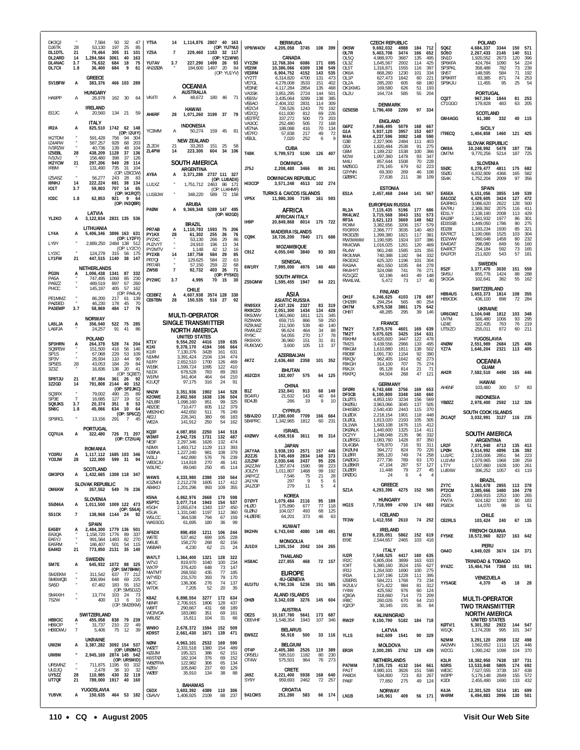| Call | Band | Score | QSOs | Zones | Countries | Notes |
|---|---|---|---|---|---|---|
| DK3QJ | " | 7,584 | 50 | 32 | 47 | |
| DJ6TK | 28 | 53,130 | 197 | 25 | 85 | |
| DL1DTL | 21 | 79,464 | 305 | 31 | 101 | |
| DL2ARD | 14 | 1,284,584 | 3061 | 40 | 163 | |
| DL4NAC | 3.7 | 76,632 | 684 | 18 | 75 | |
| DL7CX | 1.8 | 36,400 | 684 | 9 | 61 | |

**GREECE**

| Call | Band | Score | QSOs | Zones | Countries | Notes |
|---|---|---|---|---|---|---|
| SV1BFW | A | 383,376 | 466 | 103 | 289 | |

**HUNGARY**

| Call | Band | Score | QSOs | Zones | Countries | Notes |
|---|---|---|---|---|---|---|
| HA9PP | A | 26,978 | 162 | 30 | 64 | |

**IRELAND**

| Call | Band | Score | QSOs | Zones | Countries | Notes |
|---|---|---|---|---|---|---|
| EI2JC | A | 20,560 | 134 | 21 | 59 | |

**ITALY**

| Call | Band | Score | QSOs | Zones | Countries | Notes |
|---|---|---|---|---|---|---|
| IR2A | A | 825,510 | 1742 | 62 | 148 | (OP: I2UIY) |
| IK2TDM | " | 591,428 | 756 | 94 | 304 | |
| IZ4AFW | " | 587,257 | 928 | 68 | 203 | |
| IV3RZW | " | 40,736 | 139 | 48 | 104 | |
| IZ5EBL | 28 | 438,209 | 1128 | 37 | 136 | |
| IV3JVJ | " | 156,480 | 398 | 37 | 126 | |
| IK2YCW | 21 | 297,206 | 949 | 28 | 114 | |
| IR8M | " | 131,490 | 735 | 31 | 104 | (OP: IZ8CCW) |
| IZ5ASZ | " | 56,277 | 243 | 28 | 83 | |
| I8NHJ | 14 | 222,224 | 681 | 38 | 134 | |
| IO1T | 3.7 | 59,803 | 707 | 14 | 65 | (OP: IK1RQT) |
| IO3C | 1.8 | 62,853 | 921 | 9 | 64 | (OP: IN3QBR) |

**LATVIA**

| Call | Band | Score | QSOs | Zones | Countries | Notes |
|---|---|---|---|---|---|---|
| YL2KO | A | 3,122,834 | 2831 | 135 | 536 | |

**LITHUANIA**

| Call | Band | Score | QSOs | Zones | Countries | Notes |
|---|---|---|---|---|---|---|
| LY4A | A | 5,406,346 | 3896 | 163 | 631 | (OP: LY2FY) |
| LY9Y | " | 2,889,250 | 2484 | 138 | 512 | (OP: LY2CY) |
| LY2IC | " | 124,278 | 315 | 56 | 175 | |
| LY1FW | 21 | 447,515 | 1140 | 38 | 147 | |

**NETHERLANDS**

| Call | Band | Score | QSOs | Zones | Countries | Notes |
|---|---|---|---|---|---|---|
| PG3N | A | 1,006,438 | 1341 | 87 | 332 | |
| PA5A | " | 747,495 | 1068 | 85 | 230 | |
| PA9ZZ | " | 489,519 | 897 | 67 | 260 | |
| PI4CC | " | 145,197 | 405 | 57 | 162 | (OP: PA4LA) |
| PE1MMZ | " | 86,200 | 217 | 61 | 139 | |
| PA0JED | " | 46,230 | 178 | 45 | 70 | |
| PA3EWP | 3.7 | 58,869 | 484 | 17 | 76 | |

**NORWAY**

| Call | Band | Score | QSOs | Zones | Countries | Notes |
|---|---|---|---|---|---|---|
| LA5LJA | A | 356,040 | 522 | 75 | 285 | |
| LA6FJA | " | 24,257 | 91 | 41 | 86 | |

**POLAND**

| Call | Band | Score | QSOs | Zones | Countries | Notes |
|---|---|---|---|---|---|---|
| SP3HRN | A | 264,378 | 528 | 74 | 204 | |
| SQ8FEW | " | 151,500 | 416 | 56 | 146 | |
| SP1S | " | 67,068 | 229 | 53 | 109 | |
| SP3V | " | 26,934 | 110 | 44 | 90 | |
| SP5ES | 28 | 43,053 | 184 | 29 | 84 | |
| 3Z3Z | " | 16,836 | 136 | 20 | 41 | (OP: SQ3ETI) |
| SP8TJU | 21 | 87,084 | 361 | 26 | 92 | |
| 3Z2GD | 14 | 791,808 | 2144 | 40 | 152 | (OP: SP2JKC) |
| SQ8RX | " | 79,002 | 490 | 25 | 89 | |
| SP3E | 7 | 16,685 | 127 | 19 | 52 | |
| SQ9JKS | 3.7 | 20,374 | 351 | 8 | 53 | |
| SN6C | 1.8 | 45,066 | 634 | 10 | 64 | (OP: SP6CZ) |
| SP9RCL | " | 13,156 | 291 | 7 | 45 | |

**PORTUGAL**

| Call | Band | Score | QSOs | Zones | Countries | Notes |
|---|---|---|---|---|---|---|
| CQ7IUA | A | 322,480 | 726 | 71 | 207 | (OP: CT2IUA) |

**ROMANIA**

| Call | Band | Score | QSOs | Zones | Countries | Notes |
|---|---|---|---|---|---|---|
| YO3RU | A | 1,117,112 | 1685 | 103 | 346 | |
| YO3JW | 28 | 122,000 | 599 | 31 | 94 | |

**SCOTLAND**

| Call | Band | Score | QSOs | Zones | Countries | Notes |
|---|---|---|---|---|---|---|
| GM3POI | A | 1,432,665 | 1308 | 118 | 347 | |

**SLOVAK REPUBLIC**

| Call | Band | Score | QSOs | Zones | Countries | Notes |
|---|---|---|---|---|---|---|
| OM6KW | A | 357,552 | 549 | 76 | 236 | |

**SLOVENIA**

| Call | Band | Score | QSOs | Zones | Countries | Notes |
|---|---|---|---|---|---|---|
| S50A6A | A | 1,011,500 | 1009 | 122 | 473 | (OP: S56A) |
| S51CK | 7 | 138,968 | 1144 | 24 | 92 | |

**SPAIN**

| Call | Band | Score | QSOs | Zones | Countries | Notes |
|---|---|---|---|---|---|---|
| EA5BY | A | 2,484,300 | 1779 | 136 | 501 | |
| EA3QA | " | 1,158,720 | 1776 | 89 | 337 | |
| EA5YJ | " | 991,584 | 1483 | 82 | 270 | |
| EA5RM | " | 186,407 | 501 | 54 | 115 | |
| EA4KD | 21 | 773,850 | 2131 | 35 | 140 | |

**SWEDEN**

| Call | Band | Score | QSOs | Zones | Countries | Notes |
|---|---|---|---|---|---|---|
| SM7E | A | 645,932 | 1072 | 88 | 325 | (OP: SM7BHM) |
| SM2EKM | " | 311,542 | 637 | 77 | 212 | |
| SM6WQB | " | 308,994 | 648 | 69 | 225 | |
| SA5D | " | 67,482 | 183 | 55 | 152 | (OP: SM5DJZ) |
| SM4XIH | " | 13,774 | 103 | 24 | 73 | |
| 7S2W | " | 400 | 13 | 6 | 10 | (OP: SM2EKM) |

**SWITZERLAND**

| Call | Band | Score | QSOs | Zones | Countries | Notes |
|---|---|---|---|---|---|---|
| HB9CIC | A | 455,058 | 838 | 79 | 239 | |
| HB9CIP | " | 31,737 | 210 | 22 | 49 | |
| HB9DWU | 7 | 5,406 | 75 | 12 | 39 | |

**UKRAINE**

| Call | Band | Score | QSOs | Zones | Countries | Notes |
|---|---|---|---|---|---|---|
| UW2M | A | 3,387,282 | 3092 | 154 | 537 | (OP: UR0MC) |
| UW8M | " | 2,945,169 | 2874 | 145 | 542 | (OP: UR5MID) |
| UR5MNZ | " | 711,875 | 1195 | 93 | 332 | |
| UU2JQ | " | 2,478 | 38 | 10 | 32 | |
| UT5ZY | 28 | 110,985 | 430 | 32 | 119 | |
| UT7QF | 21 | 789,000 | 1917 | 40 | 160 | |

**YUGOSLAVIA**

| Call | Band | Score | QSOs | Zones | Countries | Notes |
|---|---|---|---|---|---|---|
| YU9VK | A | 150,635 | 464 | 53 | 182 | |
| YT5A | 14 | 1,114,876 | 2807 | 40 | 163 | (OP: YU7NU) |
| YZ5A | 7 | 229,460 | 1183 | 32 | 117 | (OP: YZ1WW) |
| YU7AV | 3.7 | 227,290 | 1499 | 26 | 93 | |
| 4N2000A | " | 184,600 | 1497 | 20 | 84 | (OP: YU1YV) |

## OCEANIA

**AUSTRALIA**

| Call | Band | Score | QSOs | Zones | Countries | Notes |
|---|---|---|---|---|---|---|
| VK4TI | A | 48,672 | 180 | 46 | 71 | |

**HAWAII**

| Call | Band | Score | QSOs | Zones | Countries | Notes |
|---|---|---|---|---|---|---|
| AH6RF | 28 | 1,071,260 | 3199 | 37 | 79 | |

**INDONESIA**

| Call | Band | Score | QSOs | Zones | Countries | Notes |
|---|---|---|---|---|---|---|
| YC3MM | A | 50,274 | 159 | 45 | 81 | |

**NEW ZEALAND**

| Call | Band | Score | QSOs | Zones | Countries | Notes |
|---|---|---|---|---|---|---|
| ZL2DX | 21 | 33,283 | 151 | 25 | 58 | |
| ZL4PW | 14 | 223,300 | 604 | 34 | 106 | |

## SOUTH AMERICA

**ARGENTINA**

| Call | Band | Score | QSOs | Zones | Countries | Notes |
|---|---|---|---|---|---|---|
| AY8A | A | 3,371,286 | 2737 | 111 | 327 | (OP: LU8ADX) |
| LU1XZ | " | 1,751,712 | 2463 | 86 | 171 | (OP: LU4HMF) |
| LU1BJW | " | 348,220 | 589 | 72 | 158 | |

**ARUBA**

| Call | Band | Score | QSOs | Zones | Countries | Notes |
|---|---|---|---|---|---|---|
| P40W | A | 9,369,348 | 5289 | 147 | 495 | (OP: W2GD) |

**BRAZIL**

| Call | Band | Score | QSOs | Zones | Countries | Notes |
|---|---|---|---|---|---|---|
| PR7AB | A | 1,110,793 | 1593 | 75 | 206 | |
| PY1KX | 28 | 61,302 | 255 | 26 | 76 | |
| PY2XC | " | 53,130 | 266 | 29 | 86 | |
| PU2VYT | " | 24,910 | 196 | 13 | 34 | |
| PY2MTV | " | 1,148 | 42 | 12 | 16 | |
| PY2XB | 14 | 187,758 | 584 | 29 | 85 | |
| PR7QI | " | 129,625 | 584 | 22 | 63 | |
| PR7AR | " | 57,150 | 259 | 22 | 68 | |
| ZW5B | 7 | 92,732 | 403 | 26 | 71 | (OP: PY5KD) |
| PY2WC | 3.7 | 4,995 | 70 | 15 | 30 | |

**CHILE**

| Call | Band | Score | QSOs | Zones | Countries | Notes |
|---|---|---|---|---|---|---|
| CE3BFZ | A | 4,607,938 | 3574 | 128 | 330 | |
| CE6TBN | 28 | 150,535 | 516 | 27 | 92 | |

# MULTI-OPERATOR
## SINGLE TRANSMITTER
## NORTH AMERICA

**UNITED STATES**

| Call | Score | QSOs | Zones | Countries |
|---|---|---|---|---|
| KT1V | 9,554,202 | 4416 | 159 | 635 |
| K1KI | 9,378,170 | 4194 | 166 | 664 |
| K1IR | 7,130,376 | 3428 | 161 | 631 |
| N1MM | 3,391,424 | 2104 | 134 | 474 |
| N1RY | 2,652,510 | 1700 | 126 | 469 |
| W1BK | 1,599,724 | 1095 | 122 | 410 |
| N1DX | 678,528 | 783 | 89 | 283 |
| W1FM | 341,404 | 464 | 64 | 210 |
| K1UQT | 97,175 | 316 | 24 | 91 |
| NN2W | 3,351,936 | 1902 | 144 | 528 |
| K2OWE | 2,802,560 | 1638 | 136 | 504 |
| N2LBR | 1,098,160 | 951 | 99 | 325 |
| AB2DE | 710,477 | 605 | 112 | 379 |
| WB2KHO | 442,650 | 511 | 76 | 249 |
| AF2J | 226,341 | 380 | 66 | 183 |
| WE2A | 141,912 | 250 | 54 | 162 |
| KQ3F | 4,087,850 | 2250 | 144 | 518 |
| W3MF | 2,942,726 | 1731 | 132 | 487 |
| NE3F | 2,297,346 | 1626 | 132 | 474 |
| N3MX | 1,493,712 | 1129 | 113 | 393 |
| N3BNA | 1,227,240 | 981 | 108 | 379 |
| W3LJ | 442,890 | 576 | 76 | 239 |
| WB3CJU | 114,818 | 270 | 46 | 141 |
| W3LRC | 89,040 | 250 | 45 | 114 |
| W4WS | 4,333,980 | 2398 | 150 | 564 |
| K3ZM/4 | 2,212,278 | 1605 | 117 | 412 |
| AB4KO | 1,201,296 | 993 | 109 | 355 |
| K5NA | 4,862,976 | 2668 | 170 | 598 |
| K5PTC | 3,077,714 | 1943 | 154 | 537 |
| K5GH | 2,055,674 | 1343 | 137 | 450 |
| K5UA | 1,331,040 | 1197 | 112 | 360 |
| W5LCC | 364,538 | 794 | 67 | 159 |
| WA5SOG | 61,695 | 180 | 36 | 99 |
| AF6DX | 898,450 | 1211 | 106 | 244 |
| W6TE | 537,462 | 699 | 105 | 228 |
| W6UE | 158,270 | 268 | 82 | 156 |
| W6BAR | 4,230 | 62 | 21 | 24 |
| WA7LT | 1,364,400 | 1321 | 128 | 322 |
| W7VJ | 819,970 | 1040 | 100 | 234 |
| WX7P | 376,420 | 648 | 73 | 147 |
| NW7MT | 268,550 | 435 | 77 | 188 |
| W7YED | 231,570 | 393 | 79 | 170 |
| NK7C | 136,306 | 276 | 74 | 137 |
| W7DK | 7,205 | 52 | 20 | 35 |
| K8AZ | 6,898,554 | 3277 | 172 | 634 |
| N8NR | 2,706,915 | 1806 | 128 | 437 |
| W8FT | 290,667 | 431 | 68 | 189 |
| WC8VOA | 183,080 | 351 | 69 | 161 |
| W8LBZ | 15,811 | 104 | 31 | 66 |
| WN9O | 2,678,372 | 1594 | 152 | 509 |
| KD9ST | 2,661,430 | 1671 | 139 | 471 |
| N0NI | 4,963,101 | 2563 | 169 | 590 |
| W0ZT | 2,331,518 | 1380 | 154 | 489 |
| K0UJM | 195,321 | 386 | 62 | 151 |
| K6STI/0 | 182,104 | 376 | 69 | 152 |
| WB0TRA | 122,982 | 306 | 65 | 134 |
| K06V | 105,840 | 237 | 60 | 129 |
| W0EF | 35,910 | 134 | 38 | 88 |

**BAHAMAS**

| Call | Score | QSOs | Zones | Countries |
|---|---|---|---|---|
| C6DX | 3,603,392 | 4389 | 110 | 306 |
| C6AVV | 1,406,925 | 2109 | 88 | 237 |

**BERMUDA**

| Call | Score | QSOs | Zones | Countries |
|---|---|---|---|---|
| VP9/W4OV | 4,205,058 | 3745 | 108 | 399 |

**CANADA**

| Call | Score | QSOs | Zones | Countries |
|---|---|---|---|---|
| VY2ZM | 12,768,304 | 6086 | 171 | 695 |
| VE2IM | 10,386,066 | 6309 | 138 | 549 |
| VE3RM | 6,904,752 | 4152 | 143 | 525 |
| VY2TT | 6,314,820 | 4700 | 131 | 473 |
| VE7GL | 4,278,008 | 3533 | 151 | 402 |
| VE3NE | 4,117,284 | 2854 | 135 | 468 |
| VA3SK | 3,851,295 | 2724 | 144 | 501 |
| VE6SV | 3,435,064 | 3289 | 138 | 385 |
| VE6AO | 2,404,332 | 2831 | 114 | 309 |
| VE2CVI | 726,526 | 1243 | 70 | 192 |
| VE2CQ | 611,830 | 812 | 69 | 226 |
| VE3TPZ | 337,272 | 500 | 73 | 203 |
| VA3OC | 252,480 | 505 | 72 | 168 |
| VE7NA | 188,088 | 416 | 70 | 134 |
| VE7FO | 57,838 | 217 | 49 | 72 |
| VE3JL | 7,020 | 252 | 6 | 9 |

**CUBA**

| Call | Score | QSOs | Zones | Countries |
|---|---|---|---|---|
| T48K | 5,799,573 | 5190 | 126 | 407 |

**DOMINICA**

| Call | Score | QSOs | Zones | Countries |
|---|---|---|---|---|
| J75J | 2,208,480 | 3466 | 80 | 241 |

**DOMINICAN REPUBLIC**

| Call | Score | QSOs | Zones | Countries |
|---|---|---|---|---|
| HI3CCP | 3,571,248 | 4513 | 102 | 274 |

**TURKS & CAICOS ISLANDS**

| Call | Score | QSOs | Zones | Countries |
|---|---|---|---|---|
| VP5X | 11,980,306 | 7195 | 161 | 593 |

## AFRICA

**AFRICAN ITALY**

| Call | Score | QSOs | Zones | Countries |
|---|---|---|---|---|
| IH9P | 20,849,868 | 8014 | 175 | 722 |

**MADEIRA ISLANDS**

| Call | Score | QSOs | Zones | Countries |
|---|---|---|---|---|
| CQ9K | 18,726,200 | 7840 | 171 | 688 |

**MOZAMBIQUE**

| Call | Score | QSOs | Zones | Countries |
|---|---|---|---|---|
| C91Z | 4,055,040 | 3840 | 93 | 303 |

**SENEGAL**

| Call | Score | QSOs | Zones | Countries |
|---|---|---|---|---|
| 6W1RY | 7,995,000 | 4976 | 140 | 460 |

**SOUTH AFRICA**

| Call | Score | QSOs | Zones | Countries |
|---|---|---|---|---|
| ZS6GMW | 1,595,455 | 1947 | 84 | 221 |

## ASIA

**ASIATIC RUSSIA**

| Call | Score | QSOs | Zones | Countries |
|---|---|---|---|---|
| RN9SXX | 2,437,326 | 2327 | 83 | 319 |
| RK9CZO | 2,051,300 | 1434 | 134 | 428 |
| RK9JWV | 1,961,860 | 1811 | 121 | 345 |
| RZ9WXK | 659,715 | 866 | 59 | 250 |
| RZ9UWZ | 211,500 | 539 | 40 | 140 |
| RW9UZZ | 96,624 | 464 | 34 | 88 |
| RY9C | 54,055 | 270 | 17 | 78 |
| RK9XXX | 36,960 | 151 | 31 | 81 |
| RU9CWO | 3,600 | 105 | 13 | 37 |

**AZERBAIJAN**

| Call | Score | QSOs | Zones | Countries |
|---|---|---|---|---|
| 4K7Z | 2,636,460 | 2358 | 101 | 352 |

**BHUTAN**

| Call | Score | QSOs | Zones | Countries |
|---|---|---|---|---|
| A52CDX | 182,007 | 575 | 64 | 125 |

**CHINA**

| Call | Score | QSOs | Zones | Countries |
|---|---|---|---|---|
| B1Z | 232,841 | 913 | 68 | 149 |
| BG4IFU | 21,632 | 143 | 40 | 64 |
| BD4JB | 266 | 19 | 9 | 10 |

**CYPRUS**

| Call | Score | QSOs | Zones | Countries |
|---|---|---|---|---|
| 5B/AJ2O | 17,280,600 | 7709 | 166 | 664 |
| 5B4PRC | 1,342,965 | 1812 | 60 | 231 |

**ISRAEL**

| Call | Score | QSOs | Zones | Countries |
|---|---|---|---|---|
| 4X0WV | 4,058,916 | 3611 | 95 | 314 |

**JAPAN**

| Call | Score | QSOs | Zones | Countries |
|---|---|---|---|---|
| JA7YAA | 3,938,193 | 2571 | 157 | 446 |
| JI2ZJS | 3,745,469 | 2834 | 148 | 373 |
| JJ1ZNF | 2,030,646 | 2437 | 95 | 226 |
| JA2ZJW | 1,357,874 | 1590 | 99 | 223 |
| JO1ZYI | 1,011,807 | 1468 | 99 | 192 |
| JA8YCZ | 7,546 | 75 | 21 | 28 |
| JA1YAI | 297 | 9 | 5 | 6 |
| JA1ZGP | 279 | 11 | 5 | 4 |

**KOREA**

| Call | Score | QSOs | Zones | Countries |
|---|---|---|---|---|
| D70YT | 1,079,484 | 2116 | 95 | 189 |
| HL0O | 175,890 | 677 | 77 | 118 |
| 6L0NJ | 104,027 | 493 | 68 | 125 |
| HL0ERE | 64,201 | 373 | 46 | 63 |

**KUWAIT**

| Call | Score | QSOs | Zones | Countries |
|---|---|---|---|---|
| 9K2HN | 6,743,040 | 4080 | 149 | 491 |

**MONGOLIA**

| Call | Score | QSOs | Zones | Countries |
|---|---|---|---|---|
| JU1DX | 1,205,154 | 2042 | 104 | 265 |

**THAILAND**

| Call | Score | QSOs | Zones | Countries |
|---|---|---|---|---|
| HS8AC | 227,855 | 468 | 72 | 157 |

## EUROPE

**4U-GENEVA**

| Call | Score | QSOs | Zones | Countries |
|---|---|---|---|---|
| 4U1ITU | 6,790,336 | 5236 | 151 | 585 |

**ALAND ISLANDS**

| Call | Score | QSOs | Zones | Countries |
|---|---|---|---|---|
| OH0I | 3,342,038 | 3276 | 145 | 604 |

**AUSTRIA**

| Call | Score | QSOs | Zones | Countries |
|---|---|---|---|---|
| OE2S | 10,167,780 | 5641 | 173 | 687 |
| OE6VHF | 1,548,354 | 1943 | 107 | 346 |

**BELARUS**

| Call | Score | QSOs | Zones | Countries |
|---|---|---|---|---|
| EW8ZZ | 56,918 | 500 | 33 | 116 |

**BELGIUM**

| Call | Score | QSOs | Zones | Countries |
|---|---|---|---|---|
| OT4P | 2,405,380 | 2526 | 119 | 389 |
| OR5EU | 595,510 | 1182 | 80 | 230 |
| OT4W | 575,501 | 964 | 76 | 273 |

**CRETE**

| Call | Score | QSOs | Zones | Countries |
|---|---|---|---|---|
| J49Z | 8,221,400 | 5938 | 168 | 640 |
| SY9Y | 959,693 | 2462 | 72 | 257 |

**CROATIA**

| Call | Score | QSOs | Zones | Countries |
|---|---|---|---|---|
| 9A1CMS | 251,280 | 583 | 66 | 174 |

**CZECH REPUBLIC**

| Call | Score | QSOs | Zones | Countries |
|---|---|---|---|---|
| OK5W | 9,692,032 | 4988 | 184 | 712 |
| OL7R | 5,403,708 | 3474 | 166 | 652 |
| OL5Q | 4,988,970 | 3687 | 135 | 495 |
| OL3Z | 1,645,567 | 2002 | 114 | 425 |
| OL5T | 1,316,871 | 1555 | 116 | 397 |
| OK6A | 868,260 | 1230 | 101 | 334 |
| OL1P | 627,473 | 1642 | 60 | 221 |
| OL2A | 285,200 | 605 | 68 | 180 |
| OK1KMG | 169,580 | 626 | 51 | 193 |
| OL2U | 164,724 | 585 | 55 | 204 |

**DENMARK**

| Call | Score | QSOs | Zones | Countries |
|---|---|---|---|---|
| OZ5ESB | 1,796,408 | 2290 | 97 | 334 |

**ENGLAND**

| Call | Score | QSOs | Zones | Countries |
|---|---|---|---|---|
| G6PZ | 7,846,495 | 5079 | 168 | 667 |
| G1A | 5,937,120 | 3957 | 153 | 607 |
| M4A | 4,237,596 | 3082 | 148 | 590 |
| G3B | 2,327,906 | 2484 | 111 | 403 |
| G5X | 1,820,484 | 2538 | 91 | 275 |
| G6M | 1,189,232 | 1538 | 100 | 366 |
| M2W | 1,097,360 | 1478 | 93 | 347 |
| M4U | 857,644 | 1508 | 70 | 228 |
| M0SCG | 276,165 | 679 | 62 | 223 |
| G3YNN | 69,300 | 269 | 46 | 108 |
| G0BRC | 27,636 | 211 | 38 | 109 |

**ESTONIA**

| Call | Score | QSOs | Zones | Countries |
|---|---|---|---|---|
| ES1A | 2,457,468 | 2444 | 141 | 567 |

**EUROPEAN RUSSIA**

| Call | Score | QSOs | Zones | Countries |
|---|---|---|---|---|
| RL3A | 7,115,435 | 5196 | 177 | 686 |
| RK4LWZ | 3,715,568 | 3043 | 151 | 573 |
| RF3A | 3,621,123 | 3669 | 149 | 562 |
| RO4M | 3,382,656 | 3206 | 157 | 579 |
| RX3RXX | 2,366,777 | 3035 | 140 | 483 |
| RK3DZB | 1,399,380 | 1821 | 117 | 381 |
| RW3WWW | 1,190,595 | 1924 | 107 | 386 |
| RK4CWA | 1,016,025 | 1261 | 120 | 469 |
| RL4W | 961,248 | 1585 | 101 | 355 |
| RK3UWA | 740,388 | 1182 | 94 | 332 |
| RK3DXZ | 625,320 | 1196 | 101 | 304 |
| RA3AA | 461,550 | 1035 | 84 | 278 |
| RK4HYT | 324,098 | 741 | 76 | 271 |
| RZ1QZZ | 92,196 | 443 | 49 | 148 |
| RW4LWL | 5,472 | 73 | 17 | 40 |

**FINLAND**

| Call | Score | QSOs | Zones | Countries |
|---|---|---|---|---|
| OH1F | 6,246,625 | 4103 | 178 | 697 |
| OH2BR | 294,254 | 565 | 80 | 254 |
| OH7M | 5,975,538 | 3861 | 175 | 642 |
| OH8T | 48,285 | 295 | 39 | 146 |

**FRANCE**

| Call | Score | QSOs | Zones | Countries |
|---|---|---|---|---|
| TM2Y | 7,875,576 | 4601 | 169 | 639 |
| TM2T | 5,075,025 | 3425 | 154 | 631 |
| F6KHM | 4,620,600 | 3447 | 122 | 478 |
| TM2S | 3,439,556 | 2966 | 133 | 495 |
| F6KGM | 1,610,880 | 1811 | 138 | 502 |
| F8DBF | 1,091,730 | 1154 | 92 | 390 |
| F6KQV | 962,405 | 1642 | 82 | 273 |
| F6KGH | 314,100 | 707 | 75 | 274 |
| F6KJX | 95,128 | 814 | 21 | 71 |
| F6KPQ | 84,504 | 268 | 47 | 121 |

**GERMANY**

| Call | Score | QSOs | Zones | Countries |
|---|---|---|---|---|
| DF0RI | 6,743,688 | 3756 | 169 | 653 |
| DF3CB | 6,100,800 | 3348 | 160 | 660 |
| DL0TS | 4,853,150 | 3234 | 156 | 569 |
| DK0SU | 3,963,066 | 3045 | 137 | 505 |
| DH4SBO | 2,540,430 | 2443 | 115 | 370 |
| DL0DX | 2,218,154 | 1901 | 118 | 448 |
| DL0CL | 1,813,020 | 2193 | 105 | 305 |
| DL1WA | 1,583,108 | 1676 | 115 | 412 |
| DK0ALK | 1,440,600 | 1325 | 114 | 411 |
| DC2YY | 1,248,048 | 2135 | 96 | 332 |
| DL0RSG | 1,083,760 | 1428 | 87 | 350 |
| DL4GBA | 576,870 | 716 | 91 | 311 |
| DK0UNI | 394,272 | 824 | 70 | 226 |
| DL0FR | 385,120 | 749 | 74 | 258 |
| DA0DIG | 277,736 | 789 | 63 | 170 |
| DL0BKR | 47,104 | 287 | 57 | 127 |
| DL0ER | 11,448 | 79 | 27 | 45 |
| DF0DG | 24 | 6 | 4 | 4 |

**GREECE**

| Call | Score | QSOs | Zones | Countries |
|---|---|---|---|---|
| SZ1A | 4,293,396 | 4275 | 152 | 565 |

**HUNGARY**

| Call | Score | QSOs | Zones | Countries |
|---|---|---|---|---|
| HG1S | 7,718,999 | 4700 | 174 | 683 |

**ICELAND**

| Call | Score | QSOs | Zones | Countries |
|---|---|---|---|---|
| TF3W | 1,412,558 | 2610 | 74 | 252 |

**IRELAND**

| Call | Score | QSOs | Zones | Countries |
|---|---|---|---|---|
| EI7M | 8,235,051 | 5862 | 152 | 619 |
| EI9E | 2,544,657 | 2465 | 103 | 416 |

**ITALY**

| Call | Score | QSOs | Zones | Countries |
|---|---|---|---|---|
| IU2R | 7,548,525 | 4417 | 160 | 635 |
| IR2C | 6,805,004 | 3899 | 163 | 633 |
| IO4T | 5,380,160 | 3524 | 155 | 627 |
| IR3J | 1,264,500 | 1690 | 100 | 275 |
| IR3A | 1,197,196 | 1228 | 111 | 395 |
| IZ6ERS | 584,221 | 1768 | 73 | 234 |
| IK2ULV | 571,422 | 984 | 81 | 312 |
| IY4W | 425,592 | 976 | 60 | 124 |
| IQ3GA | 318,660 | 714 | 73 | 209 |
| IR8C | 260,026 | 670 | 64 | 210 |
| IQ2CP | 30,345 | 191 | 35 | 84 |

**KALININGRAD**

| Call | Score | QSOs | Zones | Countries |
|---|---|---|---|---|
| RN2F | 9,150,790 | 5182 | 184 | 718 |

**LATVIA**

| Call | Score | QSOs | Zones | Countries |
|---|---|---|---|---|
| YL1S | 842,609 | 1541 | 90 | 329 |

**MOLDOVA**

| Call | Score | QSOs | Zones | Countries |
|---|---|---|---|---|
| ER3R | 2,300,285 | 2762 | 120 | 439 |

**NETHERLANDS**

| Call | Score | QSOs | Zones | Countries |
|---|---|---|---|---|
| PA7MM | 7,105,725 | 4132 | 164 | 661 |
| PA1T | 4,980,101 | 3926 | 151 | 598 |
| PA9DX | 534,800 | 723 | 83 | 267 |
| PA6F | 77,850 | 275 | 49 | 124 |

**NORWAY**

| Call | Score | QSOs | Zones | Countries |
|---|---|---|---|---|
| LN1B | 145,961 | 409 | 56 | 171 |

**POLAND**

| Call | Score | QSOs | Zones | Countries |
|---|---|---|---|---|
| SQ6Z | 4,684,337 | 3344 | 150 | 571 |
| SO5O | 2,267,433 | 2145 | 140 | 511 |
| SN1D | 1,920,552 | 2673 | 120 | 396 |
| SP6KFA | 424,784 | 1090 | 54 | 224 |
| SP3PKL | 358,488 | 782 | 73 | 239 |
| SN5T | 148,595 | 584 | 71 | 192 |
| SP9KRT | 83,385 | 871 | 74 | 253 |
| SP9KJU | 11,455 | 95 | 25 | 54 |

**PORTUGAL**

| Call | Score | QSOs | Zones | Countries |
|---|---|---|---|---|
| CQ2T | 967,264 | 1844 | 81 | 253 |
| CT1GGO | 179,828 | 483 | 63 | 205 |

**SCOTLAND**

| Call | Score | QSOs | Zones | Countries |
|---|---|---|---|---|
| GM4AGG | 61,380 | 332 | 40 | 115 |

**SICILY**

| Call | Score | QSOs | Zones | Countries |
|---|---|---|---|---|
| IT9ECQ | 1,404,858 | 1460 | 121 | 425 |

**SLOVAK REPUBLIC**

| Call | Score | QSOs | Zones | Countries |
|---|---|---|---|---|
| OM8A | 10,248,992 | 5478 | 187 | 736 |
| OM7M | 9,770,256 | 5214 | 187 | 725 |

**SLOVENIA**

| Call | Score | QSOs | Zones | Countries |
|---|---|---|---|---|
| S50C | 8,279,477 | 4811 | 175 | 682 |
| S52G | 6,832,809 | 4366 | 165 | 582 |
| S54K | 1,752,204 | 2009 | 97 | 356 |

**SPAIN**

| Call | Score | QSOs | Zones | Countries |
|---|---|---|---|---|
| EA5EA | 5,151,056 | 3855 | 149 | 539 |
| EA1COZ | 4,429,605 | 3424 | 127 | 472 |
| EA3RKG | 3,086,620 | 2622 | 128 | 500 |
| EA7RU | 2,369,392 | 2075 | 116 | 411 |
| ED1LY | 2,138,190 | 2008 | 113 | 429 |
| EA1BP | 1,561,932 | 1977 | 86 | 301 |
| ED3SSB | 1,449,050 | 1786 | 90 | 275 |
| ED2BI | 1,193,234 | 1930 | 85 | 321 |
| EA7RCT | 1,190,068 | 1525 | 103 | 304 |
| ED2WW | 960,648 | 1458 | 80 | 232 |
| EA4DAT | 298,080 | 849 | 56 | 160 |
| EA4RCT | 254,184 | 592 | 73 | 165 |
| EA1FCR | 211,820 | 543 | 57 | 181 |

**SWEDEN**

| Call | Score | QSOs | Zones | Countries |
|---|---|---|---|---|
| 8S2F | 3,377,470 | 3030 | 151 | 559 |
| SM5U | 855,776 | 1424 | 88 | 288 |
| SK3GA | 102,641 | 382 | 55 | 162 |

**SWITZERLAND**

| Call | Score | QSOs | Zones | Countries |
|---|---|---|---|---|
| HB9AUS | 1,653,373 | 1814 | 108 | 355 |
| HB9ODK | 436,100 | 898 | 72 | 284 |

**UKRAINE**

| Call | Score | QSOs | Zones | Countries |
|---|---|---|---|---|
| UR6GWZ | 1,104,048 | 1812 | 103 | 348 |
| UV7M | 566,480 | 1006 | 93 | 295 |
| UZ4E | 322,435 | 763 | 76 | 219 |
| UT5IZO | 255,011 | 872 | 60 | 211 |

**YUGOSLAVIA**

| Call | Score | QSOs | Zones | Countries |
|---|---|---|---|---|
| 4N0W | 2,551,989 | 2684 | 125 | 436 |
| YZ7A | 1,646,204 | 2321 | 113 | 405 |

## OCEANIA

**GUAM**

| Call | Score | QSOs | Zones | Countries |
|---|---|---|---|---|
| AH2R | 7,582,510 | 4490 | 165 | 446 |

**HAWAII**

| Call | Score | QSOs | Zones | Countries |
|---|---|---|---|---|
| AH6NF | 103,460 | 300 | 57 | 83 |

**INDONESIA**

| Call | Score | QSOs | Zones | Countries |
|---|---|---|---|---|
| YB0ZZ | 2,978,400 | 2592 | 112 | 326 |

**SOUTH COOK ISLANDS**

| Call | Score | QSOs | Zones | Countries |
|---|---|---|---|---|
| ZK1AQT | 3,032,991 | 3127 | 116 | 235 |

## SOUTH AMERICA

**ARGENTINA**

| Call | Score | QSOs | Zones | Countries |
|---|---|---|---|---|
| LR2F | 7,071,940 | 4713 | 135 | 413 |
| LP0H | 6,514,992 | 4896 | 136 | 392 |
| LU1FC | 2,193,006 | 2851 | 94 | 223 |
| LU1VM | 1,979,965 | 1968 | 108 | 259 |
| LT7Y | 1,537,860 | 1928 | 100 | 261 |
| LU8XW | 396,252 | 1057 | 43 | 119 |

**BRAZIL**

| Call | Score | QSOs | Zones | Countries |
|---|---|---|---|---|
| ZY7C | 3,563,678 | 2855 | 113 | 378 |
| PT2CM | 3,385,666 | 3480 | 104 | 278 |
| ZX3S | 2,069,915 | 2253 | 100 | 265 |
| PW7A | 924,182 | 1390 | 80 | 183 |
| PS8DX | 14,070 | 98 | 16 | 51 |

**CHILE**

| Call | Score | QSOs | Zones | Countries |
|---|---|---|---|---|
| CE2RLS | 103,424 | 240 | 67 | 135 |

**FRENCH GUIANA**

| Call | Score | QSOs | Zones | Countries |
|---|---|---|---|---|
| FY5KE | 18,572,960 | 8237 | 163 | 642 |

**PERU**

| Call | Score | QSOs | Zones | Countries |
|---|---|---|---|---|
| OA4O | 4,849,020 | 3674 | 124 | 371 |

**TRINIDAD & TOBAGO**

| Call | Score | QSOs | Zones | Countries |
|---|---|---|---|---|
| 9Y4ZC | 15,464,764 | 7368 | 151 | 591 |

**VENEZUELA**

| Call | Score | QSOs | Zones | Countries |
|---|---|---|---|---|
| YY5AGE | 4,370 | 45 | 18 | 28 |

# MULTI-OPERATOR
## TWO TRANSMITTER
## NORTH AMERICA

**UNITED STATES**

| Call | Score | QSOs | Zones | Countries |
|---|---|---|---|---|
| K0TV/1 | 5,301,352 | 2922 | 144 | 547 |
| W1QK | 1,174,208 | 995 | 101 | 347 |
| N2MM | 3,291,120 | 2058 | 132 | 498 |
| AA2WN | 1,562,652 | 1111 | 121 | 446 |
| W2CG | 1,390,242 | 1098 | 104 | 370 |
| K3LR | 18,382,950 | 7638 | 187 | 731 |
| N3RS | 13,533,848 | 5805 | 174 | 692 |
| WE3C | 7,527,555 | 3738 | 167 | 638 |
| W3PP | 5,179,148 | 2849 | 155 | 572 |
| K3DI | 2,455,490 | 1590 | 133 | 432 |
| K4JA | 12,301,520 | 5214 | 181 | 699 |
| W4RM | 6,494,883 | 3996 | 130 | 501 |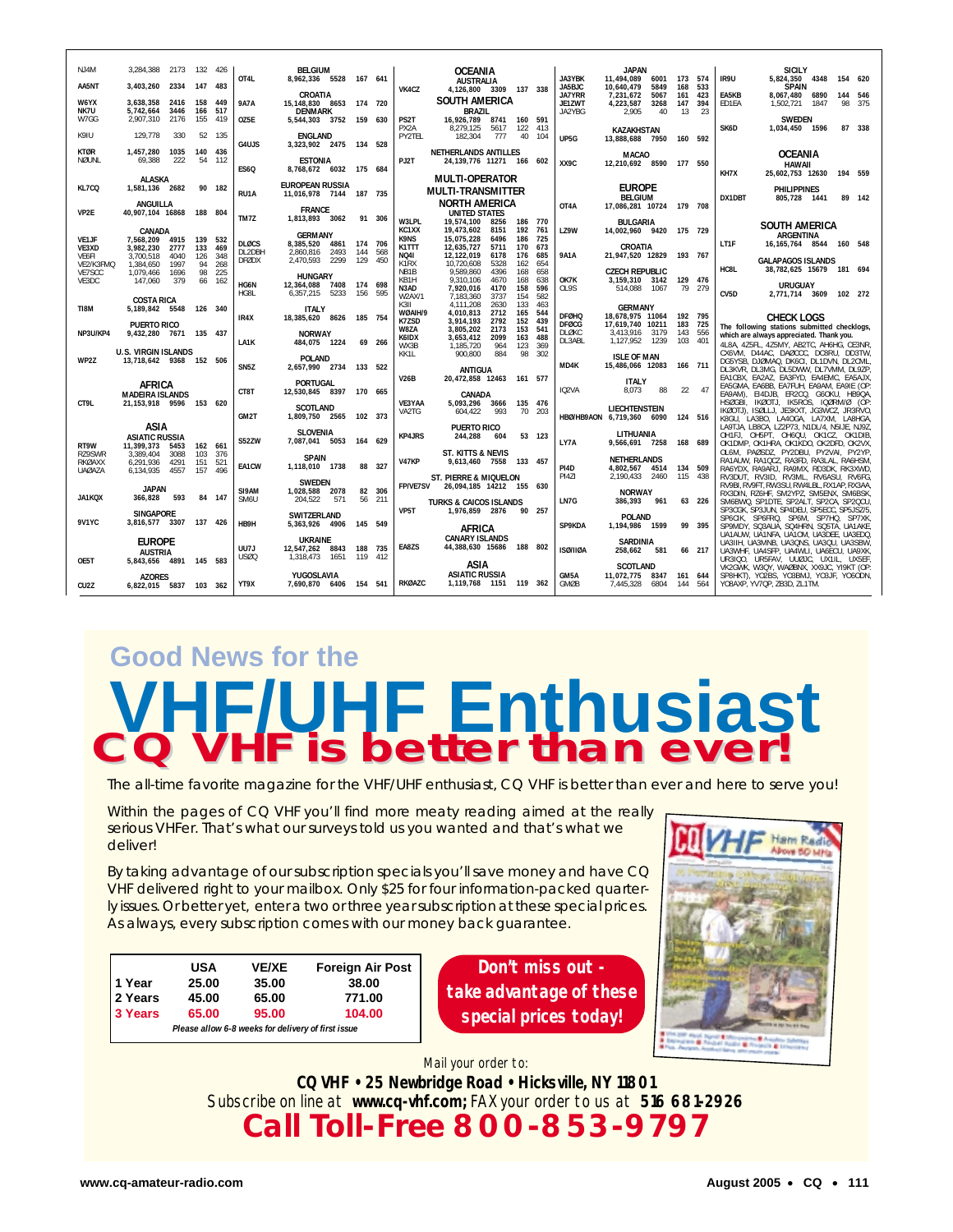| | | | | |
|---|---|---|---|---|
| NJ4M | 3,284,388 | 2173 | 132 | 426 |
| AA5NT | 3,403,260 | 2334 | 147 | 483 |
| W6YX | 3,638,358 | 2416 | 158 | 449 |
| NK7U | 5,742,664 | 3446 | 166 | 517 |
| W7GG | 2,907,310 | 2176 | 155 | 419 |
| K9IU | 129,778 | 330 | 52 | 135 |
| KTØR | 1,457,280 | 1035 | 140 | 436 |
| NØUNL | 69,388 | 222 | 54 | 112 |

**ALASKA**

| | | | | |
|---|---|---|---|---|
| KL7CQ | 1,581,136 | 2682 | 90 | 182 |

**ANGUILLA**

| | | | | |
|---|---|---|---|---|
| VP2E | 40,907,104 | 16868 | 188 | 804 |

**CANADA**

| | | | | |
|---|---|---|---|---|
| VE1JF | 7,568,209 | 4915 | 139 | 532 |
| VE3XD | 3,982,230 | 2777 | 133 | 469 |
| VE6FI | 3,700,518 | 4040 | 126 | 348 |
| VE2/K3FMQ | 1,384,650 | 1997 | 94 | 268 |
| VE7SCC | 1,079,466 | 1696 | 98 | 225 |
| VE3DC | 147,060 | 379 | 66 | 162 |

**COSTA RICA**

| | | | | |
|---|---|---|---|---|
| TI8M | 5,189,842 | 5548 | 126 | 340 |

**PUERTO RICO**

| | | | | |
|---|---|---|---|---|
| NP3U/KP4 | 9,432,280 | 7671 | 135 | 437 |

**U.S. VIRGIN ISLANDS**

| | | | | |
|---|---|---|---|---|
| WP2Z | 13,718,642 | 9368 | 152 | 506 |

**AFRICA**

**MADEIRA ISLANDS**

| | | | | |
|---|---|---|---|---|
| CT9L | 21,153,918 | 9596 | 153 | 620 |

**ASIA**

**ASIATIC RUSSIA**

| | | | | |
|---|---|---|---|---|
| RT9W | 11,399,373 | 5453 | 162 | 661 |
| RZ9SWR | 3,389,404 | 3088 | 103 | 376 |
| RKØAXX | 6,291,936 | 4291 | 151 | 521 |
| UAØAZA | 6,134,935 | 4557 | 157 | 496 |

**JAPAN**

| | | | | |
|---|---|---|---|---|
| JA1KQX | 366,828 | 593 | 84 | 147 |

**SINGAPORE**

| | | | | |
|---|---|---|---|---|
| 9V1YC | 3,816,577 | 3307 | 137 | 426 |

**EUROPE**

**AUSTRIA**

| | | | | |
|---|---|---|---|---|
| OE5T | 5,843,656 | 4891 | 145 | 583 |

**AZORES**

| | | | | |
|---|---|---|---|---|
| CU2Z | 6,822,015 | 5837 | 103 | 362 |

**BELGIUM**

| | | | | |
|---|---|---|---|---|
| OT4L | 8,962,336 | 5528 | 167 | 641 |

**CROATIA**

| | | | | |
|---|---|---|---|---|
| 9A7A | 15,148,830 | 8653 | 174 | 720 |

**DENMARK**

| | | | | |
|---|---|---|---|---|
| OZ5E | 5,544,303 | 3752 | 159 | 630 |

**ENGLAND**

| | | | | |
|---|---|---|---|---|
| G4UJS | 3,323,902 | 2475 | 134 | 528 |

**ESTONIA**

| | | | | |
|---|---|---|---|---|
| ES6Q | 8,768,672 | 6032 | 175 | 684 |

**EUROPEAN RUSSIA**

| | | | | |
|---|---|---|---|---|
| RU1A | 11,016,978 | 7144 | 187 | 735 |

**FRANCE**

| | | | | |
|---|---|---|---|---|
| TM7Z | 1,813,893 | 3062 | 91 | 306 |

**GERMANY**

| | | | | |
|---|---|---|---|---|
| DLØCS | 8,385,520 | 4861 | 174 | 706 |
| DL2DBH | 2,860,816 | 2493 | 144 | 568 |
| DFØDX | 2,470,593 | 2299 | 129 | 450 |

**HUNGARY**

| | | | | |
|---|---|---|---|---|
| HG6N | 12,364,088 | 7408 | 174 | 698 |
| HG8L | 6,357,215 | 5233 | 156 | 595 |

**ITALY**

| | | | | |
|---|---|---|---|---|
| IR4X | 18,385,620 | 8626 | 185 | 754 |

**NORWAY**

| | | | | |
|---|---|---|---|---|
| LA1K | 484,075 | 1224 | 69 | 266 |

**POLAND**

| | | | | |
|---|---|---|---|---|
| SN5Z | 2,657,990 | 2734 | 133 | 522 |

**PORTUGAL**

| | | | | |
|---|---|---|---|---|
| CT8T | 12,530,845 | 8397 | 170 | 665 |

**SCOTLAND**

| | | | | |
|---|---|---|---|---|
| GM2T | 1,809,750 | 2565 | 102 | 373 |

**SLOVENIA**

| | | | | |
|---|---|---|---|---|
| S52ZW | 7,087,041 | 5053 | 164 | 629 |

**SPAIN**

| | | | | |
|---|---|---|---|---|
| EA1CW | 1,118,010 | 1738 | 88 | 327 |

**SWEDEN**

| | | | | |
|---|---|---|---|---|
| SI9AM | 1,028,588 | 2078 | 82 | 306 |
| SM6U | 204,522 | 571 | 56 | 211 |

**SWITZERLAND**

| | | | | |
|---|---|---|---|---|
| HB9H | 5,363,926 | 4906 | 145 | 549 |

**UKRAINE**

| | | | | |
|---|---|---|---|---|
| UU7J | 12,547,262 | 8843 | 188 | 735 |
| USØQ | 1,318,473 | 1651 | 119 | 412 |

**YUGOSLAVIA**

| | | | | |
|---|---|---|---|---|
| YT9X | 7,690,870 | 6406 | 154 | 541 |

**OCEANIA**

**AUSTRALIA**

| | | | | |
|---|---|---|---|---|
| VK4CZ | 4,126,800 | 3309 | 137 | 338 |

**SOUTH AMERICA**

**BRAZIL**

| | | | | |
|---|---|---|---|---|
| PS2T | 16,926,789 | 8741 | 160 | 591 |
| PX2A | 8,279,125 | 5617 | 122 | 413 |
| PY2TEL | 182,304 | 777 | 40 | 104 |

**NETHERLANDS ANTILLES**

| | | | | |
|---|---|---|---|---|
| PJ2T | 24,139,776 | 11271 | 166 | 602 |

**MULTI-OPERATOR**

**MULTI-TRANSMITTER**

**NORTH AMERICA**

**UNITED STATES**

| | | | | |
|---|---|---|---|---|
| W3LPL | 19,574,100 | 8256 | 186 | 770 |
| KC1XX | 19,473,602 | 8151 | 192 | 761 |
| K9NS | 15,075,228 | 6496 | 186 | 725 |
| K1TTT | 12,635,727 | 5711 | 170 | 673 |
| NQ4I | 12,122,019 | 6178 | 176 | 685 |
| K1RX | 10,720,608 | 5328 | 162 | 654 |
| NB1B | 9,589,860 | 4396 | 168 | 658 |
| KB1H | 9,310,106 | 4670 | 168 | 638 |
| N3AD | 7,920,016 | 4170 | 158 | 596 |
| W2AX/1 | 7,183,360 | 3737 | 154 | 582 |
| K3II | 4,111,208 | 2630 | 133 | 463 |
| WØAIH/9 | 4,010,813 | 2712 | 165 | 544 |
| K7ZSD | 3,914,193 | 2792 | 152 | 439 |
| W8ZA | 3,805,202 | 2173 | 153 | 541 |
| K6IDX | 3,653,412 | 2099 | 163 | 488 |
| WX3B | 1,185,720 | 964 | 123 | 369 |
| KK1L | 900,800 | 884 | 98 | 302 |

**ANTIGUA**

| | | | | |
|---|---|---|---|---|
| V26B | 20,472,858 | 12463 | 161 | 577 |

**CANADA**

| | | | | |
|---|---|---|---|---|
| VE3YAA | 5,093,296 | 3666 | 135 | 476 |
| VA2TG | 604,422 | 993 | 70 | 203 |

**PUERTO RICO**

| | | | | |
|---|---|---|---|---|
| KP4JRS | 244,288 | 604 | 53 | 123 |

**ST. KITTS & NEVIS**

| | | | | |
|---|---|---|---|---|
| V47KP | 9,613,460 | 7558 | 133 | 457 |

**ST. PIERRE & MIQUELON**

| | | | | |
|---|---|---|---|---|
| FP/VE7SV | 26,094,185 | 14212 | 155 | 630 |

**TURKS & CAICOS ISLANDS**

| | | | | |
|---|---|---|---|---|
| VP5T | 1,976,859 | 2876 | 90 | 257 |

**AFRICA**

**CANARY ISLANDS**

| | | | | |
|---|---|---|---|---|
| EA8ZS | 44,388,630 | 15686 | 188 | 802 |

**ASIA**

**ASIATIC RUSSIA**

| | | | | |
|---|---|---|---|---|
| RKØAZC | 1,119,768 | 1151 | 119 | 362 |

**JAPAN**

| | | | | |
|---|---|---|---|---|
| JA3YBK | 11,494,089 | 6001 | 173 | 574 |
| JA5BJC | 10,640,479 | 5849 | 168 | 533 |
| JA7YRR | 7,231,672 | 5067 | 161 | 423 |
| JE1ZWT | 4,223,587 | 3268 | 147 | 394 |
| JA2YBG | 2,905 | 40 | 13 | 23 |

**KAZAKHSTAN**

| | | | | |
|---|---|---|---|---|
| UP5G | 13,888,688 | 7950 | 160 | 592 |

**MACAO**

| | | | | |
|---|---|---|---|---|
| XX9C | 12,210,692 | 8590 | 177 | 550 |

**EUROPE**

**BELGIUM**

| | | | | |
|---|---|---|---|---|
| OT4A | 17,086,281 | 10724 | 179 | 708 |

**BULGARIA**

| | | | | |
|---|---|---|---|---|
| LZ9W | 14,002,960 | 9420 | 175 | 729 |

**CROATIA**

| | | | | |
|---|---|---|---|---|
| 9A1A | 21,947,520 | 12829 | 193 | 767 |

**CZECH REPUBLIC**

| | | | | |
|---|---|---|---|---|
| OK7K | 3,159,310 | 3142 | 129 | 476 |
| OL9S | 514,088 | 1067 | 79 | 279 |

**GERMANY**

| | | | | |
|---|---|---|---|---|
| DFØHQ | 18,678,975 | 11064 | 192 | 795 |
| DFØCG | 17,619,740 | 10211 | 183 | 725 |
| DLØKC | 3,413,916 | 3179 | 143 | 556 |
| DL3ABL | 1,127,952 | 1239 | 103 | 401 |

**ISLE OF MAN**

| | | | | |
|---|---|---|---|---|
| MD4K | 15,486,066 | 12083 | 166 | 711 |

**ITALY**

| | | | | |
|---|---|---|---|---|
| IQ2VA | 8,073 | 88 | 22 | 47 |

**LIECHTENSTEIN**

| | | | | |
|---|---|---|---|---|
| HBØ/HB9AON | 6,719,360 | 6090 | 124 | 516 |

**LITHUANIA**

| | | | | |
|---|---|---|---|---|
| LY7A | 9,566,691 | 7258 | 168 | 689 |

**NETHERLANDS**

| | | | | |
|---|---|---|---|---|
| PI4D | 4,802,567 | 4514 | 134 | 509 |
| PI4ZI | 2,190,433 | 2460 | 115 | 438 |

**NORWAY**

| | | | | |
|---|---|---|---|---|
| LN7G | 386,393 | 961 | 63 | 226 |

**POLAND**

| | | | | |
|---|---|---|---|---|
| SP9KDA | 1,194,986 | 1599 | 99 | 395 |

**SARDINIA**

| | | | | |
|---|---|---|---|---|
| ISØ/IIØA | 258,662 | 581 | 66 | 217 |

**SCOTLAND**

| | | | | |
|---|---|---|---|---|
| GM5A | 11,072,775 | 8347 | 161 | 644 |
| GMØB | 7,445,328 | 6804 | 144 | 564 |

**SICILY**

| | | | | |
|---|---|---|---|---|
| IR9U | 5,824,350 | 4348 | 154 | 620 |

**SPAIN**

| | | | | |
|---|---|---|---|---|
| EA5KB | 8,067,480 | 6890 | 144 | 546 |
| ED1EA | 1,502,721 | 1847 | 98 | 375 |

**SWEDEN**

| | | | | |
|---|---|---|---|---|
| SK6D | 1,034,450 | 1596 | 87 | 338 |

**OCEANIA**

**HAWAII**

| | | | | |
|---|---|---|---|---|
| KH7X | 25,602,753 | 12630 | 194 | 559 |

**PHILIPPINES**

| | | | | |
|---|---|---|---|---|
| DX1DBT | 805,728 | 1441 | 89 | 142 |

**SOUTH AMERICA**

**ARGENTINA**

| | | | | |
|---|---|---|---|---|
| LT1F | 16,165,764 | 8544 | 160 | 548 |

**GALAPAGOS ISLANDS**

| | | | | |
|---|---|---|---|---|
| HC8L | 38,782,625 | 15679 | 181 | 694 |

**URUGUAY**

| | | | | |
|---|---|---|---|---|
| CV5D | 2,771,714 | 3609 | 102 | 272 |

**CHECK LOGS**

The following stations submitted checklogs, which are always appreciated. Thank you.

4L8A, 4Z5FL, 4Z5MY, AB2TC, AH6HG, CE3NR, CX6VM, D44AC, DAØCCC, DC8RU, DD3TW, DG5YSB, DJØMAQ, DK6CI, DL1DVN, DL2CML, DL3KVR, DL3MG, DL5DWW, DL7VMM, DL9ZP, EA1CBX, EA2AZ, EA3FYD, EA4EMC, EA5AJX, EA5GMA, EA6BB, EA7FUH, EA9AM, EA9IE (OP: EA9AM), EI4DJB, ER2CQ, G6OKU, HB9QA, HSØGBI, IKØOTJ, IK5ROS, IQØRM/Ø (OP: IKØOTJ), ISØLLJ, JE3KXT, JG3WCZ, JR3RVO, K8GU, LA3BO, LA4OGA, LA7XM, LA8HGA, LA9TJA, LB8CA, LZ2P73, N1DL/4, N5IJE, NJ9Z, OH1FJ, OH5PT, OH6QU, OK1CZ, OK1DIB, OK1DMP, OK1HRA, OK1KDO, OK2DFD, OK2VX, OL6M, PAØSDZ, PY2DBU, PY2VAI, PY2YP, RA1AUW, RA1QCZ, RA3FD, RA3LAL, RA6HSM, RA6YDX, RA9ARJ, RA9MX, RD3DK, RK3XWD, RV3DUT, RV3ID, RV3ML, RV6ASU, RV6FG, RV9BI, RV9FT, RW3SU, RW4LBL, RX1AP, RX3AA, RX3DIN, RZ6HF, SM2YPZ, SM5ENX, SM6BSK, SM6BWQ, SP1DTE, SP2ALT, SP2CA, SP2QCU, SP3CGK, SP3JUN, SP4DEU, SP5ECC, SP5JSZ/5, SP6CIK, SP6FRQ, SP6M, SP7HQ, SP7XK, SP9MDY, SQ3AUA, SQ4HRN, SQ5TA, UA1AKE, UA1AUW, UA1NFA, UA1OM, UA3DEE, UA3EDQ, UA3IIH, UA3MNB, UA3QNS, UA3QU, UA3SBW, UA3WHF, UA4SFP, UA4WLI, UA6ECU, UA9XK, UR3IQO, UR5FAV, UUØJC, UX1IL, UX5EF, VK2GWK, W3QY, WAØBNX, XX9JC, YI9KT (OP: SP8HKT), YO2BS, YO8BMJ, YO3JF, YO6ODN, YO8AXP, YV7QP, ZB3D, ZL1TM.

## Good News for the

# VHF/UHF Enthusiast

## CQ VHF is better than ever!

The all-time favorite magazine for the VHF/UHF enthusiast, CQ VHF is better than ever and here to serve you!

Within the pages of CQ VHF you'll find more meaty reading aimed at the really serious VHFer. That's what our surveys told us you wanted and that's what we deliver!

By taking advantage of our subscription specials you'll save money and have CQ VHF delivered right to your mailbox. Only $25 for four information-packed quarterly issues. Or better yet, enter a two or three year subscription at these special prices. As always, every subscription comes with our money back guarantee.

| | USA | VE/XE | Foreign Air Post |
|---|---|---|---|
| 1 Year | 25.00 | 35.00 | 38.00 |
| 2 Years | 45.00 | 65.00 | 771.00 |
| 3 Years | 65.00 | 95.00 | 104.00 |

*Please allow 6-8 weeks for delivery of first issue*

**Don't miss out - take advantage of these special prices today!**

Mail your order to:

**CQ VHF • 25 Newbridge Road • Hicksville, NY 11801**

Subscribe on line at **www.cq-vhf.com;** FAX your order to us at **516 681-2926**

**Call Toll-Free 800-853-9797**